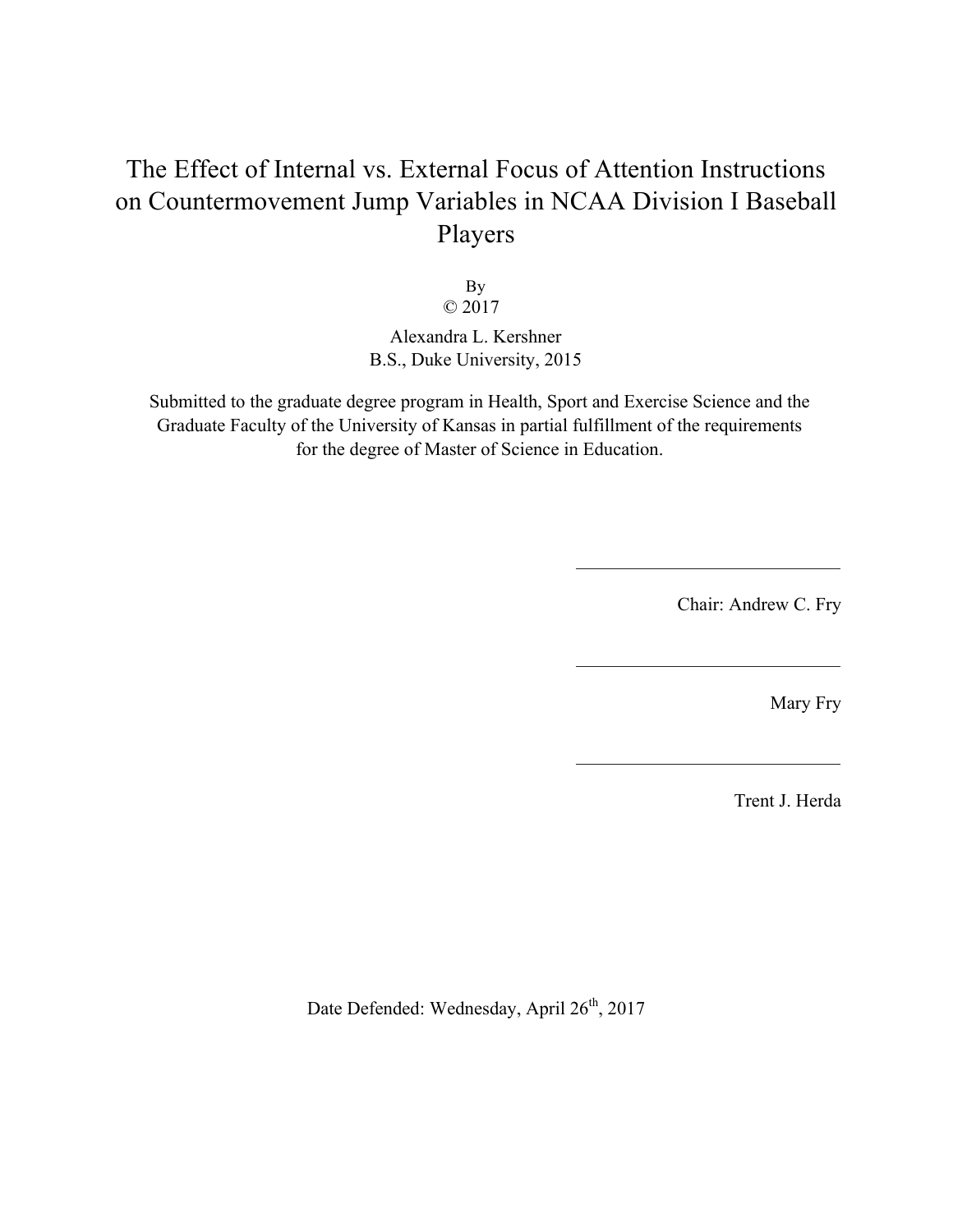# The Effect of Internal vs. External Focus of Attention Instructions on Countermovement Jump Variables in NCAA Division I Baseball Players

By

© 2017

Alexandra L. Kershner

B.S., Duke University, 2015

Submitted to the graduate degree program in Health, Sport and Exercise Science and the Graduate Faculty of the University of Kansas in partial fulfillment of the requirements for the degree of Master of Science in Education.

Chair: Andrew C. Fry

Mary Fry

Trent J. Herda

Date Defended: Wednesday, April 26th, 2017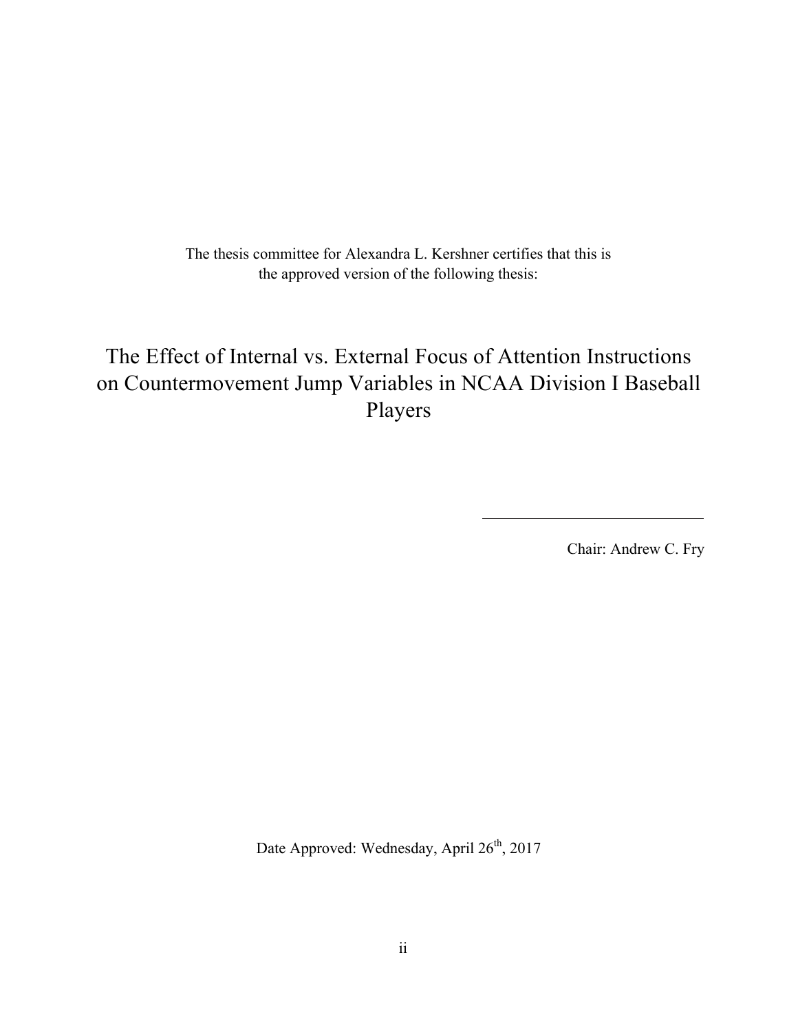The thesis committee for Alexandra L. Kershner certifies that this is the approved version of the following thesis:

# The Effect of Internal vs. External Focus of Attention Instructions on Countermovement Jump Variables in NCAA Division I Baseball Players

Chair: Andrew C. Fry

Date Approved: Wednesday, April 26th, 2017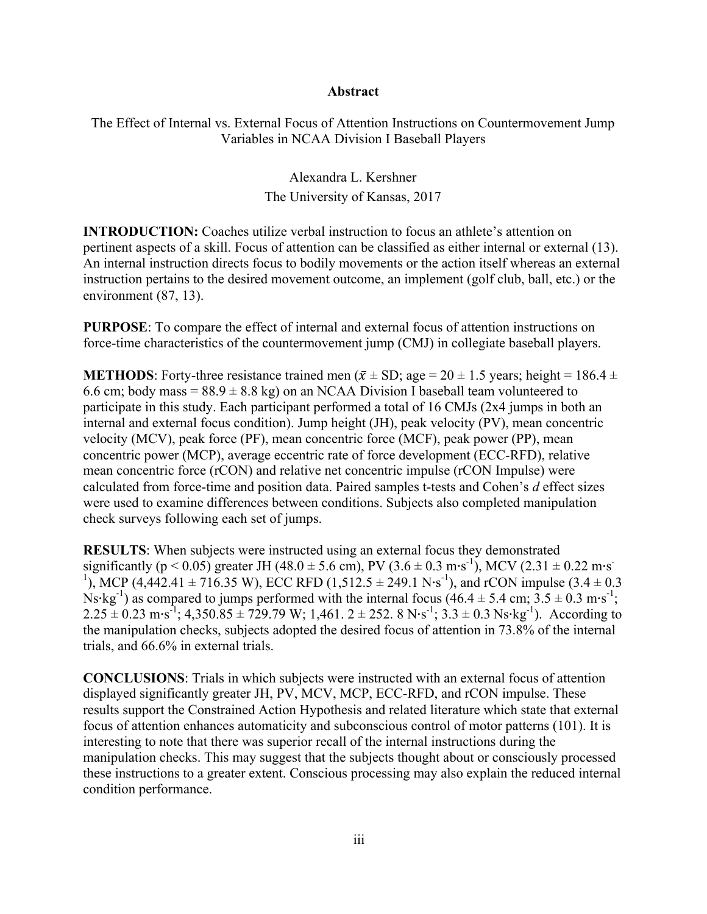# Abstract

The Effect of Internal vs. External Focus of Attention Instructions on Countermovement Jump Variables in NCAA Division I Baseball Players

Alexandra L. Kershner
The University of Kansas, 2017

**INTRODUCTION:** Coaches utilize verbal instruction to focus an athlete's attention on pertinent aspects of a skill. Focus of attention can be classified as either internal or external (13). An internal instruction directs focus to bodily movements or the action itself whereas an external instruction pertains to the desired movement outcome, an implement (golf club, ball, etc.) or the environment (87, 13).

**PURPOSE**: To compare the effect of internal and external focus of attention instructions on force-time characteristics of the countermovement jump (CMJ) in collegiate baseball players.

**METHODS**: Forty-three resistance trained men ($\bar{x} \pm$ SD; age = 20 ± 1.5 years; height = 186.4 ± 6.6 cm; body mass = 88.9 ± 8.8 kg) on an NCAA Division I baseball team volunteered to participate in this study. Each participant performed a total of 16 CMJs (2x4 jumps in both an internal and external focus condition). Jump height (JH), peak velocity (PV), mean concentric velocity (MCV), peak force (PF), mean concentric force (MCF), peak power (PP), mean concentric power (MCP), average eccentric rate of force development (ECC-RFD), relative mean concentric force (rCON) and relative net concentric impulse (rCON Impulse) were calculated from force-time and position data. Paired samples t-tests and Cohen's *d* effect sizes were used to examine differences between conditions. Subjects also completed manipulation check surveys following each set of jumps.

**RESULTS**: When subjects were instructed using an external focus they demonstrated significantly ($p < 0.05$) greater JH (48.0 ± 5.6 cm), PV (3.6 ± 0.3 $m \cdot s^{-1}$), MCV (2.31 ± 0.22 $m \cdot s^{-1}$), MCP (4,442.41 ± 716.35 W), ECC RFD (1,512.5 ± 249.1 $N \cdot s^{-1}$), and rCON impulse (3.4 ± 0.3 $Ns \cdot kg^{-1}$) as compared to jumps performed with the internal focus (46.4 ± 5.4 cm; 3.5 ± 0.3 $m \cdot s^{-1}$; 2.25 ± 0.23 $m \cdot s^{-1}$; 4,350.85 ± 729.79 W; 1,461. 2 ± 252. 8 $N \cdot s^{-1}$; 3.3 ± 0.3 $Ns \cdot kg^{-1}$). According to the manipulation checks, subjects adopted the desired focus of attention in 73.8% of the internal trials, and 66.6% in external trials.

**CONCLUSIONS**: Trials in which subjects were instructed with an external focus of attention displayed significantly greater JH, PV, MCV, MCP, ECC-RFD, and rCON impulse. These results support the Constrained Action Hypothesis and related literature which state that external focus of attention enhances automaticity and subconscious control of motor patterns (101). It is interesting to note that there was superior recall of the internal instructions during the manipulation checks. This may suggest that the subjects thought about or consciously processed these instructions to a greater extent. Conscious processing may also explain the reduced internal condition performance.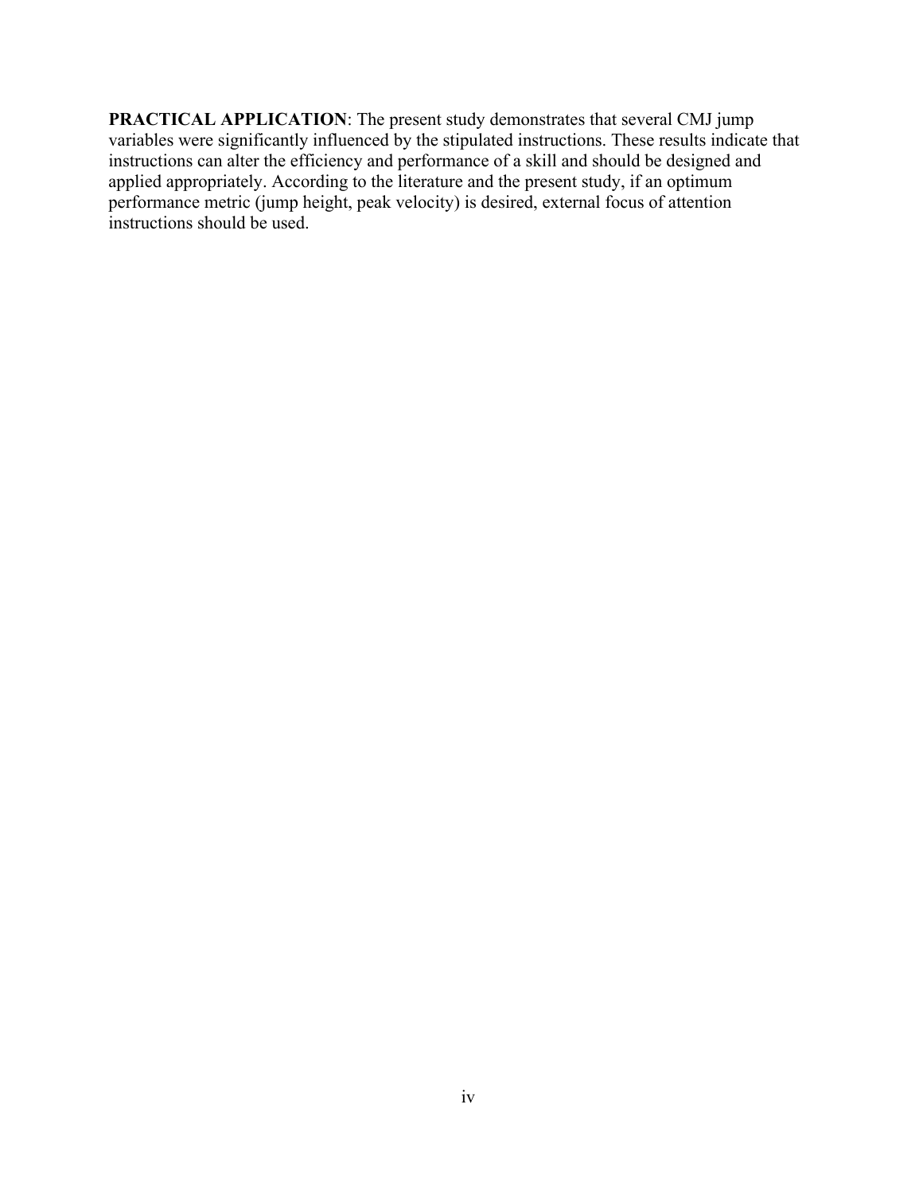**PRACTICAL APPLICATION**: The present study demonstrates that several CMJ jump variables were significantly influenced by the stipulated instructions. These results indicate that instructions can alter the efficiency and performance of a skill and should be designed and applied appropriately. According to the literature and the present study, if an optimum performance metric (jump height, peak velocity) is desired, external focus of attention instructions should be used.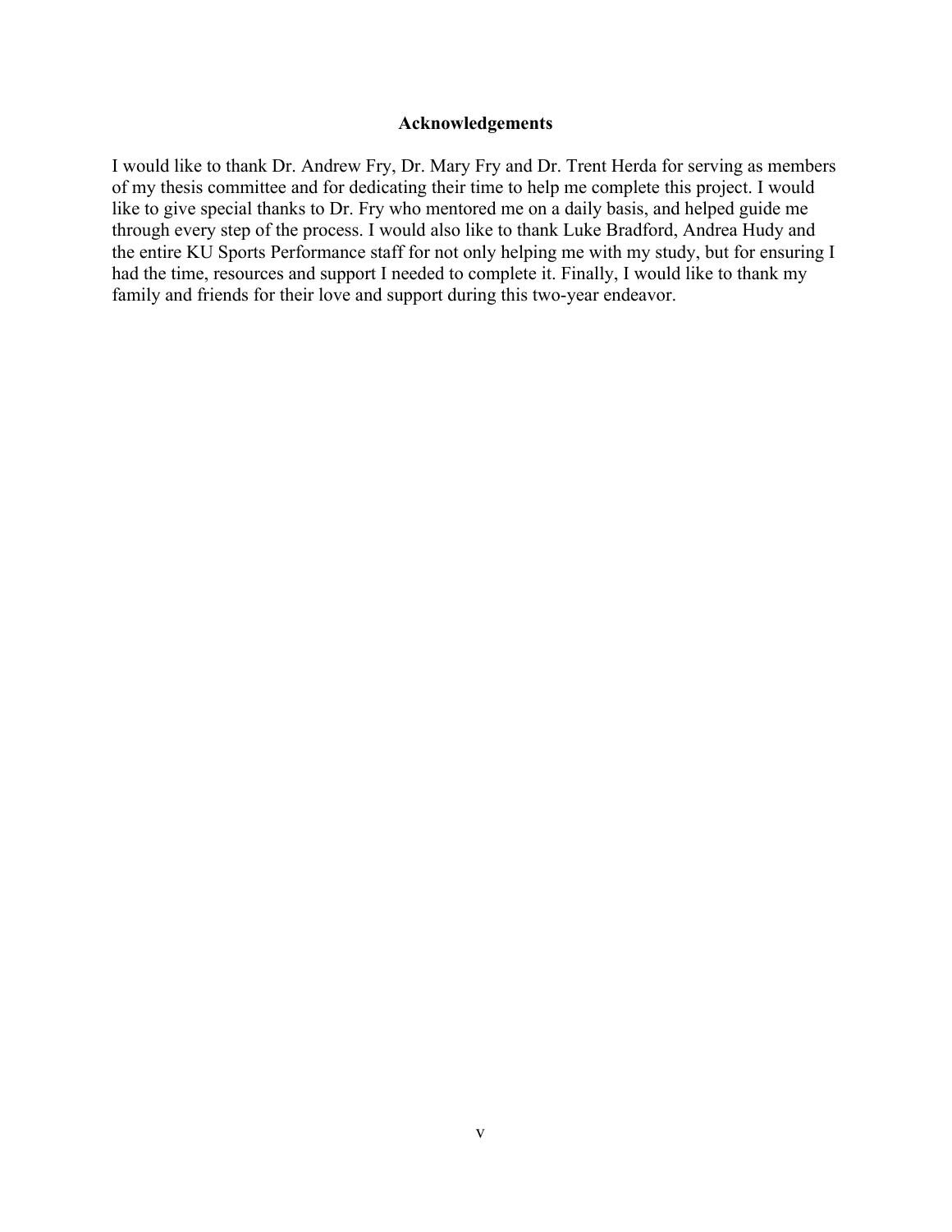# Acknowledgements

I would like to thank Dr. Andrew Fry, Dr. Mary Fry and Dr. Trent Herda for serving as members of my thesis committee and for dedicating their time to help me complete this project. I would like to give special thanks to Dr. Fry who mentored me on a daily basis, and helped guide me through every step of the process. I would also like to thank Luke Bradford, Andrea Hudy and the entire KU Sports Performance staff for not only helping me with my study, but for ensuring I had the time, resources and support I needed to complete it. Finally, I would like to thank my family and friends for their love and support during this two-year endeavor.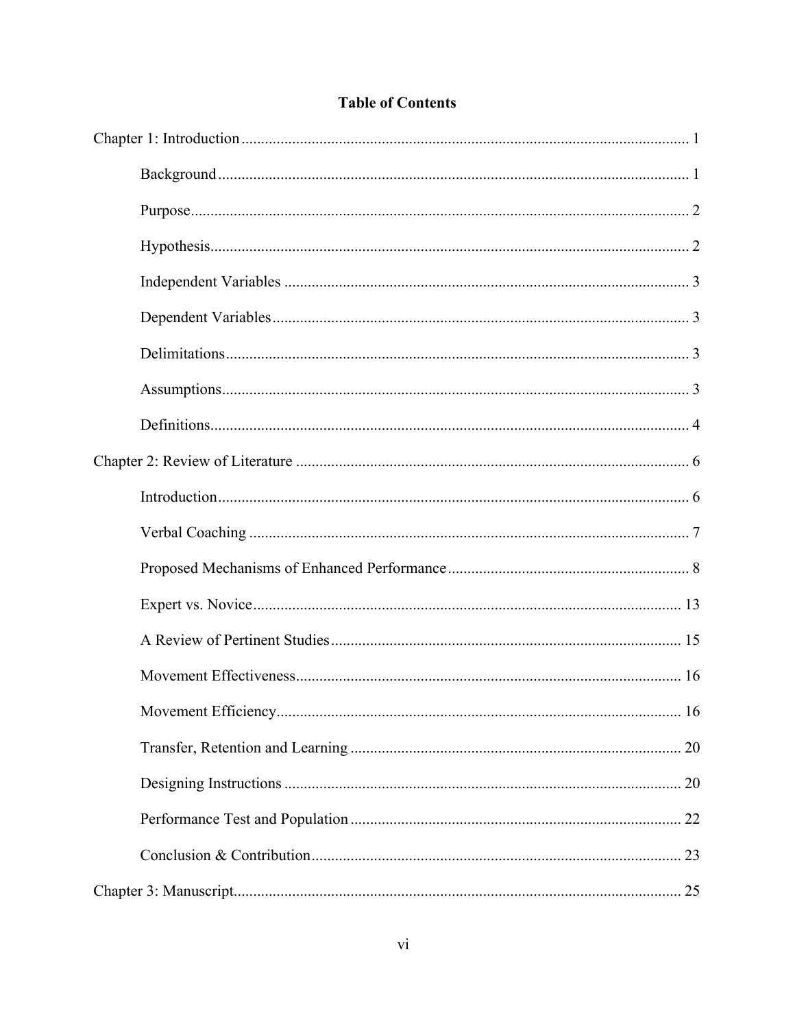# Table of Contents

Chapter 1: Introduction .......... 1

- Background .......... 1
- Purpose .......... 2
- Hypothesis .......... 2
- Independent Variables .......... 3
- Dependent Variables .......... 3
- Delimitations .......... 3
- Assumptions .......... 3
- Definitions .......... 4

Chapter 2: Review of Literature .......... 6

- Introduction .......... 6
- Verbal Coaching .......... 7
- Proposed Mechanisms of Enhanced Performance .......... 8
- Expert vs. Novice .......... 13
- A Review of Pertinent Studies .......... 15
- Movement Effectiveness .......... 16
- Movement Efficiency .......... 16
- Transfer, Retention and Learning .......... 20
- Designing Instructions .......... 20
- Performance Test and Population .......... 22
- Conclusion & Contribution .......... 23

Chapter 3: Manuscript .......... 25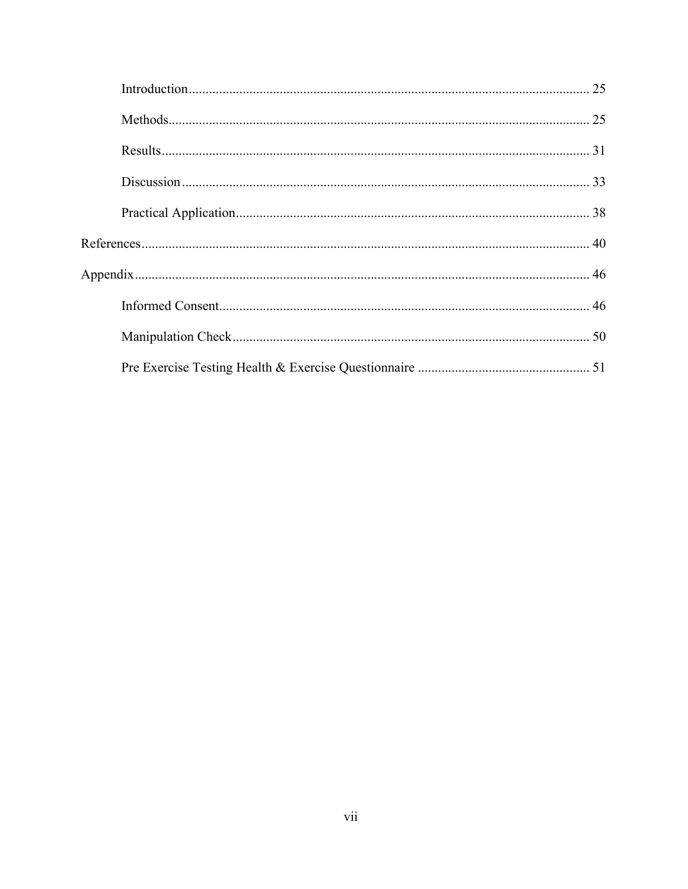Introduction ...................................................................................................................... 25

Methods ............................................................................................................................ 25

Results .............................................................................................................................. 31

Discussion ........................................................................................................................ 33

Practical Application ........................................................................................................ 38

References .............................................................................................................................. 40

Appendix ................................................................................................................................ 46

Informed Consent .............................................................................................................. 46

Manipulation Check .......................................................................................................... 50

Pre Exercise Testing Health & Exercise Questionnaire ................................................... 51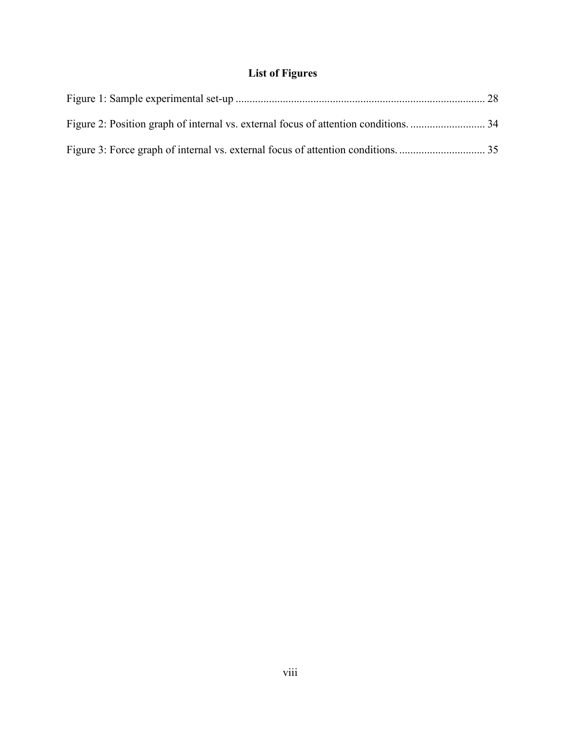## List of Figures

Figure 1: Sample experimental set-up ........................................................................................ 28

Figure 2: Position graph of internal vs. external focus of attention conditions. .......................... 34

Figure 3: Force graph of internal vs. external focus of attention conditions. .............................. 35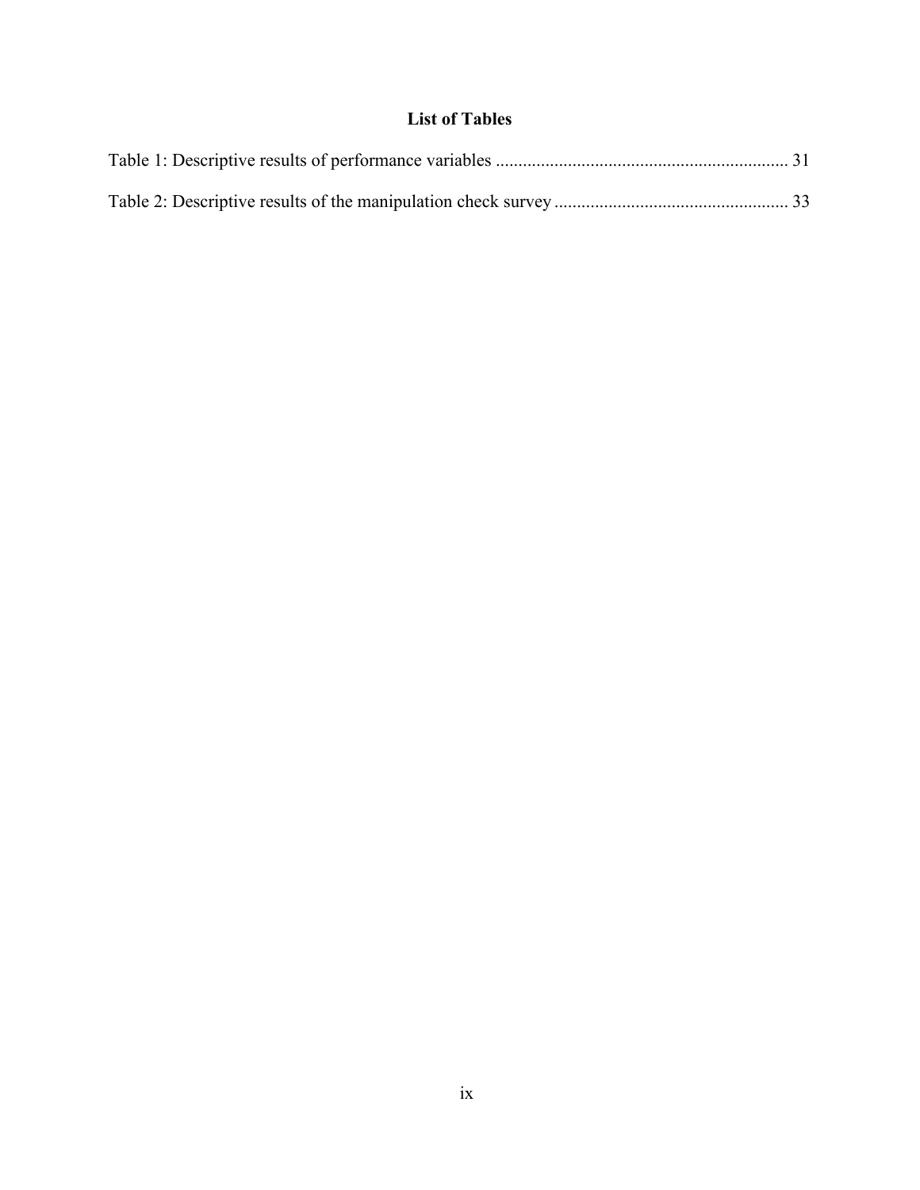# List of Tables

Table 1: Descriptive results of performance variables ................................................................ 31

Table 2: Descriptive results of the manipulation check survey ................................................... 33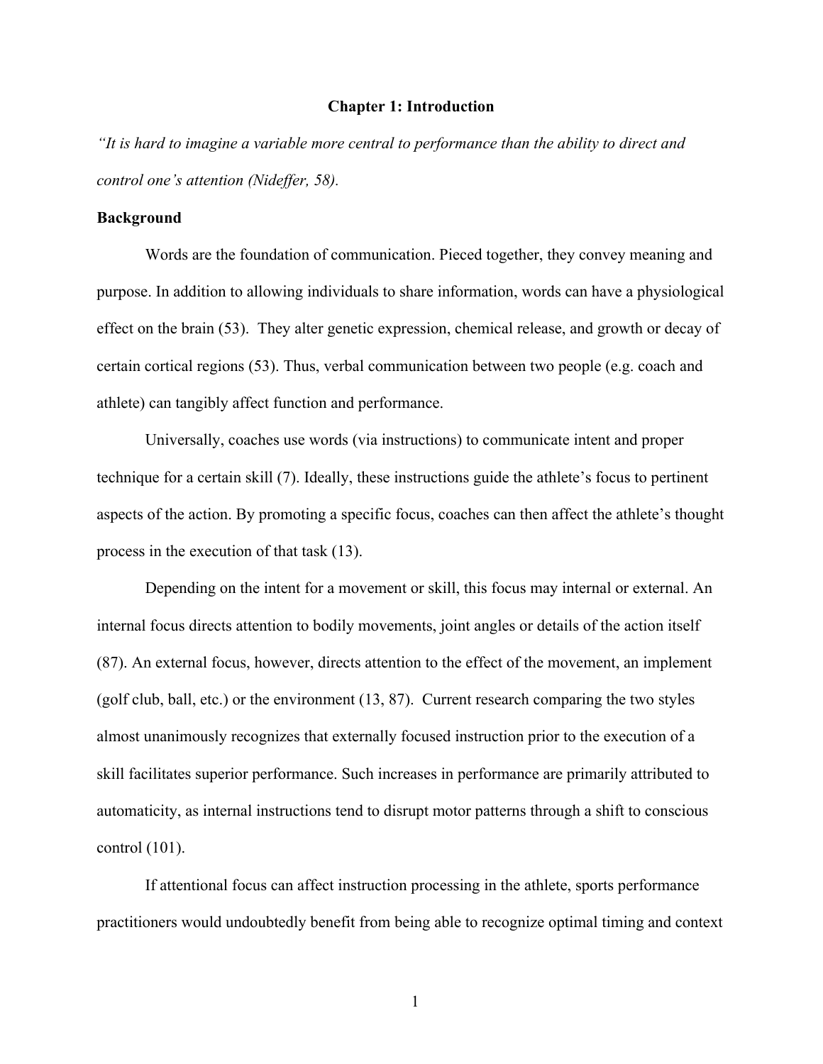# Chapter 1: Introduction

*"It is hard to imagine a variable more central to performance than the ability to direct and control one's attention (Nideffer, 58).*

## Background

Words are the foundation of communication. Pieced together, they convey meaning and purpose. In addition to allowing individuals to share information, words can have a physiological effect on the brain (53). They alter genetic expression, chemical release, and growth or decay of certain cortical regions (53). Thus, verbal communication between two people (e.g. coach and athlete) can tangibly affect function and performance.

Universally, coaches use words (via instructions) to communicate intent and proper technique for a certain skill (7). Ideally, these instructions guide the athlete's focus to pertinent aspects of the action. By promoting a specific focus, coaches can then affect the athlete's thought process in the execution of that task (13).

Depending on the intent for a movement or skill, this focus may internal or external. An internal focus directs attention to bodily movements, joint angles or details of the action itself (87). An external focus, however, directs attention to the effect of the movement, an implement (golf club, ball, etc.) or the environment (13, 87). Current research comparing the two styles almost unanimously recognizes that externally focused instruction prior to the execution of a skill facilitates superior performance. Such increases in performance are primarily attributed to automaticity, as internal instructions tend to disrupt motor patterns through a shift to conscious control (101).

If attentional focus can affect instruction processing in the athlete, sports performance practitioners would undoubtedly benefit from being able to recognize optimal timing and context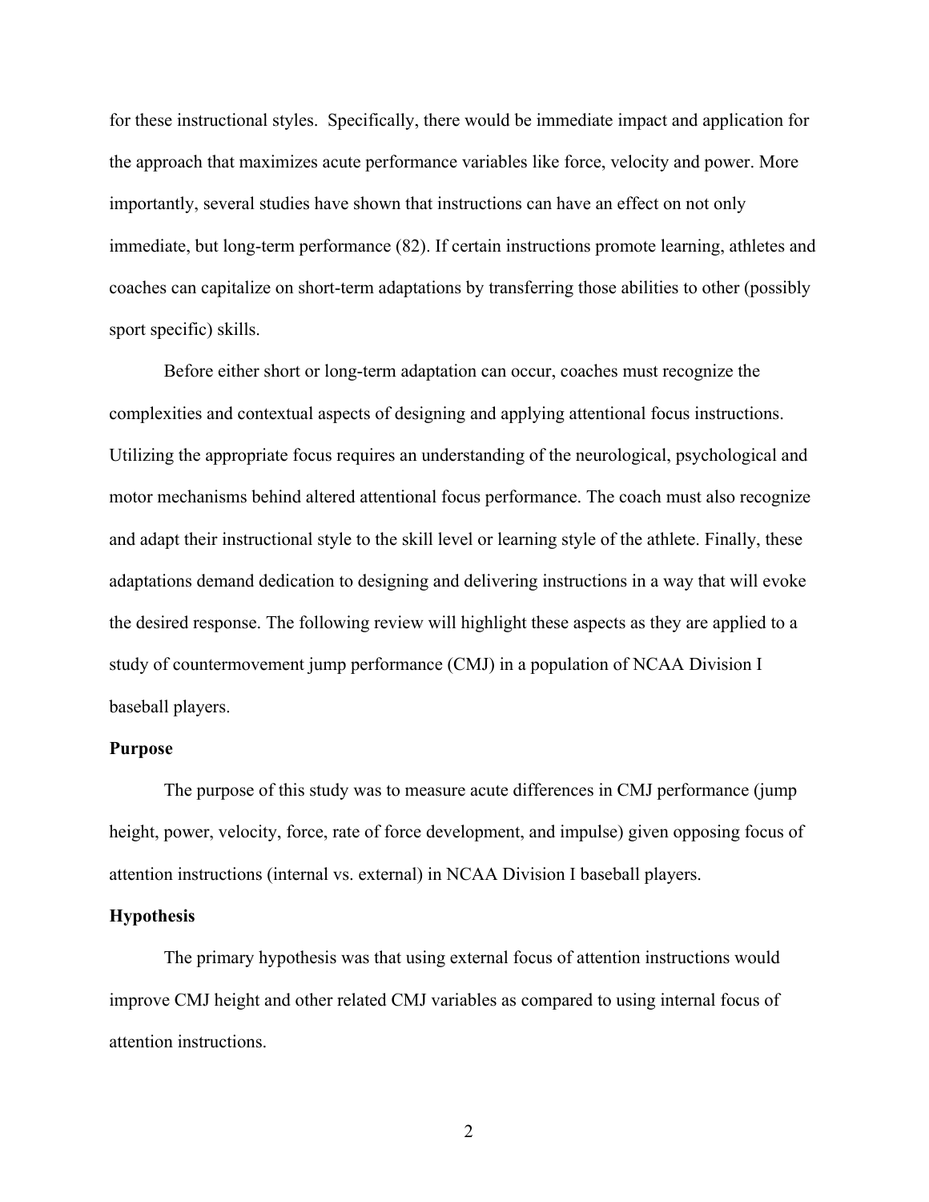for these instructional styles. Specifically, there would be immediate impact and application for the approach that maximizes acute performance variables like force, velocity and power. More importantly, several studies have shown that instructions can have an effect on not only immediate, but long-term performance (82). If certain instructions promote learning, athletes and coaches can capitalize on short-term adaptations by transferring those abilities to other (possibly sport specific) skills.

Before either short or long-term adaptation can occur, coaches must recognize the complexities and contextual aspects of designing and applying attentional focus instructions. Utilizing the appropriate focus requires an understanding of the neurological, psychological and motor mechanisms behind altered attentional focus performance. The coach must also recognize and adapt their instructional style to the skill level or learning style of the athlete. Finally, these adaptations demand dedication to designing and delivering instructions in a way that will evoke the desired response. The following review will highlight these aspects as they are applied to a study of countermovement jump performance (CMJ) in a population of NCAA Division I baseball players.

**Purpose**

The purpose of this study was to measure acute differences in CMJ performance (jump height, power, velocity, force, rate of force development, and impulse) given opposing focus of attention instructions (internal vs. external) in NCAA Division I baseball players.

**Hypothesis**

The primary hypothesis was that using external focus of attention instructions would improve CMJ height and other related CMJ variables as compared to using internal focus of attention instructions.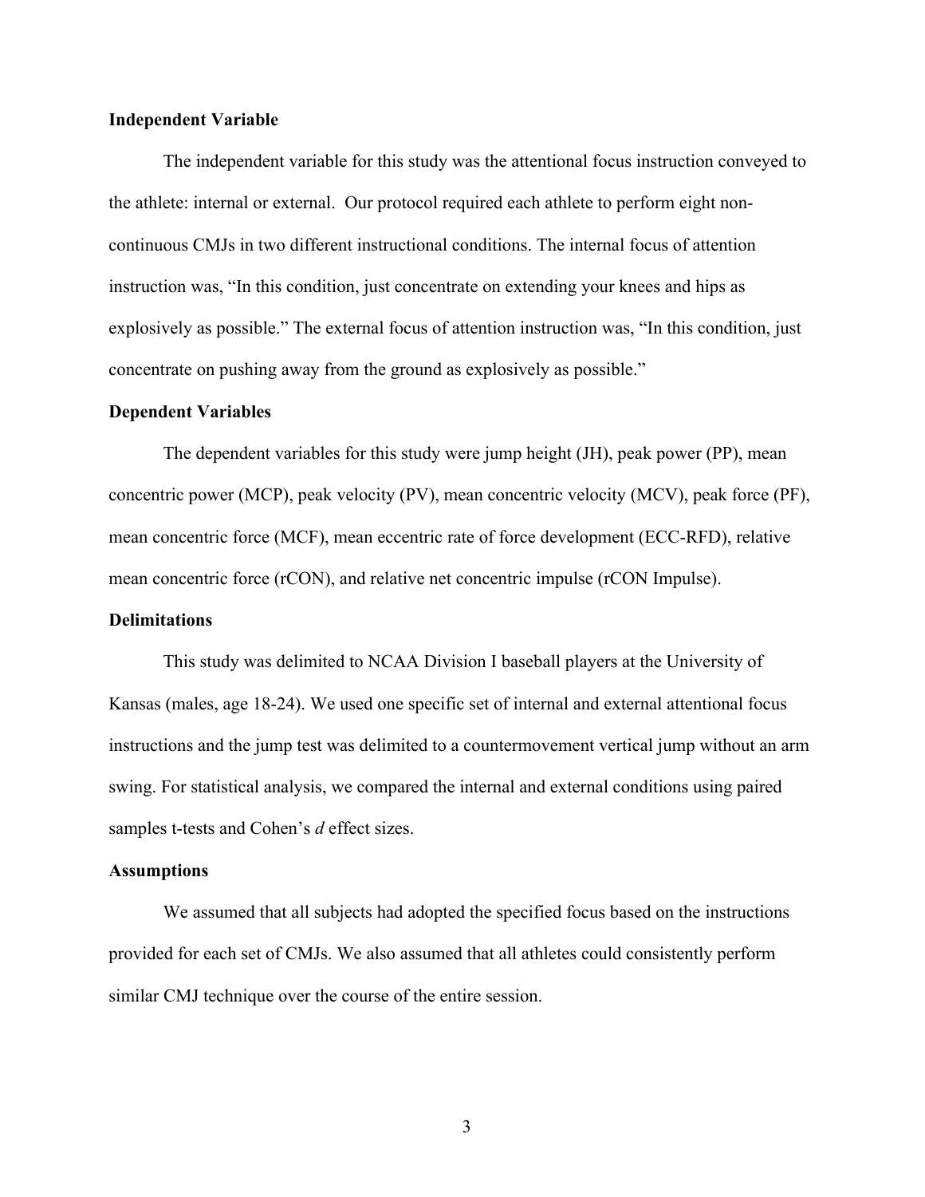**Independent Variable**

The independent variable for this study was the attentional focus instruction conveyed to the athlete: internal or external. Our protocol required each athlete to perform eight non-continuous CMJs in two different instructional conditions. The internal focus of attention instruction was, "In this condition, just concentrate on extending your knees and hips as explosively as possible." The external focus of attention instruction was, "In this condition, just concentrate on pushing away from the ground as explosively as possible."

**Dependent Variables**

The dependent variables for this study were jump height (JH), peak power (PP), mean concentric power (MCP), peak velocity (PV), mean concentric velocity (MCV), peak force (PF), mean concentric force (MCF), mean eccentric rate of force development (ECC-RFD), relative mean concentric force (rCON), and relative net concentric impulse (rCON Impulse).

**Delimitations**

This study was delimited to NCAA Division I baseball players at the University of Kansas (males, age 18-24). We used one specific set of internal and external attentional focus instructions and the jump test was delimited to a countermovement vertical jump without an arm swing. For statistical analysis, we compared the internal and external conditions using paired samples t-tests and Cohen's *d* effect sizes.

**Assumptions**

We assumed that all subjects had adopted the specified focus based on the instructions provided for each set of CMJs. We also assumed that all athletes could consistently perform similar CMJ technique over the course of the entire session.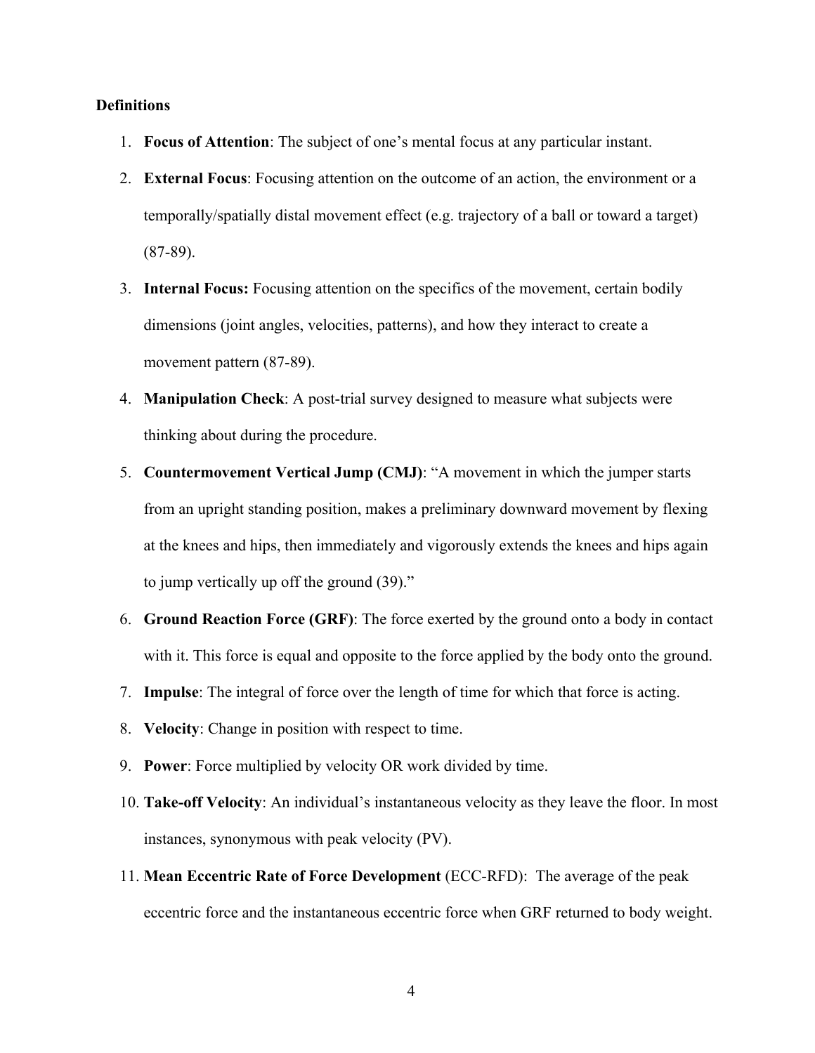**Definitions**

1. **Focus of Attention**: The subject of one's mental focus at any particular instant.
2. **External Focus**: Focusing attention on the outcome of an action, the environment or a temporally/spatially distal movement effect (e.g. trajectory of a ball or toward a target) (87-89).
3. **Internal Focus:** Focusing attention on the specifics of the movement, certain bodily dimensions (joint angles, velocities, patterns), and how they interact to create a movement pattern (87-89).
4. **Manipulation Check**: A post-trial survey designed to measure what subjects were thinking about during the procedure.
5. **Countermovement Vertical Jump (CMJ)**: "A movement in which the jumper starts from an upright standing position, makes a preliminary downward movement by flexing at the knees and hips, then immediately and vigorously extends the knees and hips again to jump vertically up off the ground (39)."
6. **Ground Reaction Force (GRF)**: The force exerted by the ground onto a body in contact with it. This force is equal and opposite to the force applied by the body onto the ground.
7. **Impulse**: The integral of force over the length of time for which that force is acting.
8. **Velocity**: Change in position with respect to time.
9. **Power**: Force multiplied by velocity OR work divided by time.
10. **Take-off Velocity**: An individual's instantaneous velocity as they leave the floor. In most instances, synonymous with peak velocity (PV).
11. **Mean Eccentric Rate of Force Development** (ECC-RFD): The average of the peak eccentric force and the instantaneous eccentric force when GRF returned to body weight.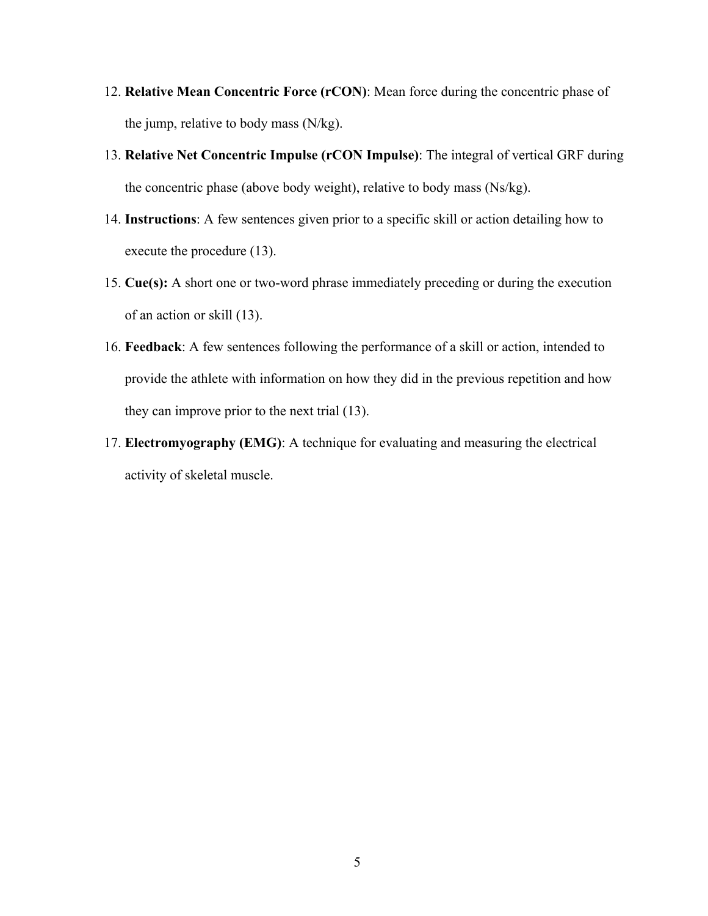12. **Relative Mean Concentric Force (rCON)**: Mean force during the concentric phase of the jump, relative to body mass (N/kg).
13. **Relative Net Concentric Impulse (rCON Impulse)**: The integral of vertical GRF during the concentric phase (above body weight), relative to body mass (Ns/kg).
14. **Instructions**: A few sentences given prior to a specific skill or action detailing how to execute the procedure (13).
15. **Cue(s):** A short one or two-word phrase immediately preceding or during the execution of an action or skill (13).
16. **Feedback**: A few sentences following the performance of a skill or action, intended to provide the athlete with information on how they did in the previous repetition and how they can improve prior to the next trial (13).
17. **Electromyography (EMG)**: A technique for evaluating and measuring the electrical activity of skeletal muscle.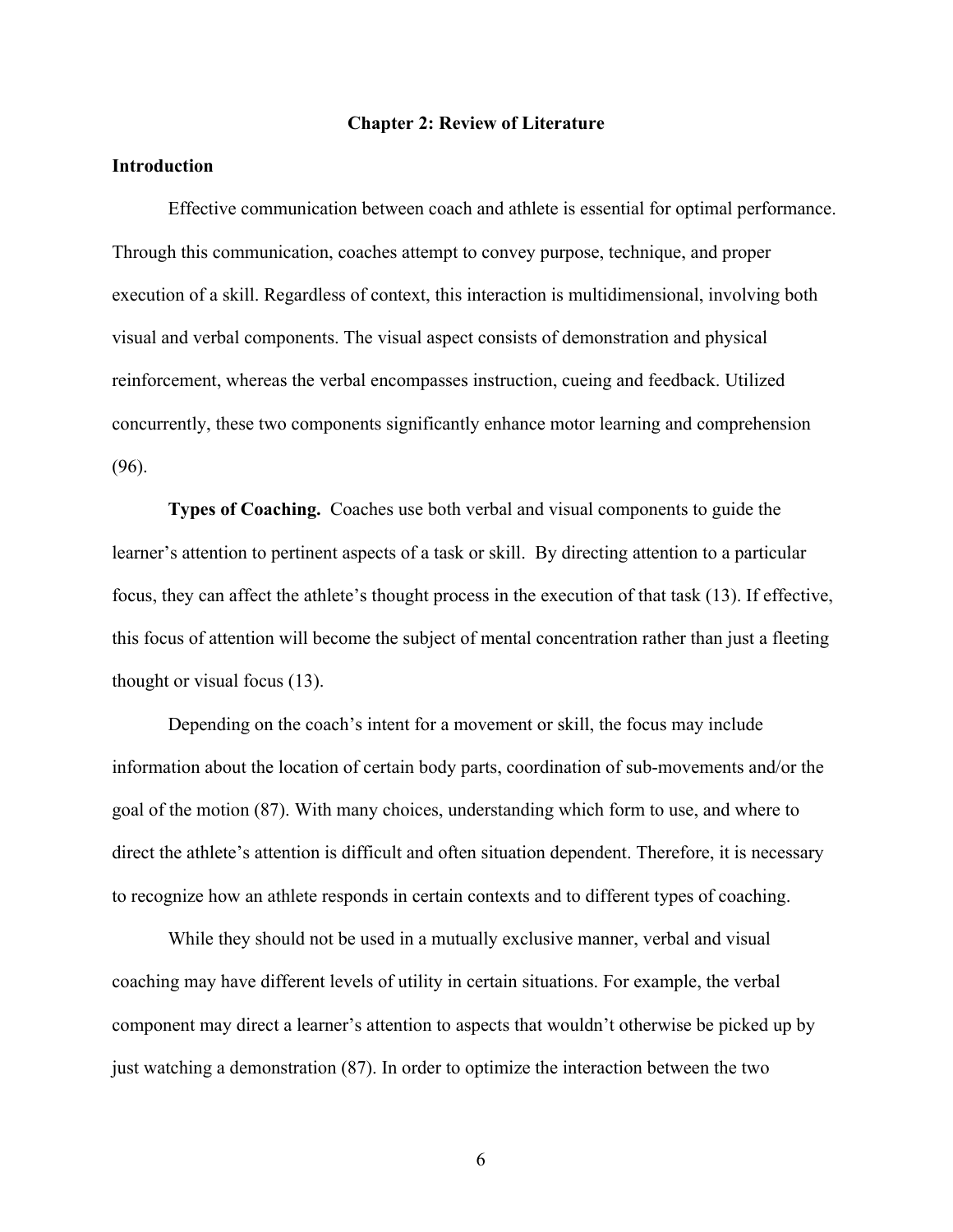## Chapter 2: Review of Literature

### Introduction

Effective communication between coach and athlete is essential for optimal performance. Through this communication, coaches attempt to convey purpose, technique, and proper execution of a skill. Regardless of context, this interaction is multidimensional, involving both visual and verbal components. The visual aspect consists of demonstration and physical reinforcement, whereas the verbal encompasses instruction, cueing and feedback. Utilized concurrently, these two components significantly enhance motor learning and comprehension (96).

**Types of Coaching.** Coaches use both verbal and visual components to guide the learner's attention to pertinent aspects of a task or skill. By directing attention to a particular focus, they can affect the athlete's thought process in the execution of that task (13). If effective, this focus of attention will become the subject of mental concentration rather than just a fleeting thought or visual focus (13).

Depending on the coach's intent for a movement or skill, the focus may include information about the location of certain body parts, coordination of sub-movements and/or the goal of the motion (87). With many choices, understanding which form to use, and where to direct the athlete's attention is difficult and often situation dependent. Therefore, it is necessary to recognize how an athlete responds in certain contexts and to different types of coaching.

While they should not be used in a mutually exclusive manner, verbal and visual coaching may have different levels of utility in certain situations. For example, the verbal component may direct a learner's attention to aspects that wouldn't otherwise be picked up by just watching a demonstration (87). In order to optimize the interaction between the two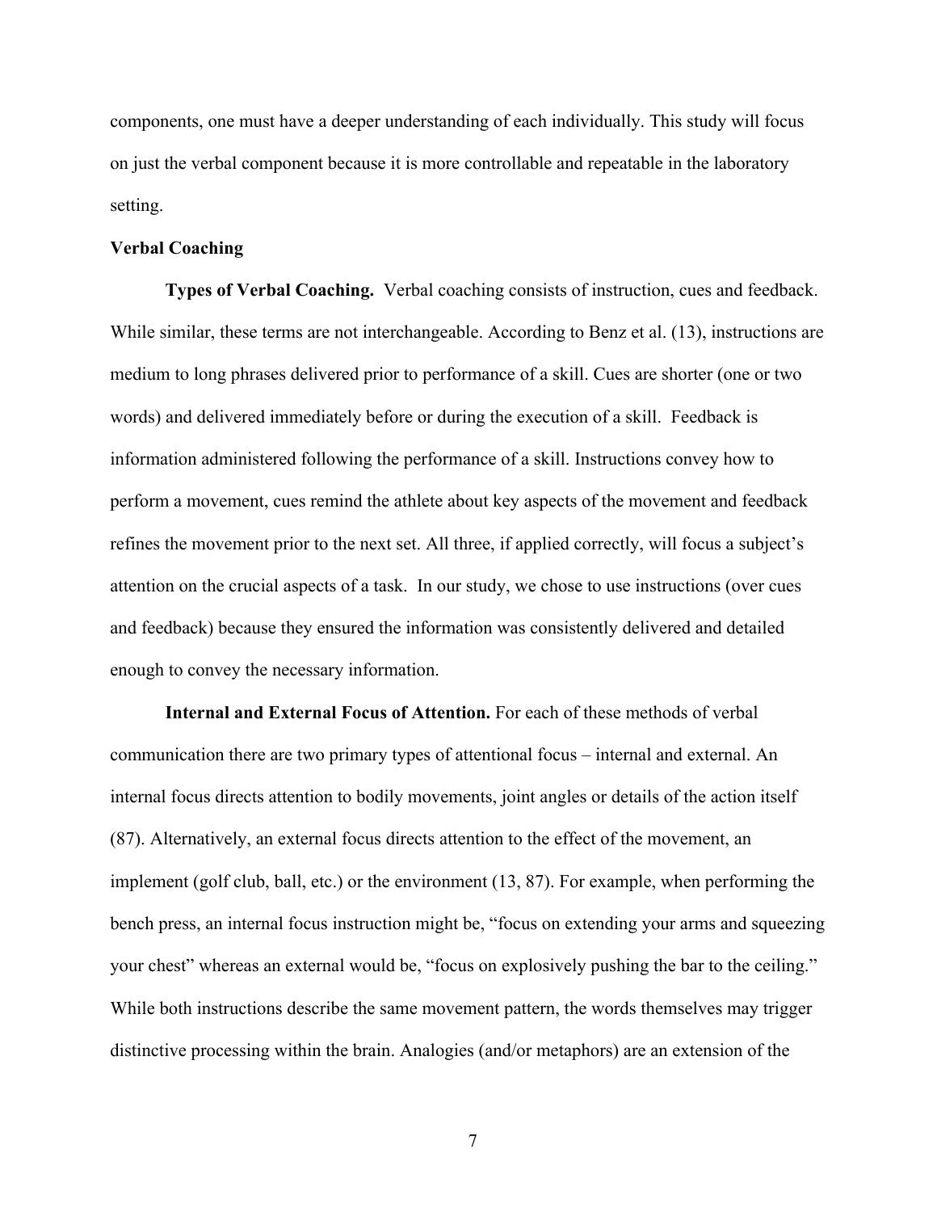components, one must have a deeper understanding of each individually. This study will focus on just the verbal component because it is more controllable and repeatable in the laboratory setting.

## Verbal Coaching

**Types of Verbal Coaching.** Verbal coaching consists of instruction, cues and feedback. While similar, these terms are not interchangeable. According to Benz et al. (13), instructions are medium to long phrases delivered prior to performance of a skill. Cues are shorter (one or two words) and delivered immediately before or during the execution of a skill. Feedback is information administered following the performance of a skill. Instructions convey how to perform a movement, cues remind the athlete about key aspects of the movement and feedback refines the movement prior to the next set. All three, if applied correctly, will focus a subject's attention on the crucial aspects of a task. In our study, we chose to use instructions (over cues and feedback) because they ensured the information was consistently delivered and detailed enough to convey the necessary information.

**Internal and External Focus of Attention.** For each of these methods of verbal communication there are two primary types of attentional focus – internal and external. An internal focus directs attention to bodily movements, joint angles or details of the action itself (87). Alternatively, an external focus directs attention to the effect of the movement, an implement (golf club, ball, etc.) or the environment (13, 87). For example, when performing the bench press, an internal focus instruction might be, "focus on extending your arms and squeezing your chest" whereas an external would be, "focus on explosively pushing the bar to the ceiling." While both instructions describe the same movement pattern, the words themselves may trigger distinctive processing within the brain. Analogies (and/or metaphors) are an extension of the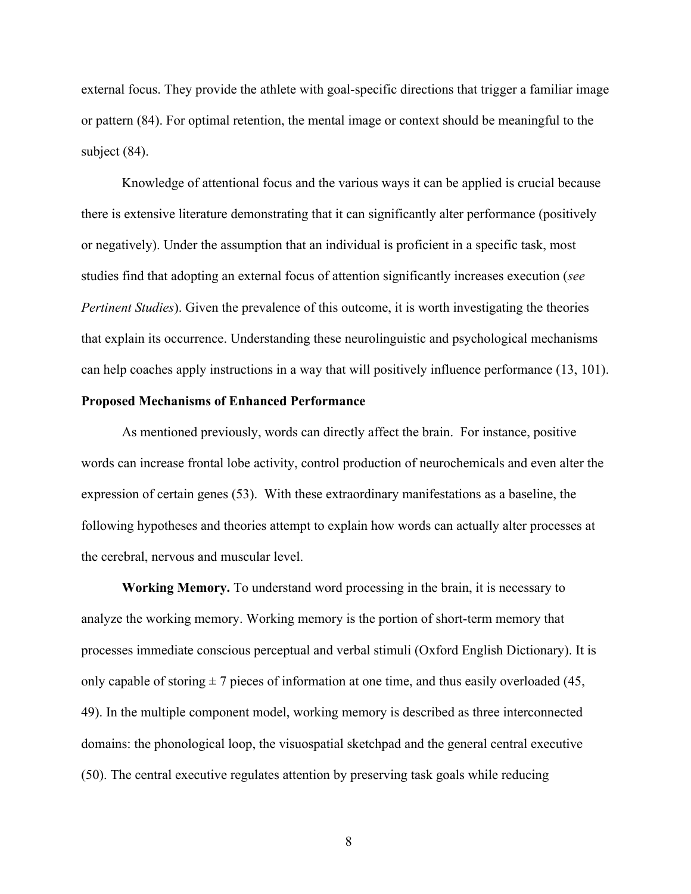external focus. They provide the athlete with goal-specific directions that trigger a familiar image or pattern (84). For optimal retention, the mental image or context should be meaningful to the subject (84).

Knowledge of attentional focus and the various ways it can be applied is crucial because there is extensive literature demonstrating that it can significantly alter performance (positively or negatively). Under the assumption that an individual is proficient in a specific task, most studies find that adopting an external focus of attention significantly increases execution (*see Pertinent Studies*). Given the prevalence of this outcome, it is worth investigating the theories that explain its occurrence. Understanding these neurolinguistic and psychological mechanisms can help coaches apply instructions in a way that will positively influence performance (13, 101).

**Proposed Mechanisms of Enhanced Performance**

As mentioned previously, words can directly affect the brain. For instance, positive words can increase frontal lobe activity, control production of neurochemicals and even alter the expression of certain genes (53). With these extraordinary manifestations as a baseline, the following hypotheses and theories attempt to explain how words can actually alter processes at the cerebral, nervous and muscular level.

**Working Memory.** To understand word processing in the brain, it is necessary to analyze the working memory. Working memory is the portion of short-term memory that processes immediate conscious perceptual and verbal stimuli (Oxford English Dictionary). It is only capable of storing ± 7 pieces of information at one time, and thus easily overloaded (45, 49). In the multiple component model, working memory is described as three interconnected domains: the phonological loop, the visuospatial sketchpad and the general central executive (50). The central executive regulates attention by preserving task goals while reducing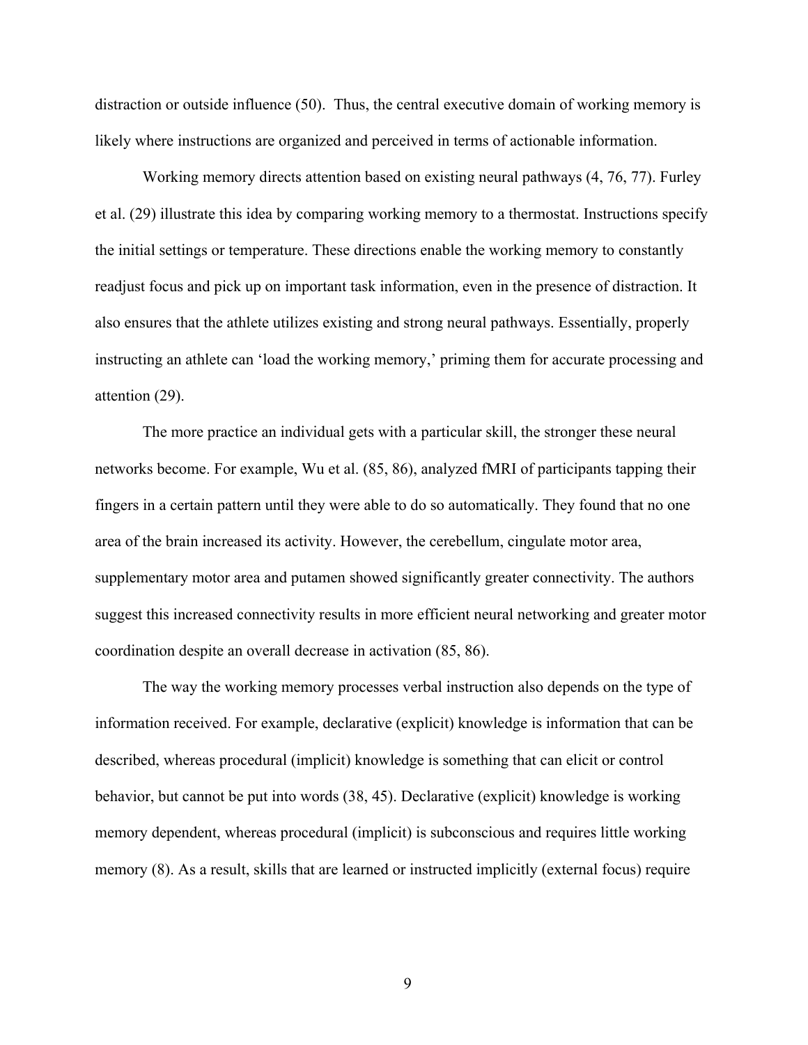distraction or outside influence (50). Thus, the central executive domain of working memory is likely where instructions are organized and perceived in terms of actionable information.

Working memory directs attention based on existing neural pathways (4, 76, 77). Furley et al. (29) illustrate this idea by comparing working memory to a thermostat. Instructions specify the initial settings or temperature. These directions enable the working memory to constantly readjust focus and pick up on important task information, even in the presence of distraction. It also ensures that the athlete utilizes existing and strong neural pathways. Essentially, properly instructing an athlete can 'load the working memory,' priming them for accurate processing and attention (29).

The more practice an individual gets with a particular skill, the stronger these neural networks become. For example, Wu et al. (85, 86), analyzed fMRI of participants tapping their fingers in a certain pattern until they were able to do so automatically. They found that no one area of the brain increased its activity. However, the cerebellum, cingulate motor area, supplementary motor area and putamen showed significantly greater connectivity. The authors suggest this increased connectivity results in more efficient neural networking and greater motor coordination despite an overall decrease in activation (85, 86).

The way the working memory processes verbal instruction also depends on the type of information received. For example, declarative (explicit) knowledge is information that can be described, whereas procedural (implicit) knowledge is something that can elicit or control behavior, but cannot be put into words (38, 45). Declarative (explicit) knowledge is working memory dependent, whereas procedural (implicit) is subconscious and requires little working memory (8). As a result, skills that are learned or instructed implicitly (external focus) require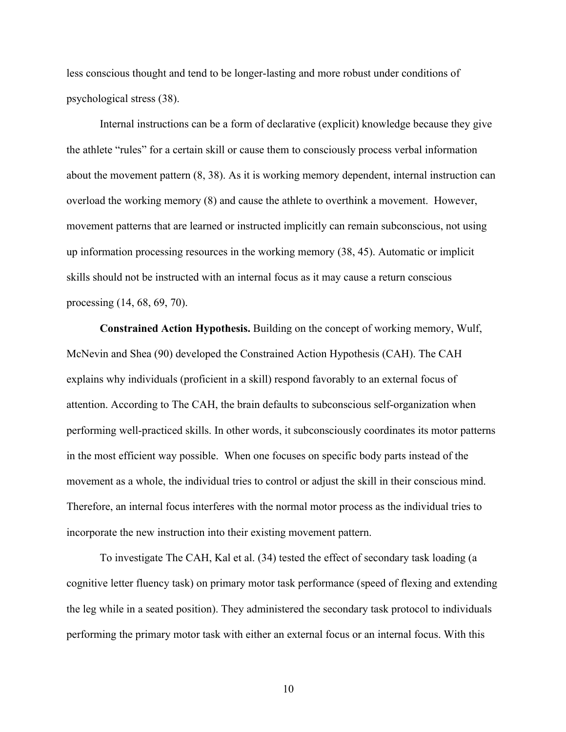less conscious thought and tend to be longer-lasting and more robust under conditions of psychological stress (38).

Internal instructions can be a form of declarative (explicit) knowledge because they give the athlete "rules" for a certain skill or cause them to consciously process verbal information about the movement pattern (8, 38). As it is working memory dependent, internal instruction can overload the working memory (8) and cause the athlete to overthink a movement. However, movement patterns that are learned or instructed implicitly can remain subconscious, not using up information processing resources in the working memory (38, 45). Automatic or implicit skills should not be instructed with an internal focus as it may cause a return conscious processing (14, 68, 69, 70).

**Constrained Action Hypothesis.** Building on the concept of working memory, Wulf, McNevin and Shea (90) developed the Constrained Action Hypothesis (CAH). The CAH explains why individuals (proficient in a skill) respond favorably to an external focus of attention. According to The CAH, the brain defaults to subconscious self-organization when performing well-practiced skills. In other words, it subconsciously coordinates its motor patterns in the most efficient way possible. When one focuses on specific body parts instead of the movement as a whole, the individual tries to control or adjust the skill in their conscious mind. Therefore, an internal focus interferes with the normal motor process as the individual tries to incorporate the new instruction into their existing movement pattern.

To investigate The CAH, Kal et al. (34) tested the effect of secondary task loading (a cognitive letter fluency task) on primary motor task performance (speed of flexing and extending the leg while in a seated position). They administered the secondary task protocol to individuals performing the primary motor task with either an external focus or an internal focus. With this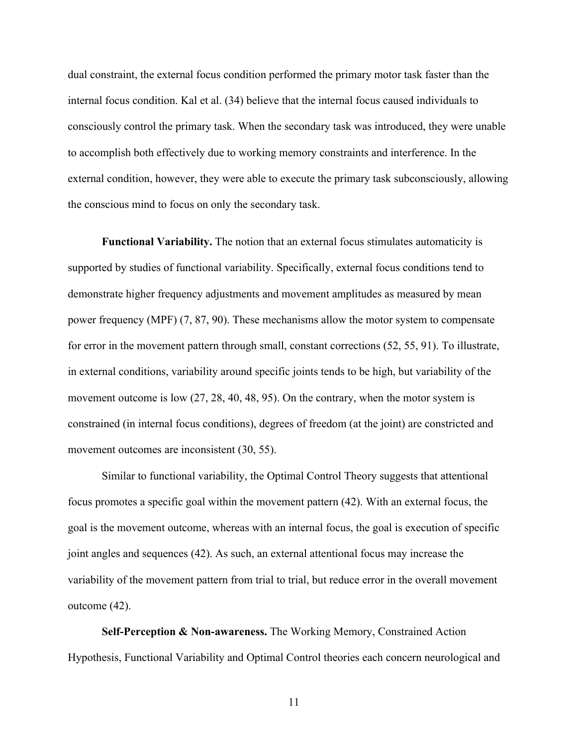dual constraint, the external focus condition performed the primary motor task faster than the internal focus condition. Kal et al. (34) believe that the internal focus caused individuals to consciously control the primary task. When the secondary task was introduced, they were unable to accomplish both effectively due to working memory constraints and interference. In the external condition, however, they were able to execute the primary task subconsciously, allowing the conscious mind to focus on only the secondary task.

**Functional Variability.** The notion that an external focus stimulates automaticity is supported by studies of functional variability. Specifically, external focus conditions tend to demonstrate higher frequency adjustments and movement amplitudes as measured by mean power frequency (MPF) (7, 87, 90). These mechanisms allow the motor system to compensate for error in the movement pattern through small, constant corrections (52, 55, 91). To illustrate, in external conditions, variability around specific joints tends to be high, but variability of the movement outcome is low (27, 28, 40, 48, 95). On the contrary, when the motor system is constrained (in internal focus conditions), degrees of freedom (at the joint) are constricted and movement outcomes are inconsistent (30, 55).

Similar to functional variability, the Optimal Control Theory suggests that attentional focus promotes a specific goal within the movement pattern (42). With an external focus, the goal is the movement outcome, whereas with an internal focus, the goal is execution of specific joint angles and sequences (42). As such, an external attentional focus may increase the variability of the movement pattern from trial to trial, but reduce error in the overall movement outcome (42).

**Self-Perception & Non-awareness.** The Working Memory, Constrained Action Hypothesis, Functional Variability and Optimal Control theories each concern neurological and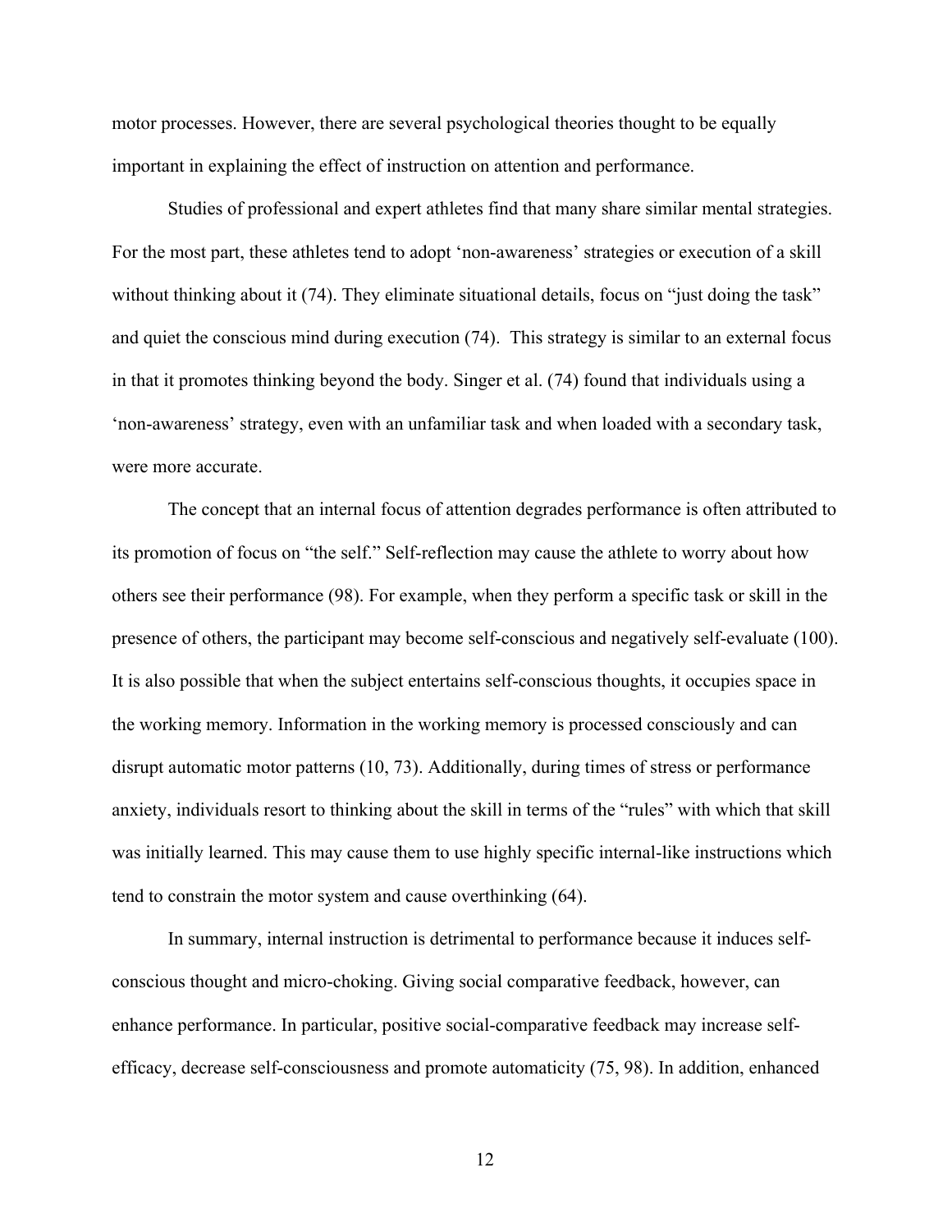motor processes. However, there are several psychological theories thought to be equally important in explaining the effect of instruction on attention and performance.

Studies of professional and expert athletes find that many share similar mental strategies. For the most part, these athletes tend to adopt 'non-awareness' strategies or execution of a skill without thinking about it (74). They eliminate situational details, focus on "just doing the task" and quiet the conscious mind during execution (74). This strategy is similar to an external focus in that it promotes thinking beyond the body. Singer et al. (74) found that individuals using a 'non-awareness' strategy, even with an unfamiliar task and when loaded with a secondary task, were more accurate.

The concept that an internal focus of attention degrades performance is often attributed to its promotion of focus on "the self." Self-reflection may cause the athlete to worry about how others see their performance (98). For example, when they perform a specific task or skill in the presence of others, the participant may become self-conscious and negatively self-evaluate (100). It is also possible that when the subject entertains self-conscious thoughts, it occupies space in the working memory. Information in the working memory is processed consciously and can disrupt automatic motor patterns (10, 73). Additionally, during times of stress or performance anxiety, individuals resort to thinking about the skill in terms of the "rules" with which that skill was initially learned. This may cause them to use highly specific internal-like instructions which tend to constrain the motor system and cause overthinking (64).

In summary, internal instruction is detrimental to performance because it induces self-conscious thought and micro-choking. Giving social comparative feedback, however, can enhance performance. In particular, positive social-comparative feedback may increase self-efficacy, decrease self-consciousness and promote automaticity (75, 98). In addition, enhanced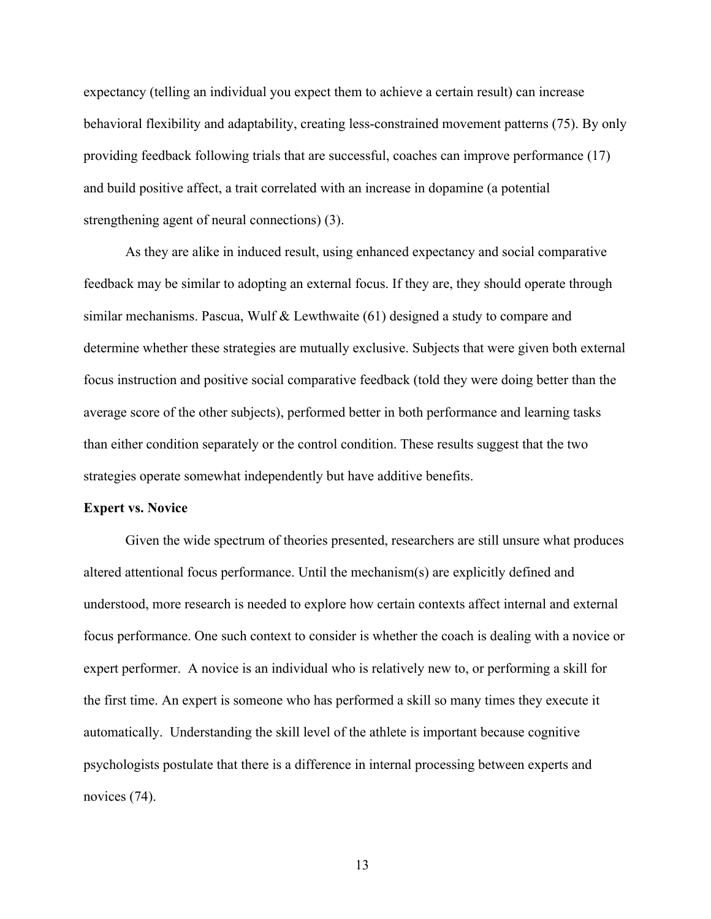expectancy (telling an individual you expect them to achieve a certain result) can increase behavioral flexibility and adaptability, creating less-constrained movement patterns (75). By only providing feedback following trials that are successful, coaches can improve performance (17) and build positive affect, a trait correlated with an increase in dopamine (a potential strengthening agent of neural connections) (3).

As they are alike in induced result, using enhanced expectancy and social comparative feedback may be similar to adopting an external focus. If they are, they should operate through similar mechanisms. Pascua, Wulf & Lewthwaite (61) designed a study to compare and determine whether these strategies are mutually exclusive. Subjects that were given both external focus instruction and positive social comparative feedback (told they were doing better than the average score of the other subjects), performed better in both performance and learning tasks than either condition separately or the control condition. These results suggest that the two strategies operate somewhat independently but have additive benefits.

**Expert vs. Novice**

Given the wide spectrum of theories presented, researchers are still unsure what produces altered attentional focus performance. Until the mechanism(s) are explicitly defined and understood, more research is needed to explore how certain contexts affect internal and external focus performance. One such context to consider is whether the coach is dealing with a novice or expert performer. A novice is an individual who is relatively new to, or performing a skill for the first time. An expert is someone who has performed a skill so many times they execute it automatically. Understanding the skill level of the athlete is important because cognitive psychologists postulate that there is a difference in internal processing between experts and novices (74).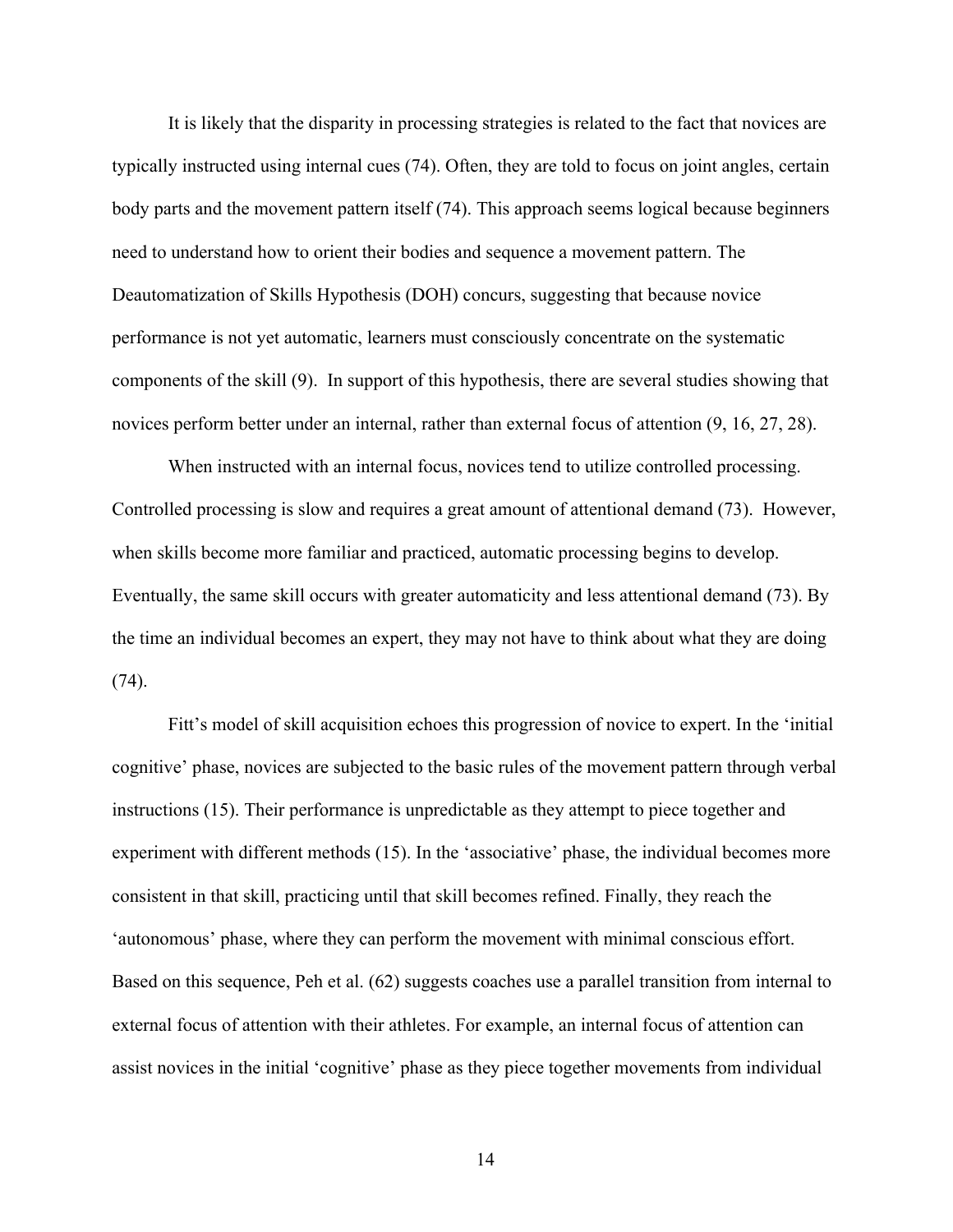It is likely that the disparity in processing strategies is related to the fact that novices are typically instructed using internal cues (74). Often, they are told to focus on joint angles, certain body parts and the movement pattern itself (74). This approach seems logical because beginners need to understand how to orient their bodies and sequence a movement pattern. The Deautomatization of Skills Hypothesis (DOH) concurs, suggesting that because novice performance is not yet automatic, learners must consciously concentrate on the systematic components of the skill (9). In support of this hypothesis, there are several studies showing that novices perform better under an internal, rather than external focus of attention (9, 16, 27, 28).

When instructed with an internal focus, novices tend to utilize controlled processing. Controlled processing is slow and requires a great amount of attentional demand (73). However, when skills become more familiar and practiced, automatic processing begins to develop. Eventually, the same skill occurs with greater automaticity and less attentional demand (73). By the time an individual becomes an expert, they may not have to think about what they are doing (74).

Fitt's model of skill acquisition echoes this progression of novice to expert. In the 'initial cognitive' phase, novices are subjected to the basic rules of the movement pattern through verbal instructions (15). Their performance is unpredictable as they attempt to piece together and experiment with different methods (15). In the 'associative' phase, the individual becomes more consistent in that skill, practicing until that skill becomes refined. Finally, they reach the 'autonomous' phase, where they can perform the movement with minimal conscious effort. Based on this sequence, Peh et al. (62) suggests coaches use a parallel transition from internal to external focus of attention with their athletes. For example, an internal focus of attention can assist novices in the initial 'cognitive' phase as they piece together movements from individual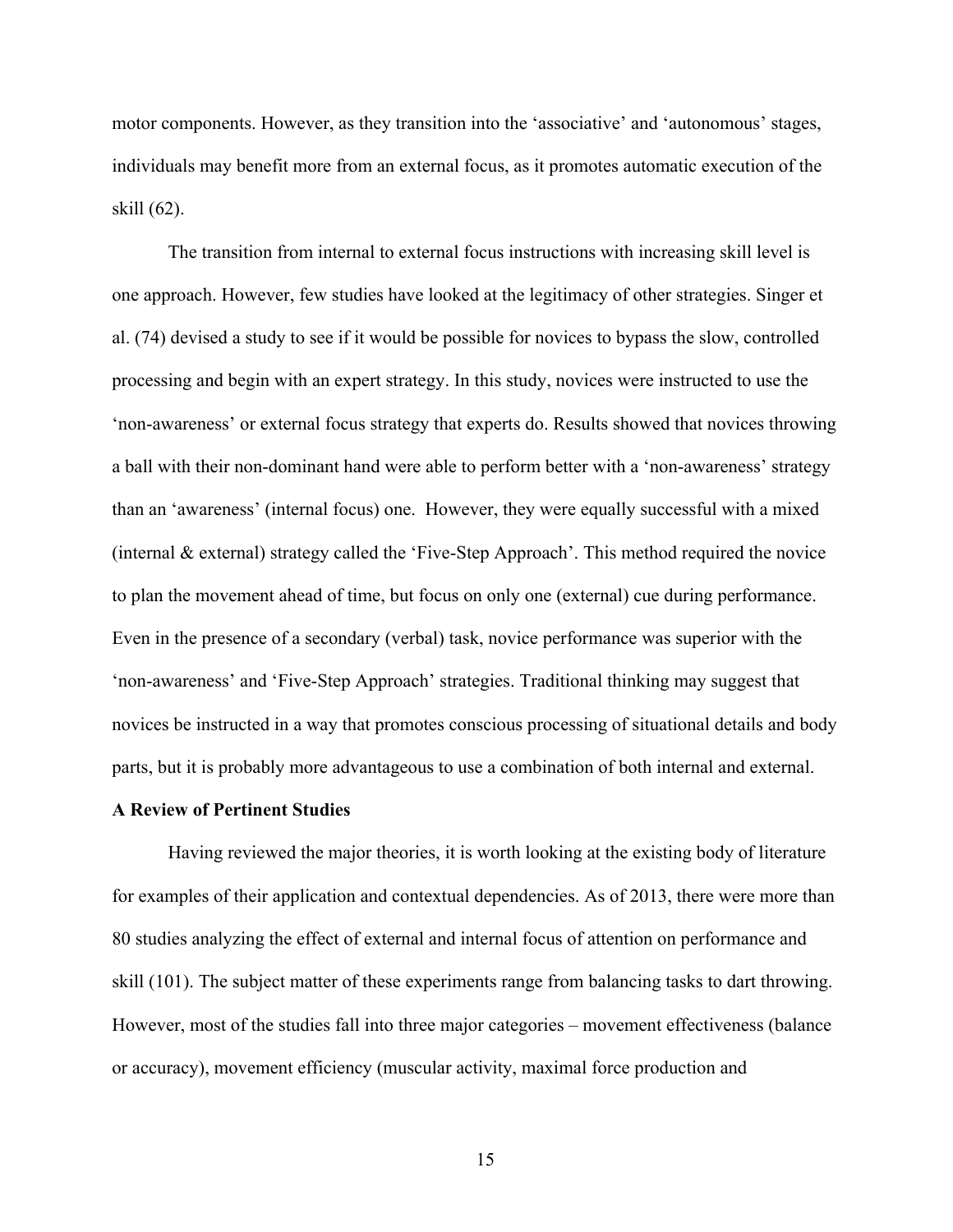motor components. However, as they transition into the 'associative' and 'autonomous' stages, individuals may benefit more from an external focus, as it promotes automatic execution of the skill (62).

The transition from internal to external focus instructions with increasing skill level is one approach. However, few studies have looked at the legitimacy of other strategies. Singer et al. (74) devised a study to see if it would be possible for novices to bypass the slow, controlled processing and begin with an expert strategy. In this study, novices were instructed to use the 'non-awareness' or external focus strategy that experts do. Results showed that novices throwing a ball with their non-dominant hand were able to perform better with a 'non-awareness' strategy than an 'awareness' (internal focus) one. However, they were equally successful with a mixed (internal & external) strategy called the 'Five-Step Approach'. This method required the novice to plan the movement ahead of time, but focus on only one (external) cue during performance. Even in the presence of a secondary (verbal) task, novice performance was superior with the 'non-awareness' and 'Five-Step Approach' strategies. Traditional thinking may suggest that novices be instructed in a way that promotes conscious processing of situational details and body parts, but it is probably more advantageous to use a combination of both internal and external.

**A Review of Pertinent Studies**

Having reviewed the major theories, it is worth looking at the existing body of literature for examples of their application and contextual dependencies. As of 2013, there were more than 80 studies analyzing the effect of external and internal focus of attention on performance and skill (101). The subject matter of these experiments range from balancing tasks to dart throwing. However, most of the studies fall into three major categories – movement effectiveness (balance or accuracy), movement efficiency (muscular activity, maximal force production and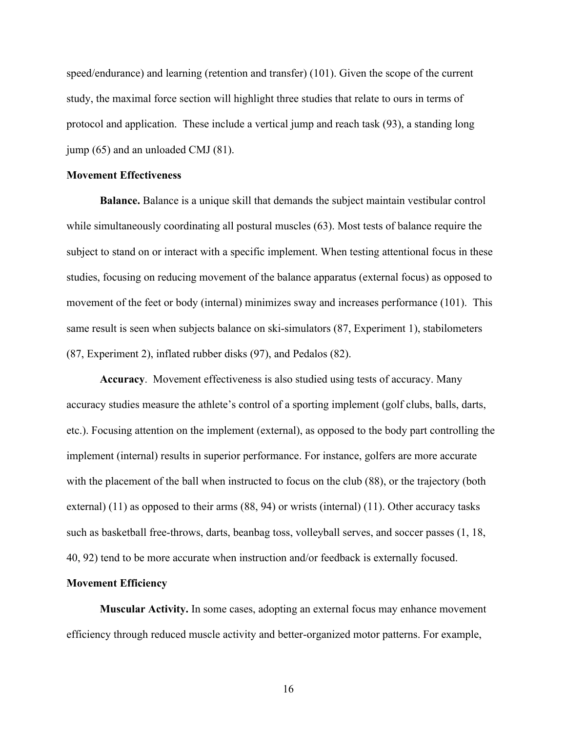speed/endurance) and learning (retention and transfer) (101). Given the scope of the current study, the maximal force section will highlight three studies that relate to ours in terms of protocol and application. These include a vertical jump and reach task (93), a standing long jump (65) and an unloaded CMJ (81).

## Movement Effectiveness

**Balance.** Balance is a unique skill that demands the subject maintain vestibular control while simultaneously coordinating all postural muscles (63). Most tests of balance require the subject to stand on or interact with a specific implement. When testing attentional focus in these studies, focusing on reducing movement of the balance apparatus (external focus) as opposed to movement of the feet or body (internal) minimizes sway and increases performance (101). This same result is seen when subjects balance on ski-simulators (87, Experiment 1), stabilometers (87, Experiment 2), inflated rubber disks (97), and Pedalos (82).

**Accuracy**. Movement effectiveness is also studied using tests of accuracy. Many accuracy studies measure the athlete's control of a sporting implement (golf clubs, balls, darts, etc.). Focusing attention on the implement (external), as opposed to the body part controlling the implement (internal) results in superior performance. For instance, golfers are more accurate with the placement of the ball when instructed to focus on the club (88), or the trajectory (both external) (11) as opposed to their arms (88, 94) or wrists (internal) (11). Other accuracy tasks such as basketball free-throws, darts, beanbag toss, volleyball serves, and soccer passes (1, 18, 40, 92) tend to be more accurate when instruction and/or feedback is externally focused.

## Movement Efficiency

**Muscular Activity.** In some cases, adopting an external focus may enhance movement efficiency through reduced muscle activity and better-organized motor patterns. For example,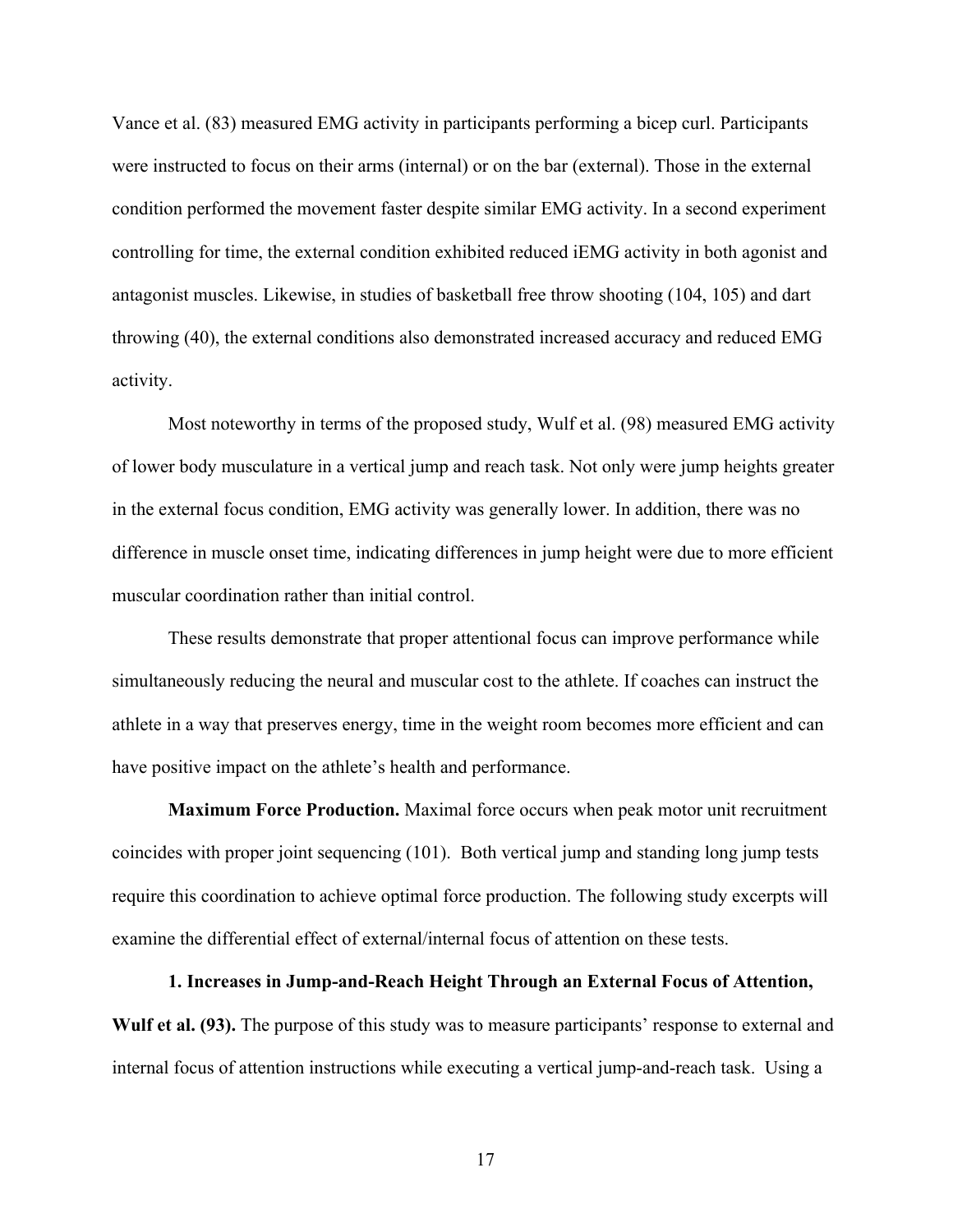Vance et al. (83) measured EMG activity in participants performing a bicep curl. Participants were instructed to focus on their arms (internal) or on the bar (external). Those in the external condition performed the movement faster despite similar EMG activity. In a second experiment controlling for time, the external condition exhibited reduced iEMG activity in both agonist and antagonist muscles. Likewise, in studies of basketball free throw shooting (104, 105) and dart throwing (40), the external conditions also demonstrated increased accuracy and reduced EMG activity.

Most noteworthy in terms of the proposed study, Wulf et al. (98) measured EMG activity of lower body musculature in a vertical jump and reach task. Not only were jump heights greater in the external focus condition, EMG activity was generally lower. In addition, there was no difference in muscle onset time, indicating differences in jump height were due to more efficient muscular coordination rather than initial control.

These results demonstrate that proper attentional focus can improve performance while simultaneously reducing the neural and muscular cost to the athlete. If coaches can instruct the athlete in a way that preserves energy, time in the weight room becomes more efficient and can have positive impact on the athlete's health and performance.

**Maximum Force Production.** Maximal force occurs when peak motor unit recruitment coincides with proper joint sequencing (101). Both vertical jump and standing long jump tests require this coordination to achieve optimal force production. The following study excerpts will examine the differential effect of external/internal focus of attention on these tests.

**1. Increases in Jump-and-Reach Height Through an External Focus of Attention, Wulf et al. (93).** The purpose of this study was to measure participants' response to external and internal focus of attention instructions while executing a vertical jump-and-reach task. Using a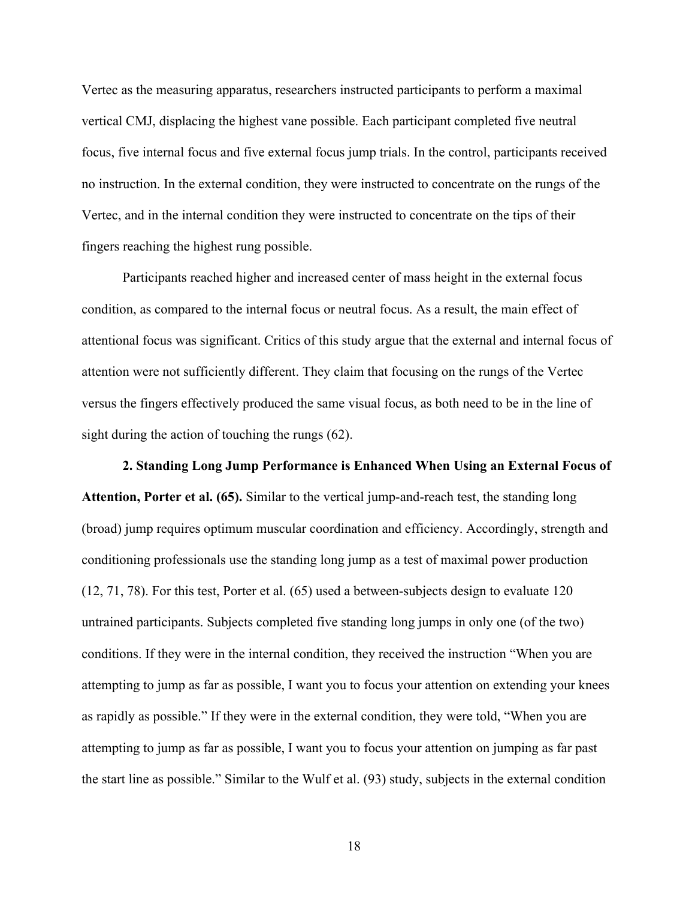Vertec as the measuring apparatus, researchers instructed participants to perform a maximal vertical CMJ, displacing the highest vane possible. Each participant completed five neutral focus, five internal focus and five external focus jump trials. In the control, participants received no instruction. In the external condition, they were instructed to concentrate on the rungs of the Vertec, and in the internal condition they were instructed to concentrate on the tips of their fingers reaching the highest rung possible.

Participants reached higher and increased center of mass height in the external focus condition, as compared to the internal focus or neutral focus. As a result, the main effect of attentional focus was significant. Critics of this study argue that the external and internal focus of attention were not sufficiently different. They claim that focusing on the rungs of the Vertec versus the fingers effectively produced the same visual focus, as both need to be in the line of sight during the action of touching the rungs (62).

**2. Standing Long Jump Performance is Enhanced When Using an External Focus of Attention, Porter et al. (65).** Similar to the vertical jump-and-reach test, the standing long (broad) jump requires optimum muscular coordination and efficiency. Accordingly, strength and conditioning professionals use the standing long jump as a test of maximal power production (12, 71, 78). For this test, Porter et al. (65) used a between-subjects design to evaluate 120 untrained participants. Subjects completed five standing long jumps in only one (of the two) conditions. If they were in the internal condition, they received the instruction "When you are attempting to jump as far as possible, I want you to focus your attention on extending your knees as rapidly as possible." If they were in the external condition, they were told, "When you are attempting to jump as far as possible, I want you to focus your attention on jumping as far past the start line as possible." Similar to the Wulf et al. (93) study, subjects in the external condition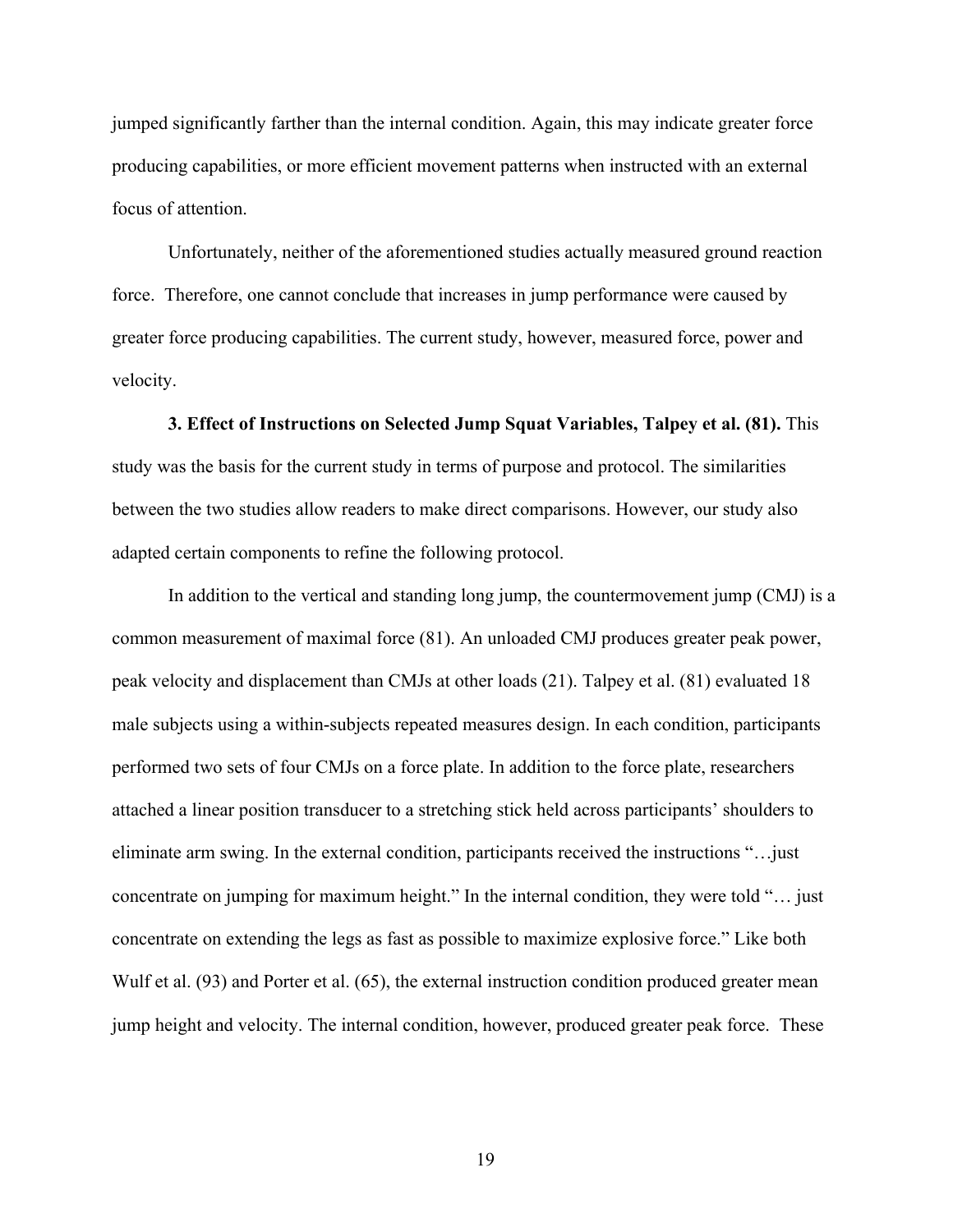jumped significantly farther than the internal condition. Again, this may indicate greater force producing capabilities, or more efficient movement patterns when instructed with an external focus of attention.

Unfortunately, neither of the aforementioned studies actually measured ground reaction force. Therefore, one cannot conclude that increases in jump performance were caused by greater force producing capabilities. The current study, however, measured force, power and velocity.

**3. Effect of Instructions on Selected Jump Squat Variables, Talpey et al. (81).** This study was the basis for the current study in terms of purpose and protocol. The similarities between the two studies allow readers to make direct comparisons. However, our study also adapted certain components to refine the following protocol.

In addition to the vertical and standing long jump, the countermovement jump (CMJ) is a common measurement of maximal force (81). An unloaded CMJ produces greater peak power, peak velocity and displacement than CMJs at other loads (21). Talpey et al. (81) evaluated 18 male subjects using a within-subjects repeated measures design. In each condition, participants performed two sets of four CMJs on a force plate. In addition to the force plate, researchers attached a linear position transducer to a stretching stick held across participants' shoulders to eliminate arm swing. In the external condition, participants received the instructions "…just concentrate on jumping for maximum height." In the internal condition, they were told "… just concentrate on extending the legs as fast as possible to maximize explosive force." Like both Wulf et al. (93) and Porter et al. (65), the external instruction condition produced greater mean jump height and velocity. The internal condition, however, produced greater peak force. These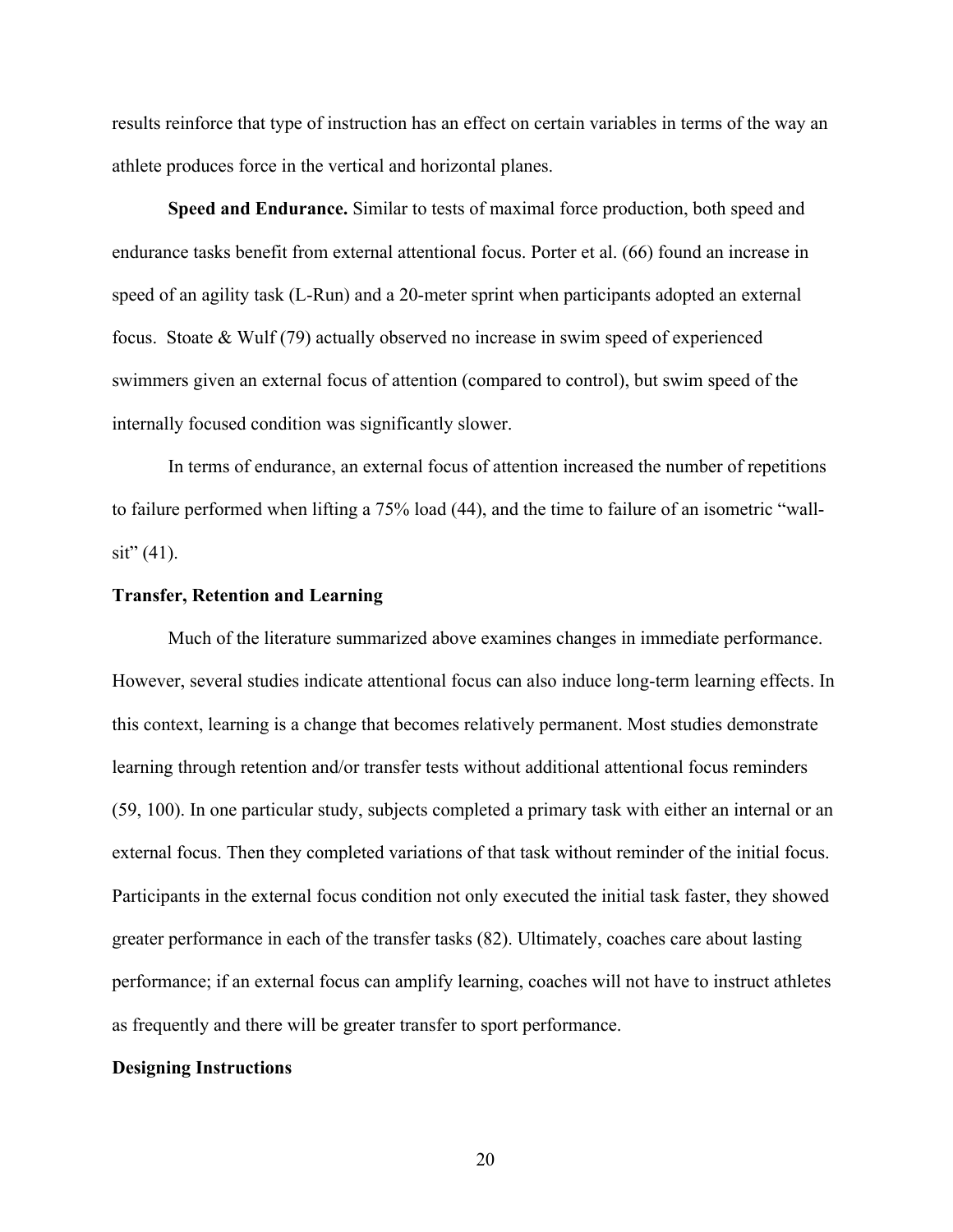results reinforce that type of instruction has an effect on certain variables in terms of the way an athlete produces force in the vertical and horizontal planes.

**Speed and Endurance.** Similar to tests of maximal force production, both speed and endurance tasks benefit from external attentional focus. Porter et al. (66) found an increase in speed of an agility task (L-Run) and a 20-meter sprint when participants adopted an external focus. Stoate & Wulf (79) actually observed no increase in swim speed of experienced swimmers given an external focus of attention (compared to control), but swim speed of the internally focused condition was significantly slower.

In terms of endurance, an external focus of attention increased the number of repetitions to failure performed when lifting a 75% load (44), and the time to failure of an isometric "wall-sit" (41).

### Transfer, Retention and Learning

Much of the literature summarized above examines changes in immediate performance. However, several studies indicate attentional focus can also induce long-term learning effects. In this context, learning is a change that becomes relatively permanent. Most studies demonstrate learning through retention and/or transfer tests without additional attentional focus reminders (59, 100). In one particular study, subjects completed a primary task with either an internal or an external focus. Then they completed variations of that task without reminder of the initial focus. Participants in the external focus condition not only executed the initial task faster, they showed greater performance in each of the transfer tasks (82). Ultimately, coaches care about lasting performance; if an external focus can amplify learning, coaches will not have to instruct athletes as frequently and there will be greater transfer to sport performance.

### Designing Instructions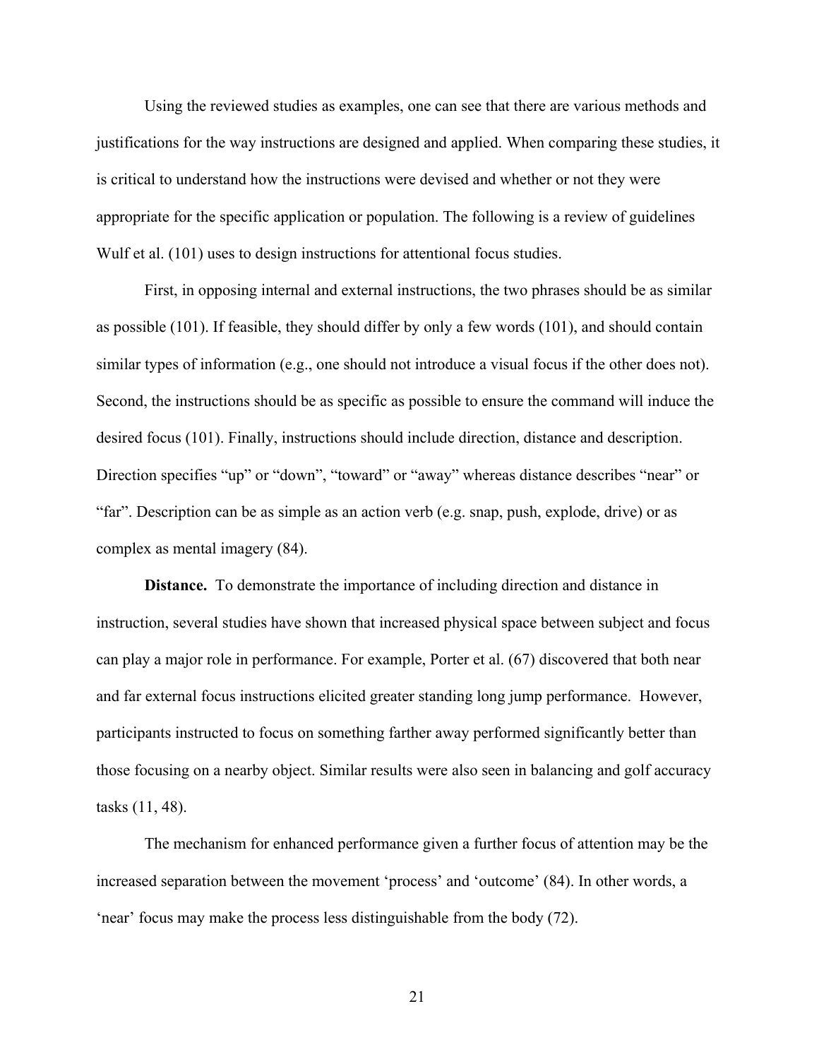Using the reviewed studies as examples, one can see that there are various methods and justifications for the way instructions are designed and applied. When comparing these studies, it is critical to understand how the instructions were devised and whether or not they were appropriate for the specific application or population. The following is a review of guidelines Wulf et al. (101) uses to design instructions for attentional focus studies.

First, in opposing internal and external instructions, the two phrases should be as similar as possible (101). If feasible, they should differ by only a few words (101), and should contain similar types of information (e.g., one should not introduce a visual focus if the other does not). Second, the instructions should be as specific as possible to ensure the command will induce the desired focus (101). Finally, instructions should include direction, distance and description. Direction specifies "up" or "down", "toward" or "away" whereas distance describes "near" or "far". Description can be as simple as an action verb (e.g. snap, push, explode, drive) or as complex as mental imagery (84).

**Distance.** To demonstrate the importance of including direction and distance in instruction, several studies have shown that increased physical space between subject and focus can play a major role in performance. For example, Porter et al. (67) discovered that both near and far external focus instructions elicited greater standing long jump performance. However, participants instructed to focus on something farther away performed significantly better than those focusing on a nearby object. Similar results were also seen in balancing and golf accuracy tasks (11, 48).

The mechanism for enhanced performance given a further focus of attention may be the increased separation between the movement 'process' and 'outcome' (84). In other words, a 'near' focus may make the process less distinguishable from the body (72).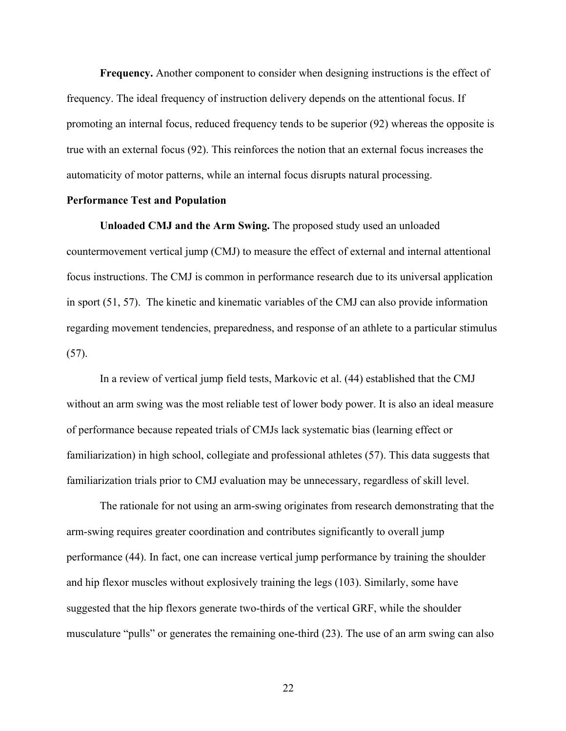**Frequency.** Another component to consider when designing instructions is the effect of frequency. The ideal frequency of instruction delivery depends on the attentional focus. If promoting an internal focus, reduced frequency tends to be superior (92) whereas the opposite is true with an external focus (92). This reinforces the notion that an external focus increases the automaticity of motor patterns, while an internal focus disrupts natural processing.

## Performance Test and Population

**Unloaded CMJ and the Arm Swing.** The proposed study used an unloaded countermovement vertical jump (CMJ) to measure the effect of external and internal attentional focus instructions. The CMJ is common in performance research due to its universal application in sport (51, 57). The kinetic and kinematic variables of the CMJ can also provide information regarding movement tendencies, preparedness, and response of an athlete to a particular stimulus (57).

In a review of vertical jump field tests, Markovic et al. (44) established that the CMJ without an arm swing was the most reliable test of lower body power. It is also an ideal measure of performance because repeated trials of CMJs lack systematic bias (learning effect or familiarization) in high school, collegiate and professional athletes (57). This data suggests that familiarization trials prior to CMJ evaluation may be unnecessary, regardless of skill level.

The rationale for not using an arm-swing originates from research demonstrating that the arm-swing requires greater coordination and contributes significantly to overall jump performance (44). In fact, one can increase vertical jump performance by training the shoulder and hip flexor muscles without explosively training the legs (103). Similarly, some have suggested that the hip flexors generate two-thirds of the vertical GRF, while the shoulder musculature "pulls" or generates the remaining one-third (23). The use of an arm swing can also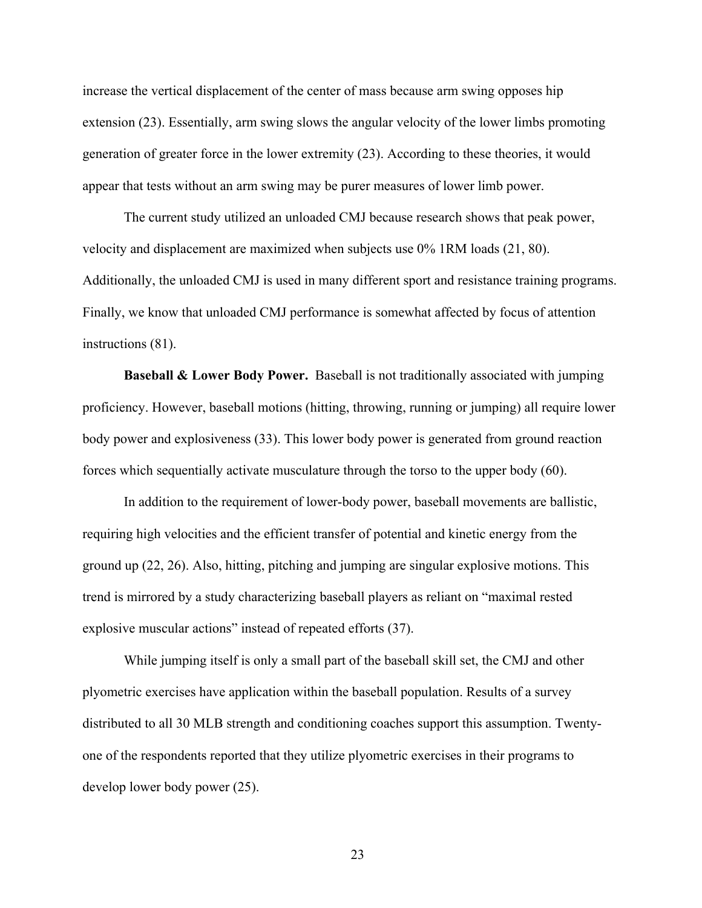increase the vertical displacement of the center of mass because arm swing opposes hip extension (23). Essentially, arm swing slows the angular velocity of the lower limbs promoting generation of greater force in the lower extremity (23). According to these theories, it would appear that tests without an arm swing may be purer measures of lower limb power.

The current study utilized an unloaded CMJ because research shows that peak power, velocity and displacement are maximized when subjects use 0% 1RM loads (21, 80). Additionally, the unloaded CMJ is used in many different sport and resistance training programs. Finally, we know that unloaded CMJ performance is somewhat affected by focus of attention instructions (81).

**Baseball & Lower Body Power.** Baseball is not traditionally associated with jumping proficiency. However, baseball motions (hitting, throwing, running or jumping) all require lower body power and explosiveness (33). This lower body power is generated from ground reaction forces which sequentially activate musculature through the torso to the upper body (60).

In addition to the requirement of lower-body power, baseball movements are ballistic, requiring high velocities and the efficient transfer of potential and kinetic energy from the ground up (22, 26). Also, hitting, pitching and jumping are singular explosive motions. This trend is mirrored by a study characterizing baseball players as reliant on "maximal rested explosive muscular actions" instead of repeated efforts (37).

While jumping itself is only a small part of the baseball skill set, the CMJ and other plyometric exercises have application within the baseball population. Results of a survey distributed to all 30 MLB strength and conditioning coaches support this assumption. Twenty-one of the respondents reported that they utilize plyometric exercises in their programs to develop lower body power (25).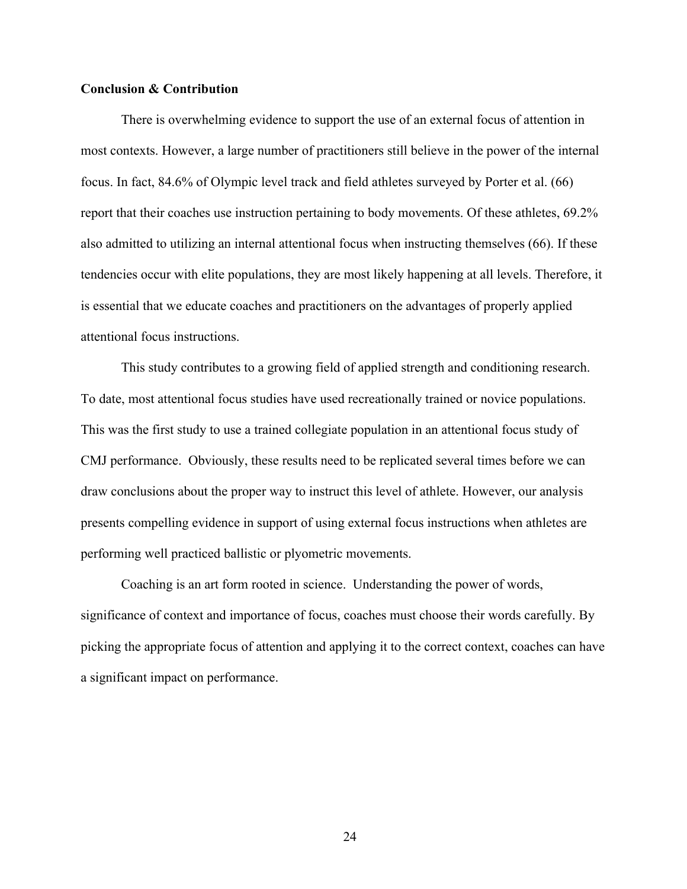**Conclusion & Contribution**

There is overwhelming evidence to support the use of an external focus of attention in most contexts. However, a large number of practitioners still believe in the power of the internal focus. In fact, 84.6% of Olympic level track and field athletes surveyed by Porter et al. (66) report that their coaches use instruction pertaining to body movements. Of these athletes, 69.2% also admitted to utilizing an internal attentional focus when instructing themselves (66). If these tendencies occur with elite populations, they are most likely happening at all levels. Therefore, it is essential that we educate coaches and practitioners on the advantages of properly applied attentional focus instructions.

This study contributes to a growing field of applied strength and conditioning research. To date, most attentional focus studies have used recreationally trained or novice populations. This was the first study to use a trained collegiate population in an attentional focus study of CMJ performance. Obviously, these results need to be replicated several times before we can draw conclusions about the proper way to instruct this level of athlete. However, our analysis presents compelling evidence in support of using external focus instructions when athletes are performing well practiced ballistic or plyometric movements.

Coaching is an art form rooted in science. Understanding the power of words, significance of context and importance of focus, coaches must choose their words carefully. By picking the appropriate focus of attention and applying it to the correct context, coaches can have a significant impact on performance.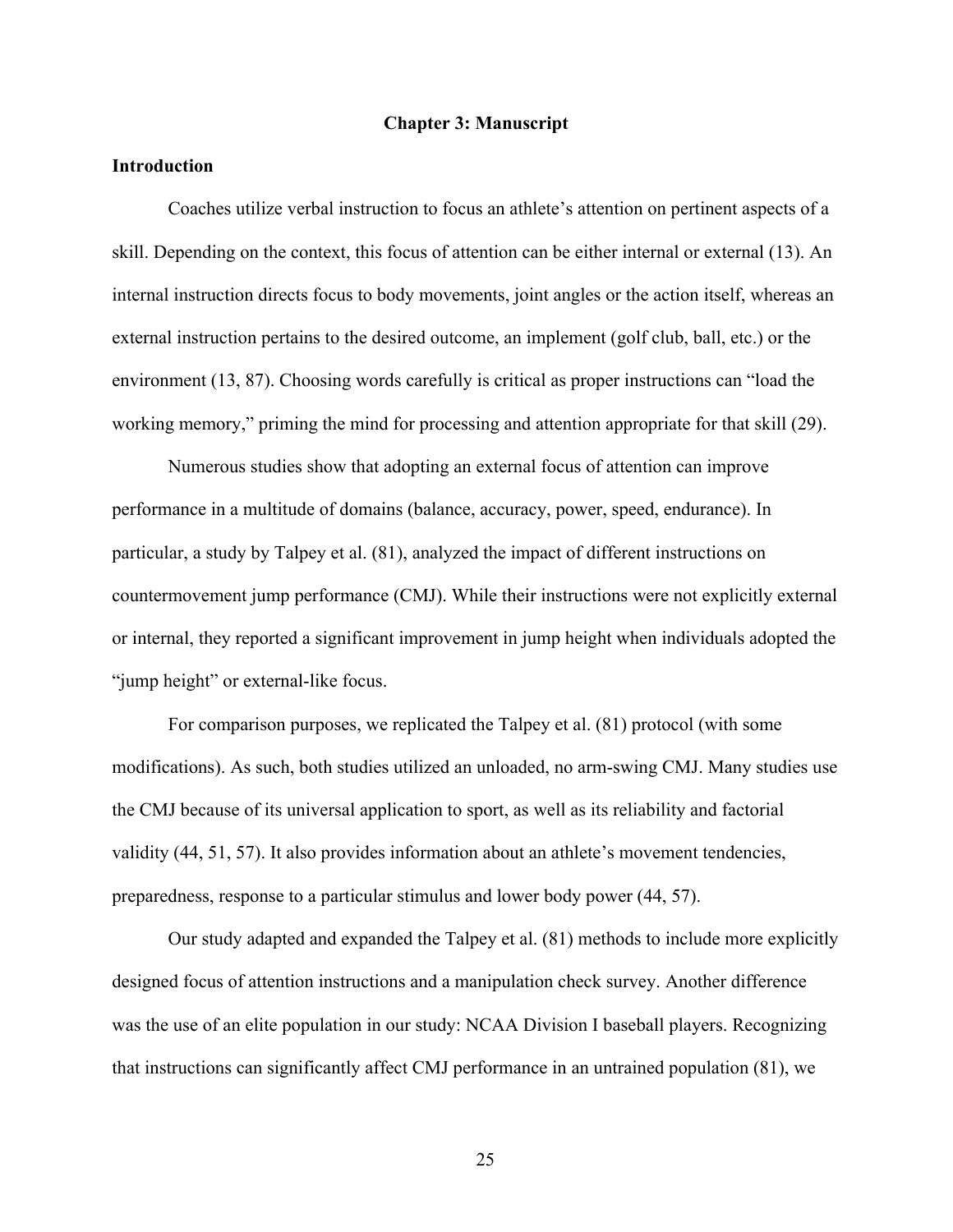# Chapter 3: Manuscript

## Introduction

Coaches utilize verbal instruction to focus an athlete's attention on pertinent aspects of a skill. Depending on the context, this focus of attention can be either internal or external (13). An internal instruction directs focus to body movements, joint angles or the action itself, whereas an external instruction pertains to the desired outcome, an implement (golf club, ball, etc.) or the environment (13, 87). Choosing words carefully is critical as proper instructions can "load the working memory," priming the mind for processing and attention appropriate for that skill (29).

Numerous studies show that adopting an external focus of attention can improve performance in a multitude of domains (balance, accuracy, power, speed, endurance). In particular, a study by Talpey et al. (81), analyzed the impact of different instructions on countermovement jump performance (CMJ). While their instructions were not explicitly external or internal, they reported a significant improvement in jump height when individuals adopted the "jump height" or external-like focus.

For comparison purposes, we replicated the Talpey et al. (81) protocol (with some modifications). As such, both studies utilized an unloaded, no arm-swing CMJ. Many studies use the CMJ because of its universal application to sport, as well as its reliability and factorial validity (44, 51, 57). It also provides information about an athlete's movement tendencies, preparedness, response to a particular stimulus and lower body power (44, 57).

Our study adapted and expanded the Talpey et al. (81) methods to include more explicitly designed focus of attention instructions and a manipulation check survey. Another difference was the use of an elite population in our study: NCAA Division I baseball players. Recognizing that instructions can significantly affect CMJ performance in an untrained population (81), we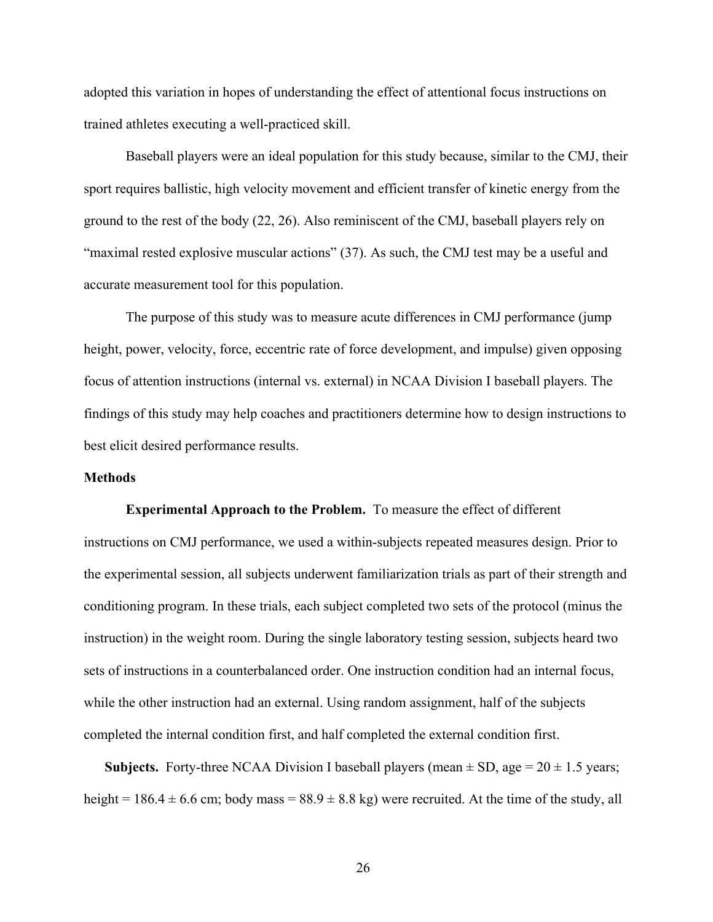adopted this variation in hopes of understanding the effect of attentional focus instructions on trained athletes executing a well-practiced skill.

Baseball players were an ideal population for this study because, similar to the CMJ, their sport requires ballistic, high velocity movement and efficient transfer of kinetic energy from the ground to the rest of the body (22, 26). Also reminiscent of the CMJ, baseball players rely on "maximal rested explosive muscular actions" (37). As such, the CMJ test may be a useful and accurate measurement tool for this population.

The purpose of this study was to measure acute differences in CMJ performance (jump height, power, velocity, force, eccentric rate of force development, and impulse) given opposing focus of attention instructions (internal vs. external) in NCAA Division I baseball players. The findings of this study may help coaches and practitioners determine how to design instructions to best elicit desired performance results.

## Methods

**Experimental Approach to the Problem.** To measure the effect of different instructions on CMJ performance, we used a within-subjects repeated measures design. Prior to the experimental session, all subjects underwent familiarization trials as part of their strength and conditioning program. In these trials, each subject completed two sets of the protocol (minus the instruction) in the weight room. During the single laboratory testing session, subjects heard two sets of instructions in a counterbalanced order. One instruction condition had an internal focus, while the other instruction had an external. Using random assignment, half of the subjects completed the internal condition first, and half completed the external condition first.

**Subjects.** Forty-three NCAA Division I baseball players (mean ± SD, age = 20 ± 1.5 years; height = 186.4 ± 6.6 cm; body mass = 88.9 ± 8.8 kg) were recruited. At the time of the study, all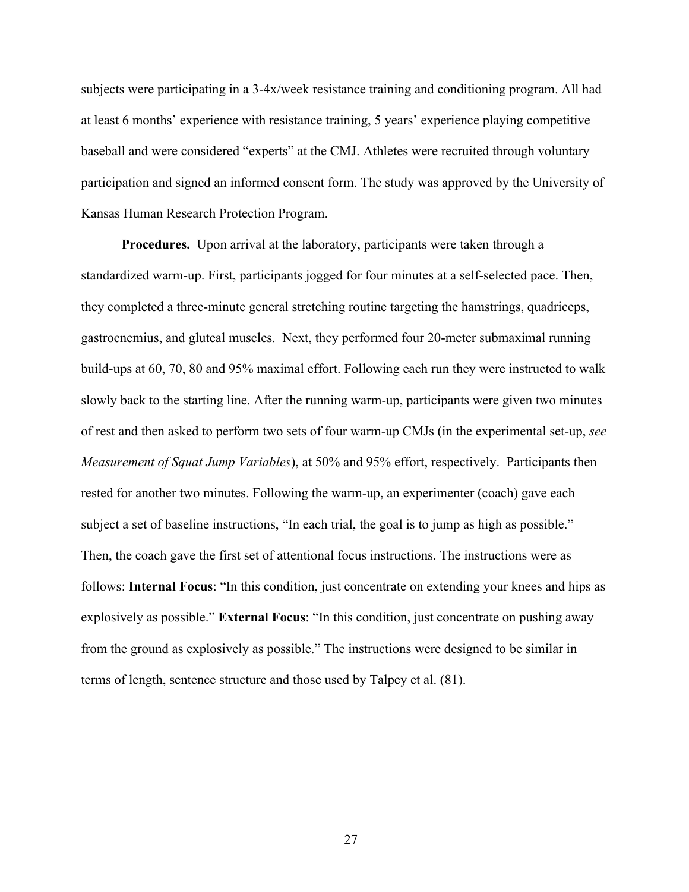subjects were participating in a 3-4x/week resistance training and conditioning program. All had at least 6 months' experience with resistance training, 5 years' experience playing competitive baseball and were considered "experts" at the CMJ. Athletes were recruited through voluntary participation and signed an informed consent form. The study was approved by the University of Kansas Human Research Protection Program.

**Procedures.** Upon arrival at the laboratory, participants were taken through a standardized warm-up. First, participants jogged for four minutes at a self-selected pace. Then, they completed a three-minute general stretching routine targeting the hamstrings, quadriceps, gastrocnemius, and gluteal muscles. Next, they performed four 20-meter submaximal running build-ups at 60, 70, 80 and 95% maximal effort. Following each run they were instructed to walk slowly back to the starting line. After the running warm-up, participants were given two minutes of rest and then asked to perform two sets of four warm-up CMJs (in the experimental set-up, *see Measurement of Squat Jump Variables*), at 50% and 95% effort, respectively. Participants then rested for another two minutes. Following the warm-up, an experimenter (coach) gave each subject a set of baseline instructions, "In each trial, the goal is to jump as high as possible." Then, the coach gave the first set of attentional focus instructions. The instructions were as follows: **Internal Focus**: "In this condition, just concentrate on extending your knees and hips as explosively as possible." **External Focus**: "In this condition, just concentrate on pushing away from the ground as explosively as possible." The instructions were designed to be similar in terms of length, sentence structure and those used by Talpey et al. (81).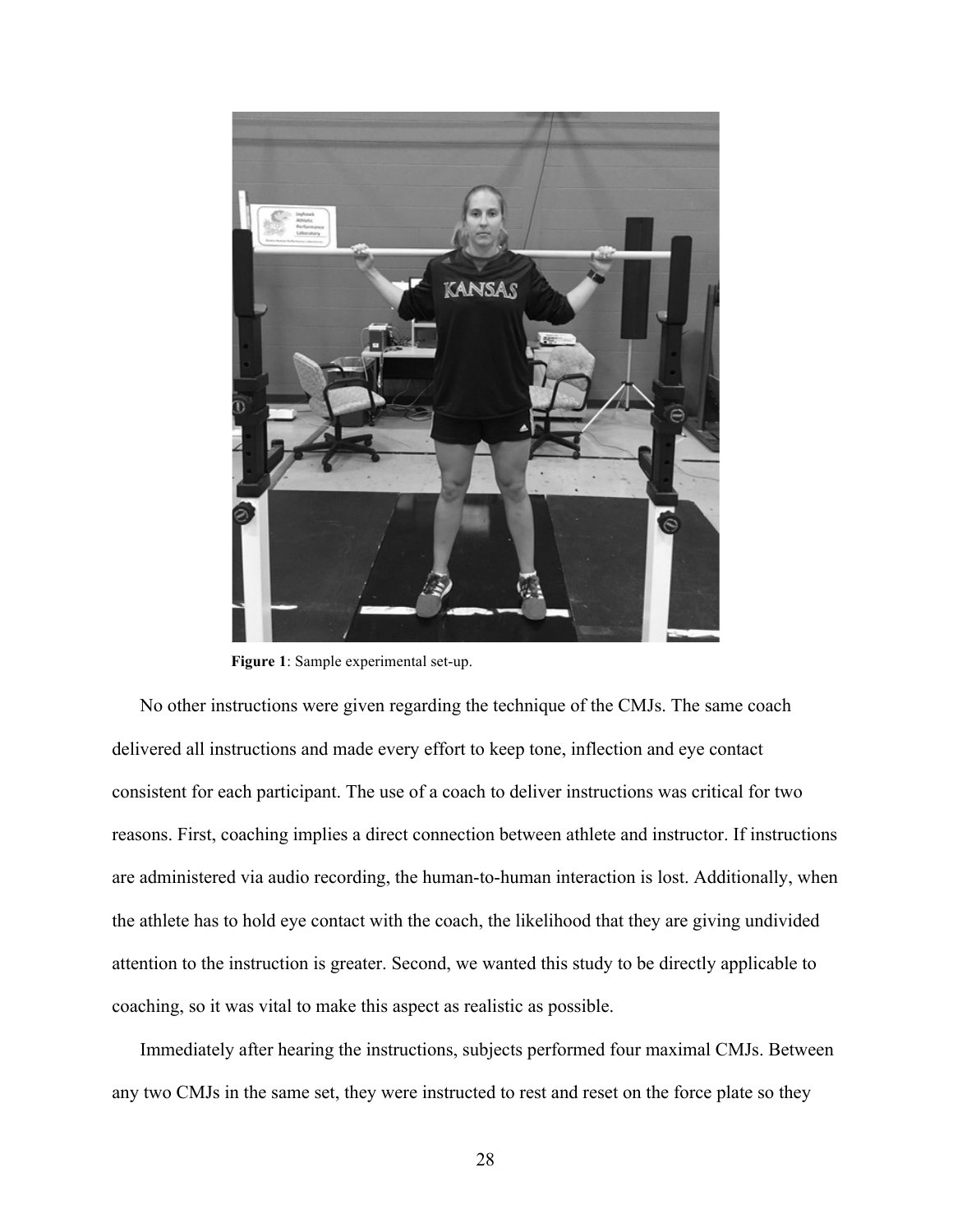**Figure 1**: Sample experimental set-up.

No other instructions were given regarding the technique of the CMJs. The same coach delivered all instructions and made every effort to keep tone, inflection and eye contact consistent for each participant. The use of a coach to deliver instructions was critical for two reasons. First, coaching implies a direct connection between athlete and instructor. If instructions are administered via audio recording, the human-to-human interaction is lost. Additionally, when the athlete has to hold eye contact with the coach, the likelihood that they are giving undivided attention to the instruction is greater. Second, we wanted this study to be directly applicable to coaching, so it was vital to make this aspect as realistic as possible.

Immediately after hearing the instructions, subjects performed four maximal CMJs. Between any two CMJs in the same set, they were instructed to rest and reset on the force plate so they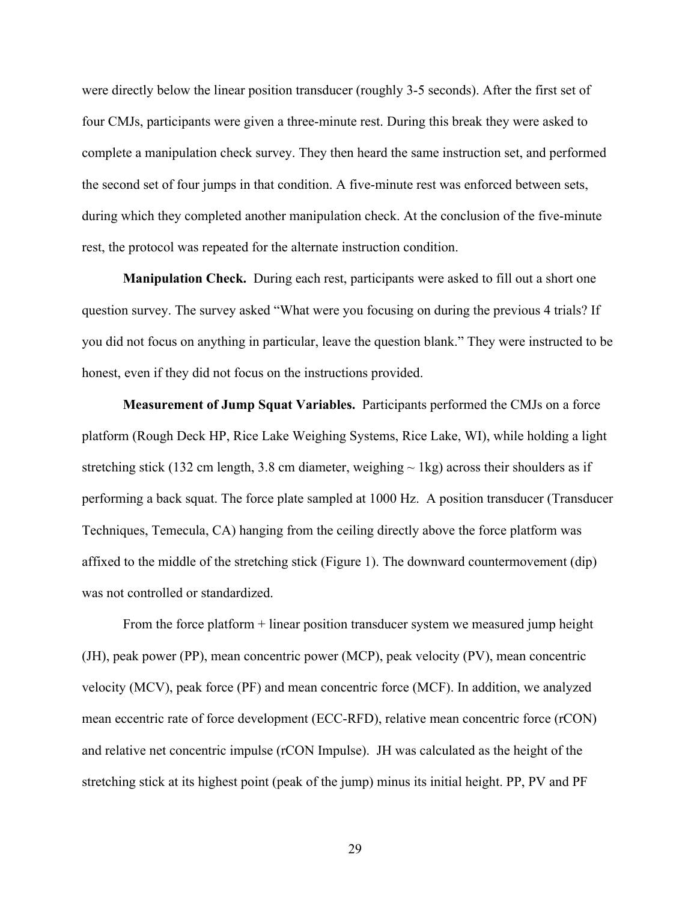were directly below the linear position transducer (roughly 3-5 seconds). After the first set of four CMJs, participants were given a three-minute rest. During this break they were asked to complete a manipulation check survey. They then heard the same instruction set, and performed the second set of four jumps in that condition. A five-minute rest was enforced between sets, during which they completed another manipulation check. At the conclusion of the five-minute rest, the protocol was repeated for the alternate instruction condition.

**Manipulation Check.** During each rest, participants were asked to fill out a short one question survey. The survey asked "What were you focusing on during the previous 4 trials? If you did not focus on anything in particular, leave the question blank." They were instructed to be honest, even if they did not focus on the instructions provided.

**Measurement of Jump Squat Variables.** Participants performed the CMJs on a force platform (Rough Deck HP, Rice Lake Weighing Systems, Rice Lake, WI), while holding a light stretching stick (132 cm length, 3.8 cm diameter, weighing ~ 1kg) across their shoulders as if performing a back squat. The force plate sampled at 1000 Hz. A position transducer (Transducer Techniques, Temecula, CA) hanging from the ceiling directly above the force platform was affixed to the middle of the stretching stick (Figure 1). The downward countermovement (dip) was not controlled or standardized.

From the force platform + linear position transducer system we measured jump height (JH), peak power (PP), mean concentric power (MCP), peak velocity (PV), mean concentric velocity (MCV), peak force (PF) and mean concentric force (MCF). In addition, we analyzed mean eccentric rate of force development (ECC-RFD), relative mean concentric force (rCON) and relative net concentric impulse (rCON Impulse). JH was calculated as the height of the stretching stick at its highest point (peak of the jump) minus its initial height. PP, PV and PF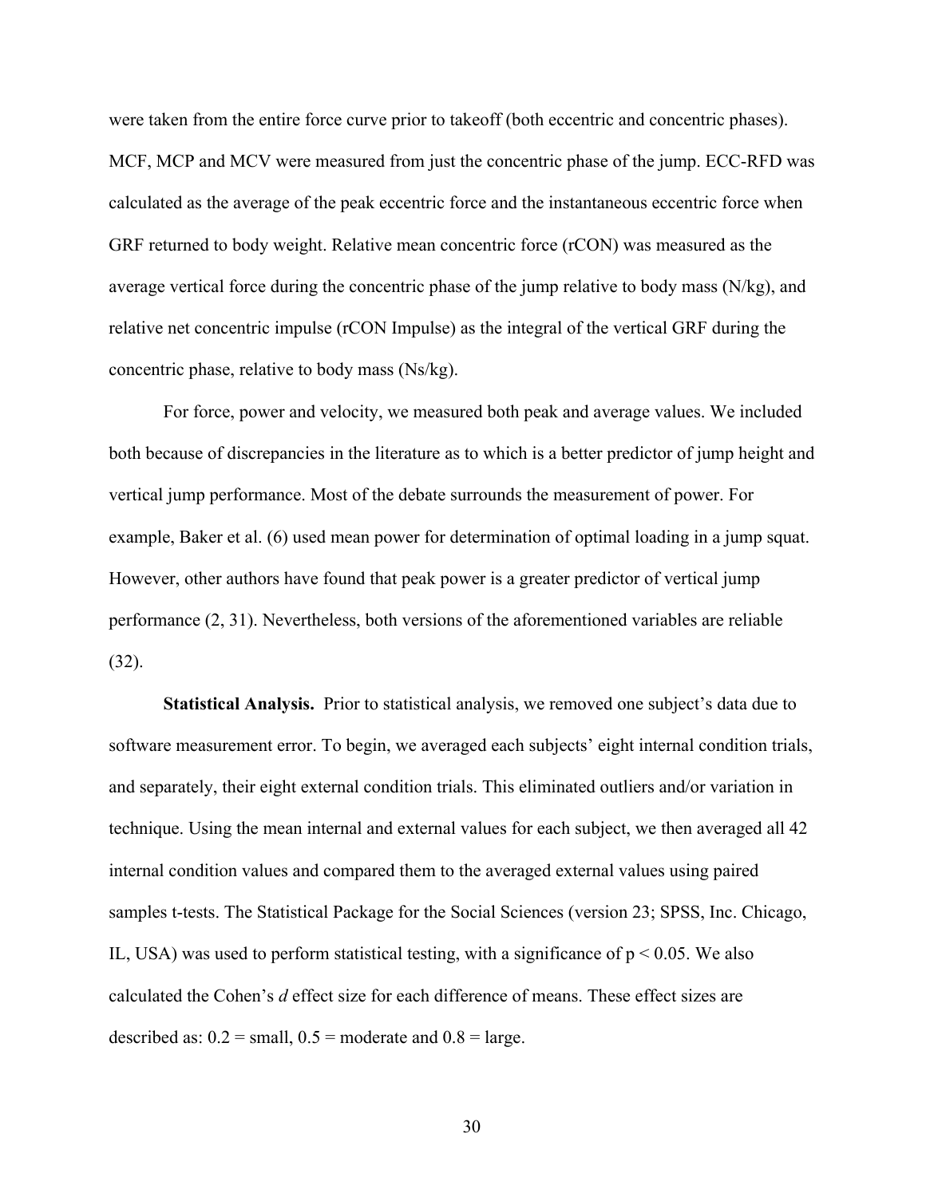were taken from the entire force curve prior to takeoff (both eccentric and concentric phases). MCF, MCP and MCV were measured from just the concentric phase of the jump. ECC-RFD was calculated as the average of the peak eccentric force and the instantaneous eccentric force when GRF returned to body weight. Relative mean concentric force (rCON) was measured as the average vertical force during the concentric phase of the jump relative to body mass (N/kg), and relative net concentric impulse (rCON Impulse) as the integral of the vertical GRF during the concentric phase, relative to body mass (Ns/kg).

For force, power and velocity, we measured both peak and average values. We included both because of discrepancies in the literature as to which is a better predictor of jump height and vertical jump performance. Most of the debate surrounds the measurement of power. For example, Baker et al. (6) used mean power for determination of optimal loading in a jump squat. However, other authors have found that peak power is a greater predictor of vertical jump performance (2, 31). Nevertheless, both versions of the aforementioned variables are reliable (32).

**Statistical Analysis.** Prior to statistical analysis, we removed one subject's data due to software measurement error. To begin, we averaged each subjects' eight internal condition trials, and separately, their eight external condition trials. This eliminated outliers and/or variation in technique. Using the mean internal and external values for each subject, we then averaged all 42 internal condition values and compared them to the averaged external values using paired samples t-tests. The Statistical Package for the Social Sciences (version 23; SPSS, Inc. Chicago, IL, USA) was used to perform statistical testing, with a significance of $p < 0.05$. We also calculated the Cohen's *d* effect size for each difference of means. These effect sizes are described as: 0.2 = small, 0.5 = moderate and 0.8 = large.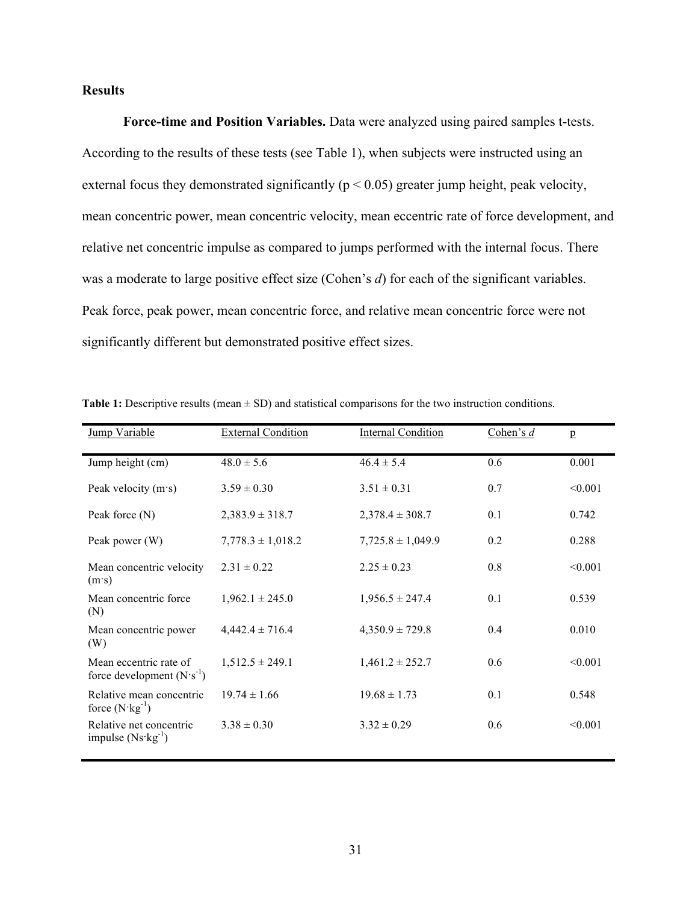## Results

**Force-time and Position Variables.** Data were analyzed using paired samples t-tests. According to the results of these tests (see Table 1), when subjects were instructed using an external focus they demonstrated significantly ($p < 0.05$) greater jump height, peak velocity, mean concentric power, mean concentric velocity, mean eccentric rate of force development, and relative net concentric impulse as compared to jumps performed with the internal focus. There was a moderate to large positive effect size (Cohen's *d*) for each of the significant variables. Peak force, peak power, mean concentric force, and relative mean concentric force were not significantly different but demonstrated positive effect sizes.

**Table 1:** Descriptive results (mean ± SD) and statistical comparisons for the two instruction conditions.

| Jump Variable | External Condition | Internal Condition | Cohen's *d* | p |
|---|---|---|---|---|
| Jump height (cm) | 48.0 ± 5.6 | 46.4 ± 5.4 | 0.6 | 0.001 |
| Peak velocity (m·s) | 3.59 ± 0.30 | 3.51 ± 0.31 | 0.7 | <0.001 |
| Peak force (N) | 2,383.9 ± 318.7 | 2,378.4 ± 308.7 | 0.1 | 0.742 |
| Peak power (W) | 7,778.3 ± 1,018.2 | 7,725.8 ± 1,049.9 | 0.2 | 0.288 |
| Mean concentric velocity (m·s) | 2.31 ± 0.22 | 2.25 ± 0.23 | 0.8 | <0.001 |
| Mean concentric force (N) | 1,962.1 ± 245.0 | 1,956.5 ± 247.4 | 0.1 | 0.539 |
| Mean concentric power (W) | 4,442.4 ± 716.4 | 4,350.9 ± 729.8 | 0.4 | 0.010 |
| Mean eccentric rate of force development ($N \cdot s^{-1}$) | 1,512.5 ± 249.1 | 1,461.2 ± 252.7 | 0.6 | <0.001 |
| Relative mean concentric force ($N \cdot kg^{-1}$) | 19.74 ± 1.66 | 19.68 ± 1.73 | 0.1 | 0.548 |
| Relative net concentric impulse ($Ns \cdot kg^{-1}$) | 3.38 ± 0.30 | 3.32 ± 0.29 | 0.6 | <0.001 |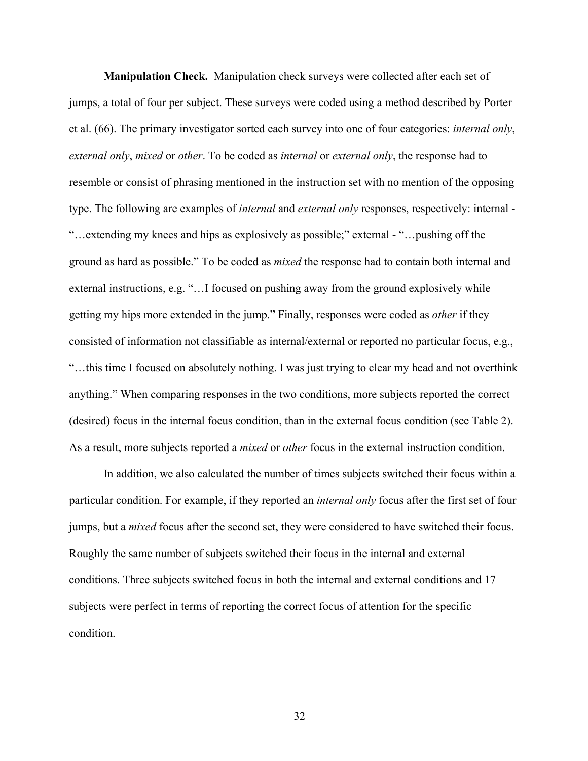**Manipulation Check.** Manipulation check surveys were collected after each set of jumps, a total of four per subject. These surveys were coded using a method described by Porter et al. (66). The primary investigator sorted each survey into one of four categories: *internal only*, *external only*, *mixed* or *other*. To be coded as *internal* or *external only*, the response had to resemble or consist of phrasing mentioned in the instruction set with no mention of the opposing type. The following are examples of *internal* and *external only* responses, respectively: internal - "…extending my knees and hips as explosively as possible;" external - "…pushing off the ground as hard as possible." To be coded as *mixed* the response had to contain both internal and external instructions, e.g. "…I focused on pushing away from the ground explosively while getting my hips more extended in the jump." Finally, responses were coded as *other* if they consisted of information not classifiable as internal/external or reported no particular focus, e.g., "…this time I focused on absolutely nothing. I was just trying to clear my head and not overthink anything." When comparing responses in the two conditions, more subjects reported the correct (desired) focus in the internal focus condition, than in the external focus condition (see Table 2). As a result, more subjects reported a *mixed* or *other* focus in the external instruction condition.

In addition, we also calculated the number of times subjects switched their focus within a particular condition. For example, if they reported an *internal only* focus after the first set of four jumps, but a *mixed* focus after the second set, they were considered to have switched their focus. Roughly the same number of subjects switched their focus in the internal and external conditions. Three subjects switched focus in both the internal and external conditions and 17 subjects were perfect in terms of reporting the correct focus of attention for the specific condition.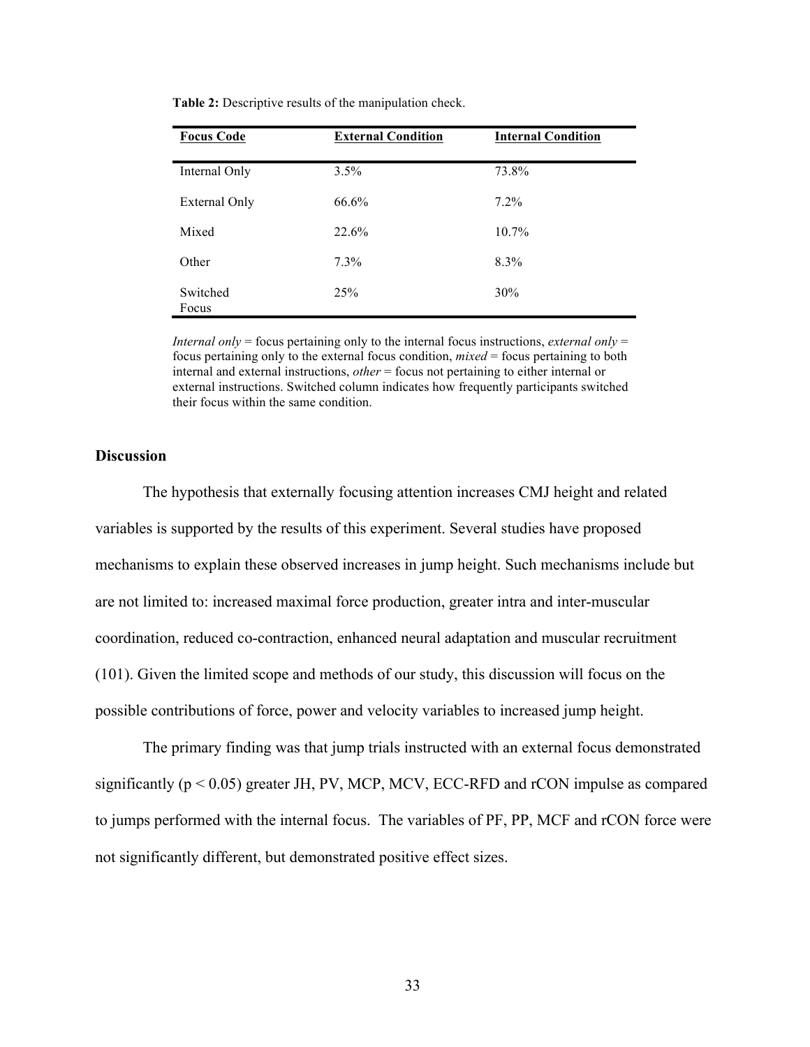**Table 2:** Descriptive results of the manipulation check.

| Focus Code | External Condition | Internal Condition |
|---|---|---|
| Internal Only | 3.5% | 73.8% |
| External Only | 66.6% | 7.2% |
| Mixed | 22.6% | 10.7% |
| Other | 7.3% | 8.3% |
| Switched Focus | 25% | 30% |

*Internal only* = focus pertaining only to the internal focus instructions, *external only* = focus pertaining only to the external focus condition, *mixed* = focus pertaining to both internal and external instructions, *other* = focus not pertaining to either internal or external instructions. Switched column indicates how frequently participants switched their focus within the same condition.

## Discussion

The hypothesis that externally focusing attention increases CMJ height and related variables is supported by the results of this experiment. Several studies have proposed mechanisms to explain these observed increases in jump height. Such mechanisms include but are not limited to: increased maximal force production, greater intra and inter-muscular coordination, reduced co-contraction, enhanced neural adaptation and muscular recruitment (101). Given the limited scope and methods of our study, this discussion will focus on the possible contributions of force, power and velocity variables to increased jump height.

The primary finding was that jump trials instructed with an external focus demonstrated significantly ($p < 0.05$) greater JH, PV, MCP, MCV, ECC-RFD and rCON impulse as compared to jumps performed with the internal focus. The variables of PF, PP, MCF and rCON force were not significantly different, but demonstrated positive effect sizes.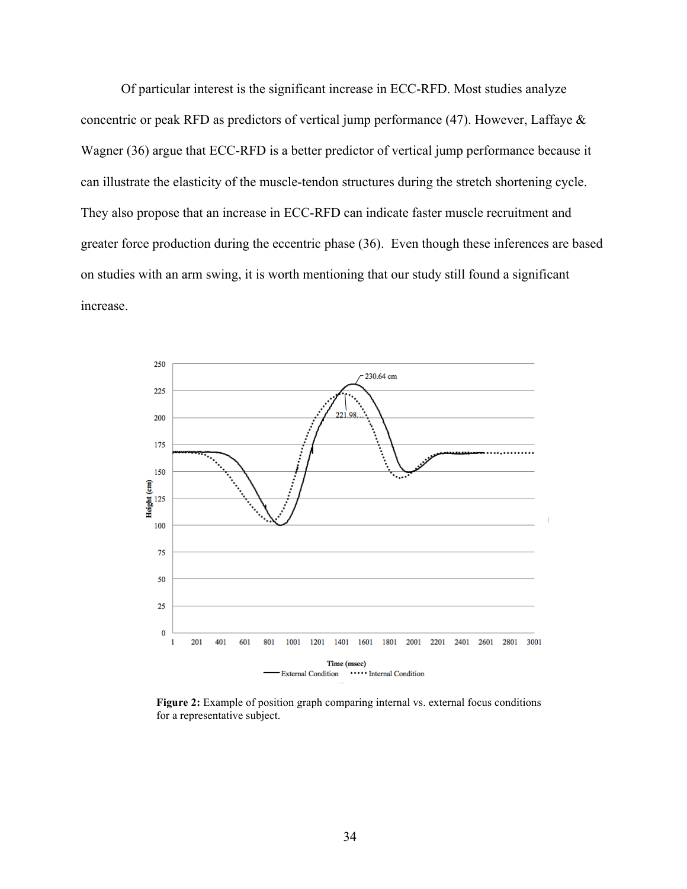Of particular interest is the significant increase in ECC-RFD. Most studies analyze concentric or peak RFD as predictors of vertical jump performance (47). However, Laffaye & Wagner (36) argue that ECC-RFD is a better predictor of vertical jump performance because it can illustrate the elasticity of the muscle-tendon structures during the stretch shortening cycle. They also propose that an increase in ECC-RFD can indicate faster muscle recruitment and greater force production during the eccentric phase (36). Even though these inferences are based on studies with an arm swing, it is worth mentioning that our study still found a significant increase.

**Figure 2:** Example of position graph comparing internal vs. external focus conditions for a representative subject.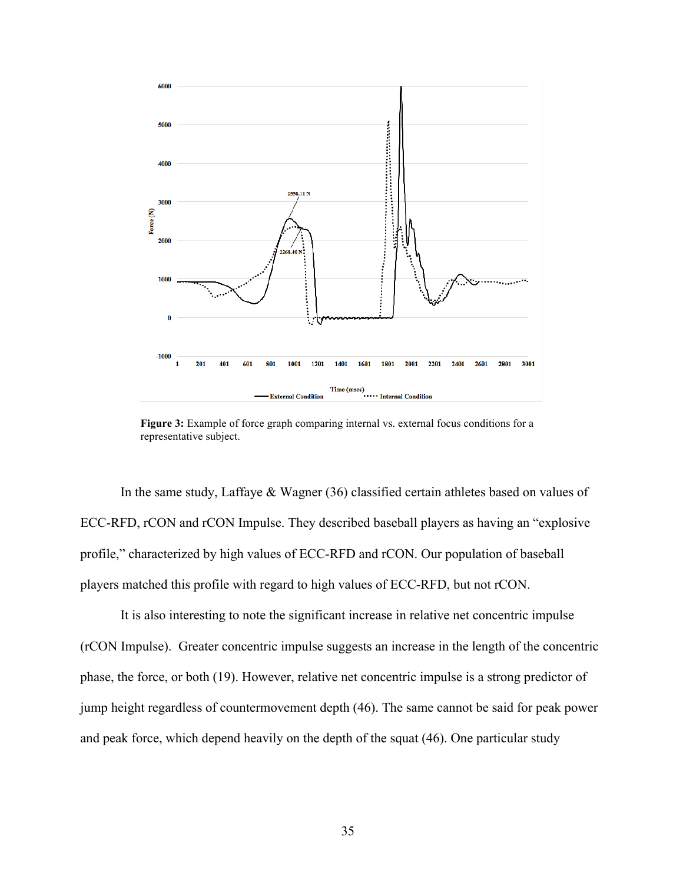**Figure 3:** Example of force graph comparing internal vs. external focus conditions for a representative subject.

In the same study, Laffaye & Wagner (36) classified certain athletes based on values of ECC-RFD, rCON and rCON Impulse. They described baseball players as having an "explosive profile," characterized by high values of ECC-RFD and rCON. Our population of baseball players matched this profile with regard to high values of ECC-RFD, but not rCON.

It is also interesting to note the significant increase in relative net concentric impulse (rCON Impulse). Greater concentric impulse suggests an increase in the length of the concentric phase, the force, or both (19). However, relative net concentric impulse is a strong predictor of jump height regardless of countermovement depth (46). The same cannot be said for peak power and peak force, which depend heavily on the depth of the squat (46). One particular study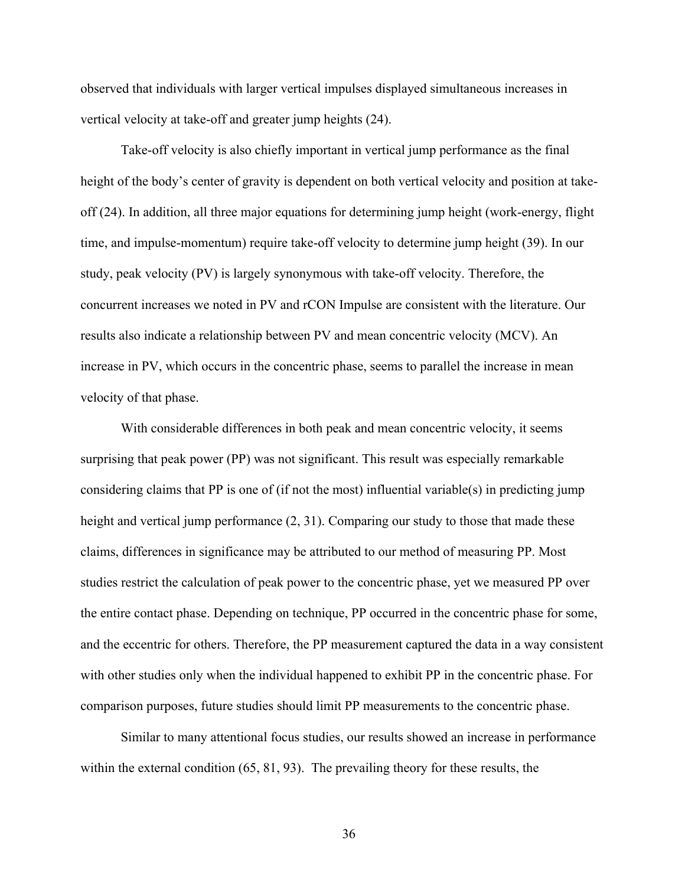observed that individuals with larger vertical impulses displayed simultaneous increases in vertical velocity at take-off and greater jump heights (24).

Take-off velocity is also chiefly important in vertical jump performance as the final height of the body's center of gravity is dependent on both vertical velocity and position at take-off (24). In addition, all three major equations for determining jump height (work-energy, flight time, and impulse-momentum) require take-off velocity to determine jump height (39). In our study, peak velocity (PV) is largely synonymous with take-off velocity. Therefore, the concurrent increases we noted in PV and rCON Impulse are consistent with the literature. Our results also indicate a relationship between PV and mean concentric velocity (MCV). An increase in PV, which occurs in the concentric phase, seems to parallel the increase in mean velocity of that phase.

With considerable differences in both peak and mean concentric velocity, it seems surprising that peak power (PP) was not significant. This result was especially remarkable considering claims that PP is one of (if not the most) influential variable(s) in predicting jump height and vertical jump performance (2, 31). Comparing our study to those that made these claims, differences in significance may be attributed to our method of measuring PP. Most studies restrict the calculation of peak power to the concentric phase, yet we measured PP over the entire contact phase. Depending on technique, PP occurred in the concentric phase for some, and the eccentric for others. Therefore, the PP measurement captured the data in a way consistent with other studies only when the individual happened to exhibit PP in the concentric phase. For comparison purposes, future studies should limit PP measurements to the concentric phase.

Similar to many attentional focus studies, our results showed an increase in performance within the external condition (65, 81, 93). The prevailing theory for these results, the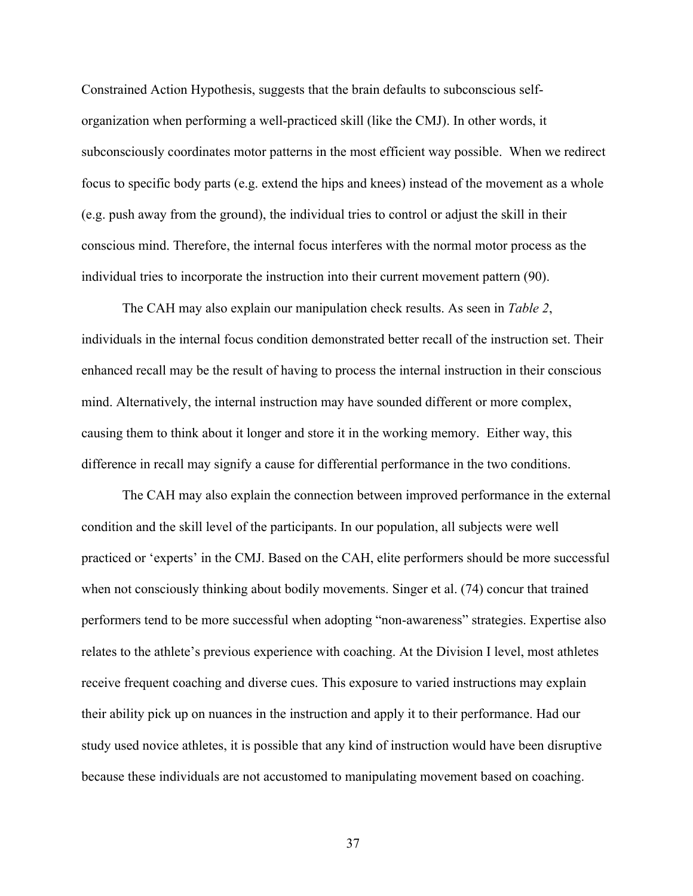Constrained Action Hypothesis, suggests that the brain defaults to subconscious self-organization when performing a well-practiced skill (like the CMJ). In other words, it subconsciously coordinates motor patterns in the most efficient way possible. When we redirect focus to specific body parts (e.g. extend the hips and knees) instead of the movement as a whole (e.g. push away from the ground), the individual tries to control or adjust the skill in their conscious mind. Therefore, the internal focus interferes with the normal motor process as the individual tries to incorporate the instruction into their current movement pattern (90).

The CAH may also explain our manipulation check results. As seen in *Table 2*, individuals in the internal focus condition demonstrated better recall of the instruction set. Their enhanced recall may be the result of having to process the internal instruction in their conscious mind. Alternatively, the internal instruction may have sounded different or more complex, causing them to think about it longer and store it in the working memory. Either way, this difference in recall may signify a cause for differential performance in the two conditions.

The CAH may also explain the connection between improved performance in the external condition and the skill level of the participants. In our population, all subjects were well practiced or 'experts' in the CMJ. Based on the CAH, elite performers should be more successful when not consciously thinking about bodily movements. Singer et al. (74) concur that trained performers tend to be more successful when adopting "non-awareness" strategies. Expertise also relates to the athlete's previous experience with coaching. At the Division I level, most athletes receive frequent coaching and diverse cues. This exposure to varied instructions may explain their ability pick up on nuances in the instruction and apply it to their performance. Had our study used novice athletes, it is possible that any kind of instruction would have been disruptive because these individuals are not accustomed to manipulating movement based on coaching.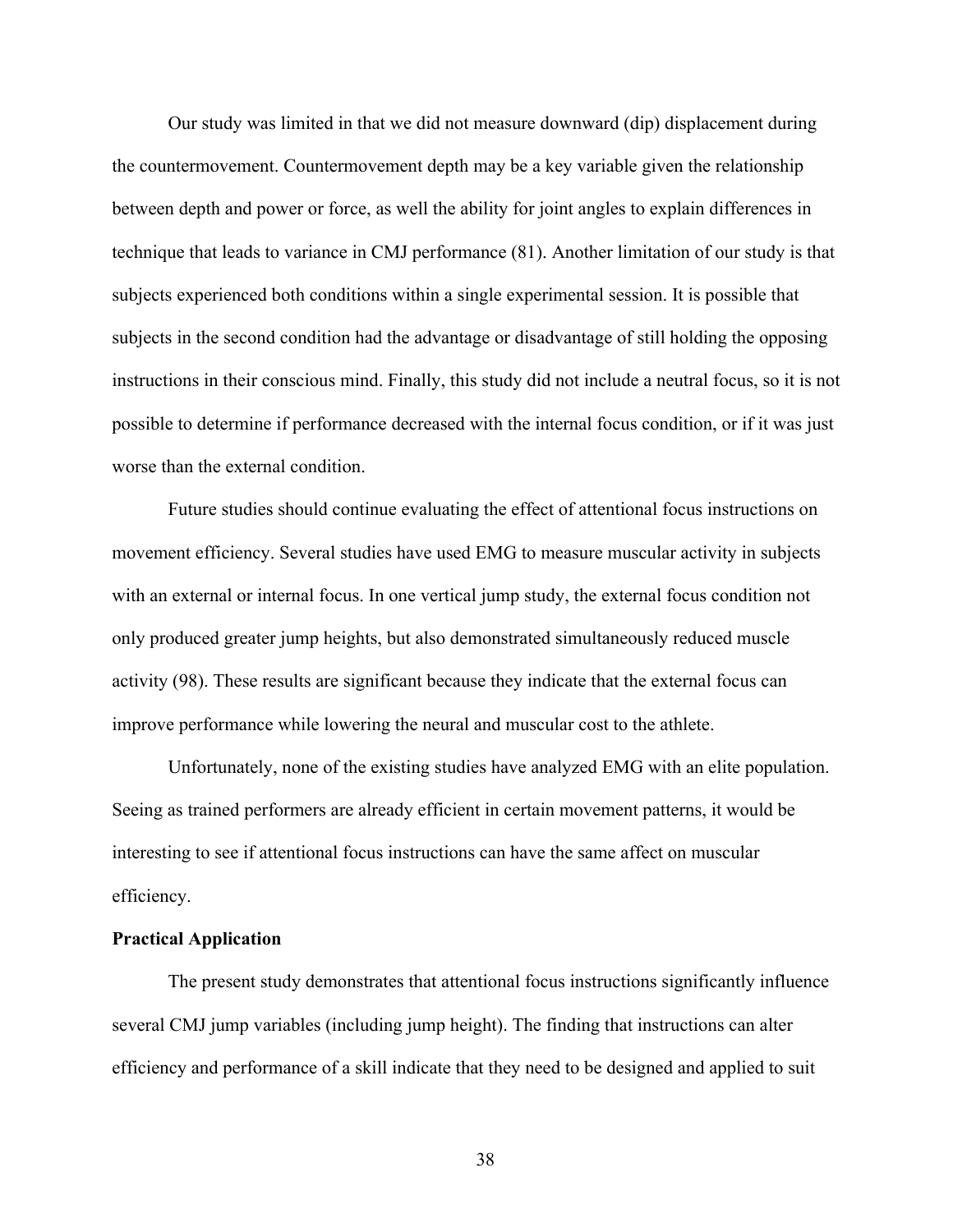Our study was limited in that we did not measure downward (dip) displacement during the countermovement. Countermovement depth may be a key variable given the relationship between depth and power or force, as well the ability for joint angles to explain differences in technique that leads to variance in CMJ performance (81). Another limitation of our study is that subjects experienced both conditions within a single experimental session. It is possible that subjects in the second condition had the advantage or disadvantage of still holding the opposing instructions in their conscious mind. Finally, this study did not include a neutral focus, so it is not possible to determine if performance decreased with the internal focus condition, or if it was just worse than the external condition.

Future studies should continue evaluating the effect of attentional focus instructions on movement efficiency. Several studies have used EMG to measure muscular activity in subjects with an external or internal focus. In one vertical jump study, the external focus condition not only produced greater jump heights, but also demonstrated simultaneously reduced muscle activity (98). These results are significant because they indicate that the external focus can improve performance while lowering the neural and muscular cost to the athlete.

Unfortunately, none of the existing studies have analyzed EMG with an elite population. Seeing as trained performers are already efficient in certain movement patterns, it would be interesting to see if attentional focus instructions can have the same affect on muscular efficiency.

**Practical Application**

The present study demonstrates that attentional focus instructions significantly influence several CMJ jump variables (including jump height). The finding that instructions can alter efficiency and performance of a skill indicate that they need to be designed and applied to suit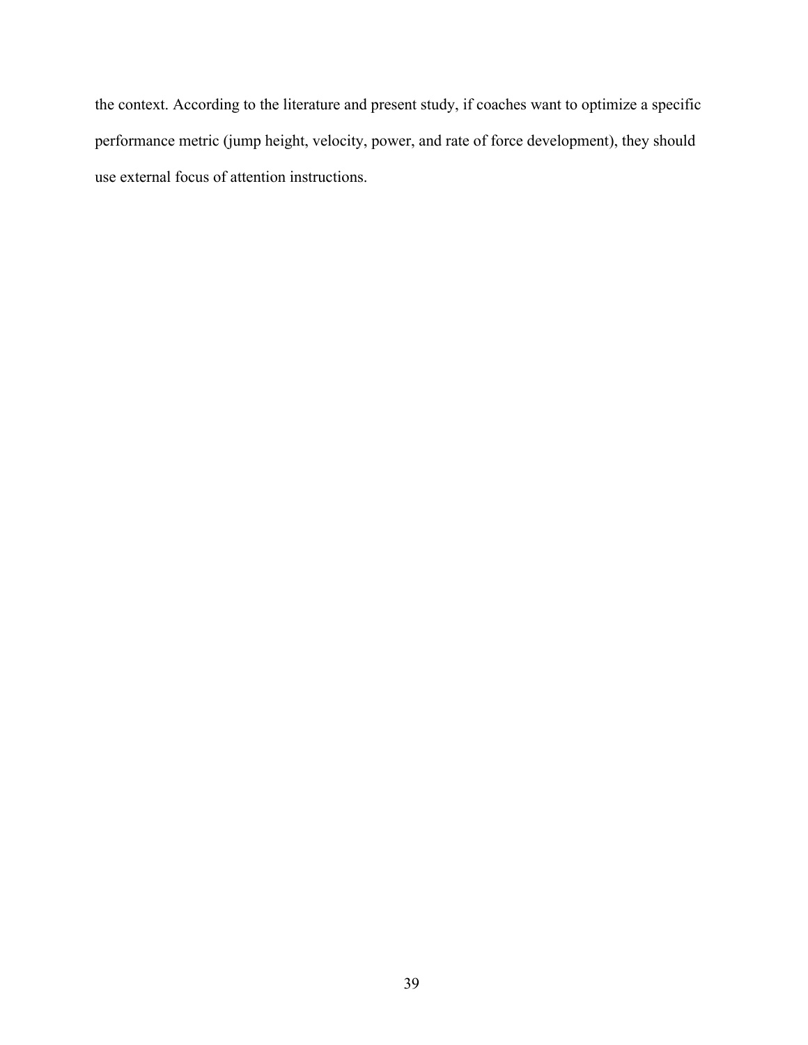the context. According to the literature and present study, if coaches want to optimize a specific performance metric (jump height, velocity, power, and rate of force development), they should use external focus of attention instructions.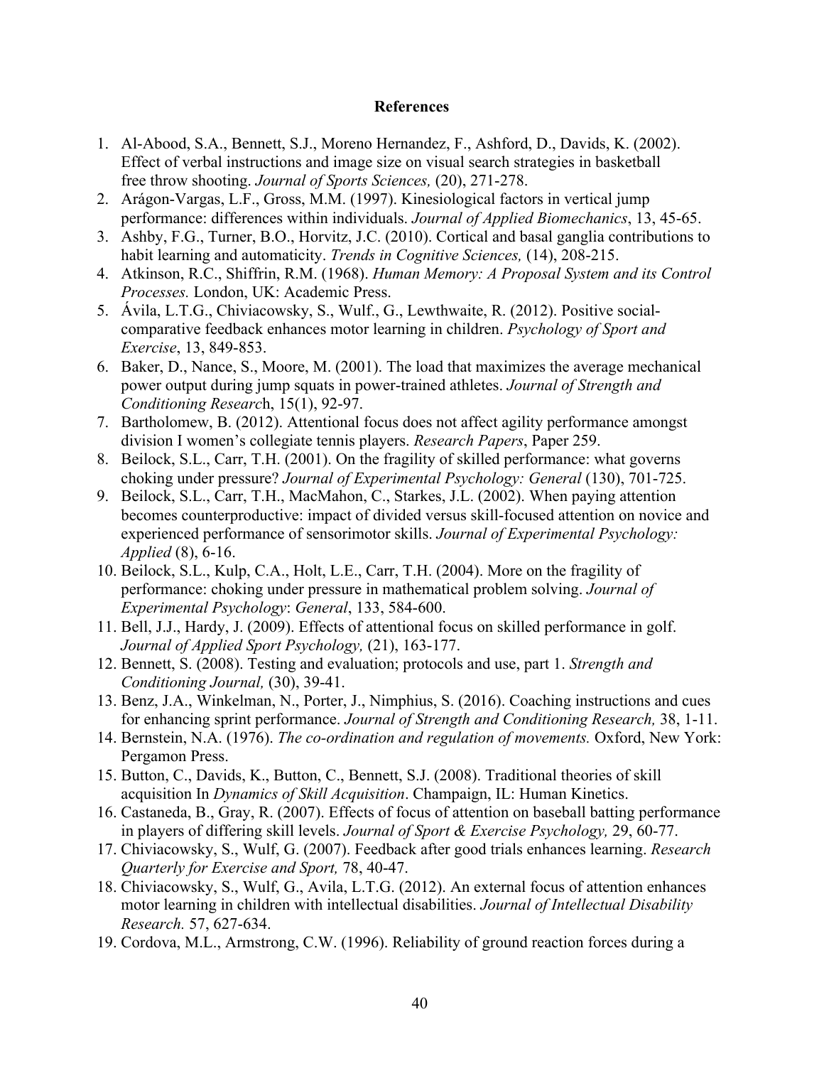## References

1. Al-Abood, S.A., Bennett, S.J., Moreno Hernandez, F., Ashford, D., Davids, K. (2002). Effect of verbal instructions and image size on visual search strategies in basketball free throw shooting. *Journal of Sports Sciences,* (20), 271-278.
2. Arágon-Vargas, L.F., Gross, M.M. (1997). Kinesiological factors in vertical jump performance: differences within individuals. *Journal of Applied Biomechanics*, 13, 45-65.
3. Ashby, F.G., Turner, B.O., Horvitz, J.C. (2010). Cortical and basal ganglia contributions to habit learning and automaticity. *Trends in Cognitive Sciences,* (14), 208-215.
4. Atkinson, R.C., Shiffrin, R.M. (1968). *Human Memory: A Proposal System and its Control Processes.* London, UK: Academic Press.
5. Ávila, L.T.G., Chiviacowsky, S., Wulf., G., Lewthwaite, R. (2012). Positive social-comparative feedback enhances motor learning in children. *Psychology of Sport and Exercise*, 13, 849-853.
6. Baker, D., Nance, S., Moore, M. (2001). The load that maximizes the average mechanical power output during jump squats in power-trained athletes. *Journal of Strength and Conditioning Research*, 15(1), 92-97.
7. Bartholomew, B. (2012). Attentional focus does not affect agility performance amongst division I women's collegiate tennis players. *Research Papers*, Paper 259.
8. Beilock, S.L., Carr, T.H. (2001). On the fragility of skilled performance: what governs choking under pressure? *Journal of Experimental Psychology: General* (130), 701-725.
9. Beilock, S.L., Carr, T.H., MacMahon, C., Starkes, J.L. (2002). When paying attention becomes counterproductive: impact of divided versus skill-focused attention on novice and experienced performance of sensorimotor skills. *Journal of Experimental Psychology: Applied* (8), 6-16.
10. Beilock, S.L., Kulp, C.A., Holt, L.E., Carr, T.H. (2004). More on the fragility of performance: choking under pressure in mathematical problem solving. *Journal of Experimental Psychology*: *General*, 133, 584-600.
11. Bell, J.J., Hardy, J. (2009). Effects of attentional focus on skilled performance in golf. *Journal of Applied Sport Psychology,* (21), 163-177.
12. Bennett, S. (2008). Testing and evaluation; protocols and use, part 1. *Strength and Conditioning Journal,* (30), 39-41.
13. Benz, J.A., Winkelman, N., Porter, J., Nimphius, S. (2016). Coaching instructions and cues for enhancing sprint performance. *Journal of Strength and Conditioning Research,* 38, 1-11.
14. Bernstein, N.A. (1976). *The co-ordination and regulation of movements.* Oxford, New York: Pergamon Press.
15. Button, C., Davids, K., Button, C., Bennett, S.J. (2008). Traditional theories of skill acquisition In *Dynamics of Skill Acquisition*. Champaign, IL: Human Kinetics.
16. Castaneda, B., Gray, R. (2007). Effects of focus of attention on baseball batting performance in players of differing skill levels. *Journal of Sport & Exercise Psychology,* 29, 60-77.
17. Chiviacowsky, S., Wulf, G. (2007). Feedback after good trials enhances learning. *Research Quarterly for Exercise and Sport,* 78, 40-47.
18. Chiviacowsky, S., Wulf, G., Avila, L.T.G. (2012). An external focus of attention enhances motor learning in children with intellectual disabilities. *Journal of Intellectual Disability Research.* 57, 627-634.
19. Cordova, M.L., Armstrong, C.W. (1996). Reliability of ground reaction forces during a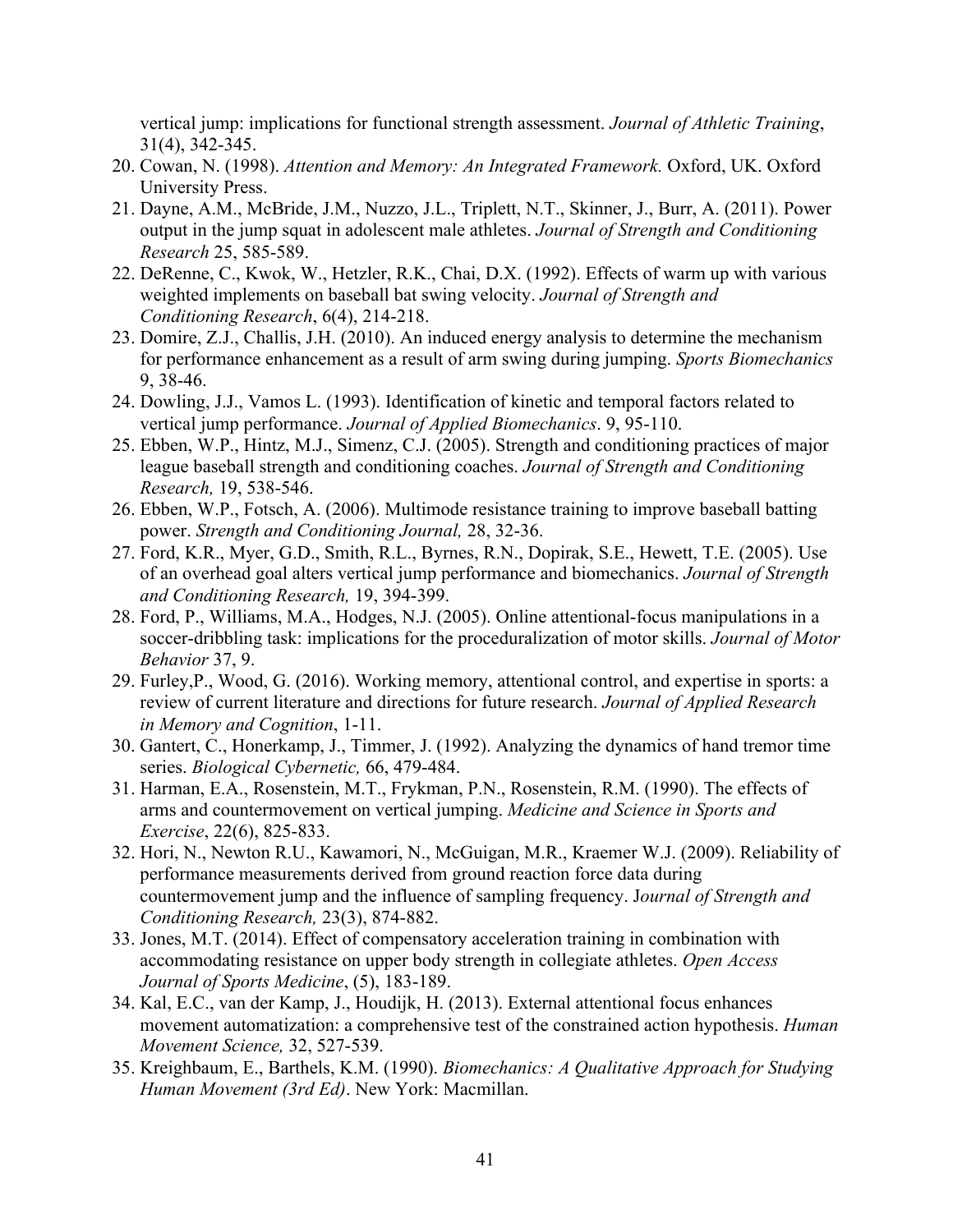vertical jump: implications for functional strength assessment. *Journal of Athletic Training*, 31(4), 342-345.

20. Cowan, N. (1998). *Attention and Memory: An Integrated Framework.* Oxford, UK. Oxford University Press.
21. Dayne, A.M., McBride, J.M., Nuzzo, J.L., Triplett, N.T., Skinner, J., Burr, A. (2011). Power output in the jump squat in adolescent male athletes. *Journal of Strength and Conditioning Research* 25, 585-589.
22. DeRenne, C., Kwok, W., Hetzler, R.K., Chai, D.X. (1992). Effects of warm up with various weighted implements on baseball bat swing velocity. *Journal of Strength and Conditioning Research*, 6(4), 214-218.
23. Domire, Z.J., Challis, J.H. (2010). An induced energy analysis to determine the mechanism for performance enhancement as a result of arm swing during jumping. *Sports Biomechanics* 9, 38-46.
24. Dowling, J.J., Vamos L. (1993). Identification of kinetic and temporal factors related to vertical jump performance. *Journal of Applied Biomechanics*. 9, 95-110.
25. Ebben, W.P., Hintz, M.J., Simenz, C.J. (2005). Strength and conditioning practices of major league baseball strength and conditioning coaches. *Journal of Strength and Conditioning Research,* 19, 538-546.
26. Ebben, W.P., Fotsch, A. (2006). Multimode resistance training to improve baseball batting power. *Strength and Conditioning Journal,* 28, 32-36.
27. Ford, K.R., Myer, G.D., Smith, R.L., Byrnes, R.N., Dopirak, S.E., Hewett, T.E. (2005). Use of an overhead goal alters vertical jump performance and biomechanics. *Journal of Strength and Conditioning Research,* 19, 394-399.
28. Ford, P., Williams, M.A., Hodges, N.J. (2005). Online attentional-focus manipulations in a soccer-dribbling task: implications for the proceduralization of motor skills. *Journal of Motor Behavior* 37, 9.
29. Furley,P., Wood, G. (2016). Working memory, attentional control, and expertise in sports: a review of current literature and directions for future research. *Journal of Applied Research in Memory and Cognition*, 1-11.
30. Gantert, C., Honerkamp, J., Timmer, J. (1992). Analyzing the dynamics of hand tremor time series. *Biological Cybernetic,* 66, 479-484.
31. Harman, E.A., Rosenstein, M.T., Frykman, P.N., Rosenstein, R.M. (1990). The effects of arms and countermovement on vertical jumping. *Medicine and Science in Sports and Exercise*, 22(6), 825-833.
32. Hori, N., Newton R.U., Kawamori, N., McGuigan, M.R., Kraemer W.J. (2009). Reliability of performance measurements derived from ground reaction force data during countermovement jump and the influence of sampling frequency. J*ournal of Strength and Conditioning Research,* 23(3), 874-882.
33. Jones, M.T. (2014). Effect of compensatory acceleration training in combination with accommodating resistance on upper body strength in collegiate athletes. *Open Access Journal of Sports Medicine*, (5), 183-189.
34. Kal, E.C., van der Kamp, J., Houdijk, H. (2013). External attentional focus enhances movement automatization: a comprehensive test of the constrained action hypothesis. *Human Movement Science,* 32, 527-539.
35. Kreighbaum, E., Barthels, K.M. (1990). *Biomechanics: A Qualitative Approach for Studying Human Movement (3rd Ed)*. New York: Macmillan.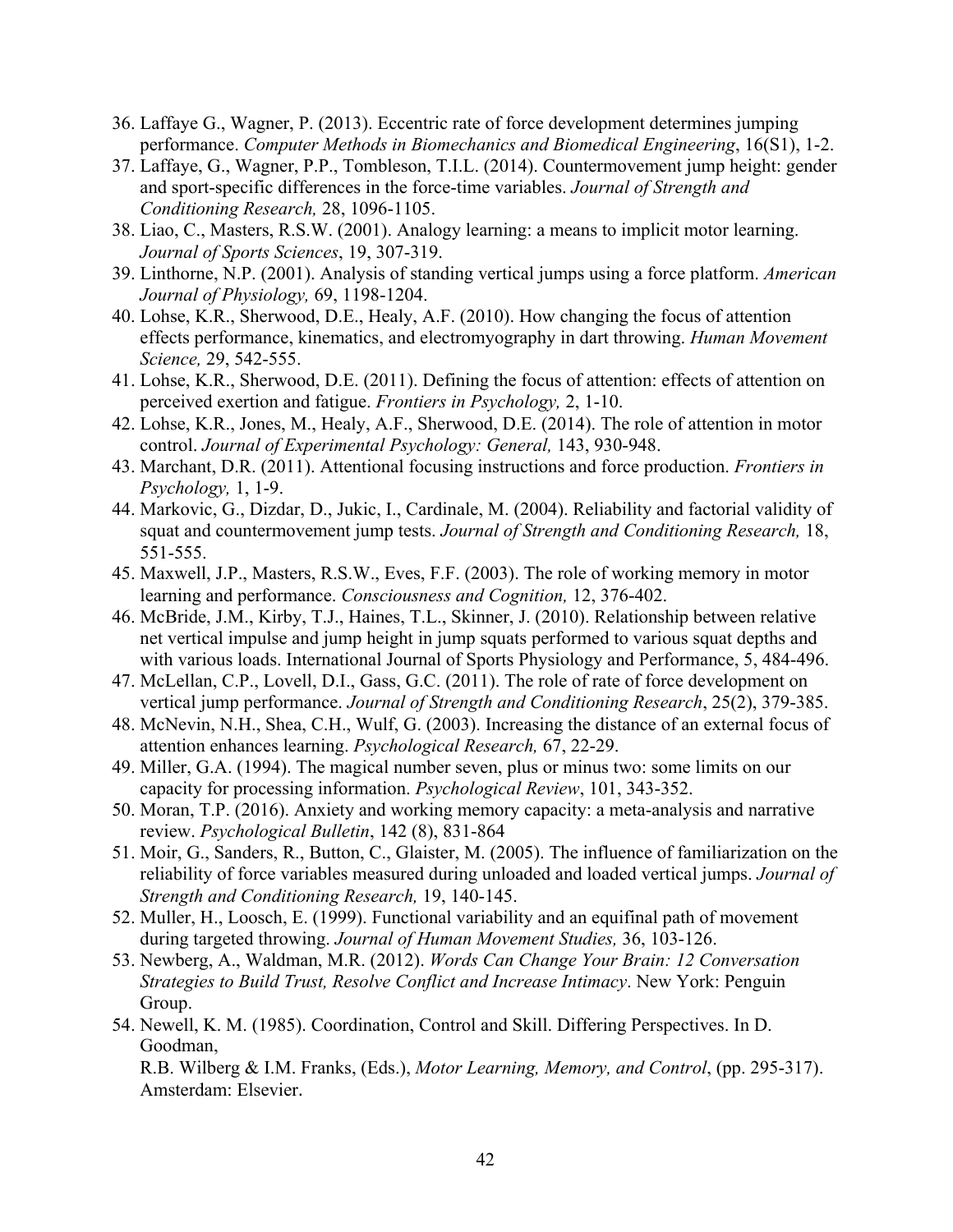36. Laffaye G., Wagner, P. (2013). Eccentric rate of force development determines jumping performance. *Computer Methods in Biomechanics and Biomedical Engineering*, 16(S1), 1-2.
37. Laffaye, G., Wagner, P.P., Tombleson, T.I.L. (2014). Countermovement jump height: gender and sport-specific differences in the force-time variables. *Journal of Strength and Conditioning Research,* 28, 1096-1105.
38. Liao, C., Masters, R.S.W. (2001). Analogy learning: a means to implicit motor learning. *Journal of Sports Sciences*, 19, 307-319.
39. Linthorne, N.P. (2001). Analysis of standing vertical jumps using a force platform. *American Journal of Physiology,* 69, 1198-1204.
40. Lohse, K.R., Sherwood, D.E., Healy, A.F. (2010). How changing the focus of attention effects performance, kinematics, and electromyography in dart throwing. *Human Movement Science,* 29, 542-555.
41. Lohse, K.R., Sherwood, D.E. (2011). Defining the focus of attention: effects of attention on perceived exertion and fatigue. *Frontiers in Psychology,* 2, 1-10.
42. Lohse, K.R., Jones, M., Healy, A.F., Sherwood, D.E. (2014). The role of attention in motor control. *Journal of Experimental Psychology: General,* 143, 930-948.
43. Marchant, D.R. (2011). Attentional focusing instructions and force production. *Frontiers in Psychology,* 1, 1-9.
44. Markovic, G., Dizdar, D., Jukic, I., Cardinale, M. (2004). Reliability and factorial validity of squat and countermovement jump tests. *Journal of Strength and Conditioning Research,* 18, 551-555.
45. Maxwell, J.P., Masters, R.S.W., Eves, F.F. (2003). The role of working memory in motor learning and performance. *Consciousness and Cognition,* 12, 376-402.
46. McBride, J.M., Kirby, T.J., Haines, T.L., Skinner, J. (2010). Relationship between relative net vertical impulse and jump height in jump squats performed to various squat depths and with various loads. International Journal of Sports Physiology and Performance, 5, 484-496.
47. McLellan, C.P., Lovell, D.I., Gass, G.C. (2011). The role of rate of force development on vertical jump performance. *Journal of Strength and Conditioning Research*, 25(2), 379-385.
48. McNevin, N.H., Shea, C.H., Wulf, G. (2003). Increasing the distance of an external focus of attention enhances learning. *Psychological Research,* 67, 22-29.
49. Miller, G.A. (1994). The magical number seven, plus or minus two: some limits on our capacity for processing information. *Psychological Review*, 101, 343-352.
50. Moran, T.P. (2016). Anxiety and working memory capacity: a meta-analysis and narrative review. *Psychological Bulletin*, 142 (8), 831-864
51. Moir, G., Sanders, R., Button, C., Glaister, M. (2005). The influence of familiarization on the reliability of force variables measured during unloaded and loaded vertical jumps. *Journal of Strength and Conditioning Research,* 19, 140-145.
52. Muller, H., Loosch, E. (1999). Functional variability and an equifinal path of movement during targeted throwing. *Journal of Human Movement Studies,* 36, 103-126.
53. Newberg, A., Waldman, M.R. (2012). *Words Can Change Your Brain: 12 Conversation Strategies to Build Trust, Resolve Conflict and Increase Intimacy*. New York: Penguin Group.
54. Newell, K. M. (1985). Coordination, Control and Skill. Differing Perspectives. In D. Goodman,
    R.B. Wilberg & I.M. Franks, (Eds.), *Motor Learning, Memory, and Control*, (pp. 295-317). Amsterdam: Elsevier.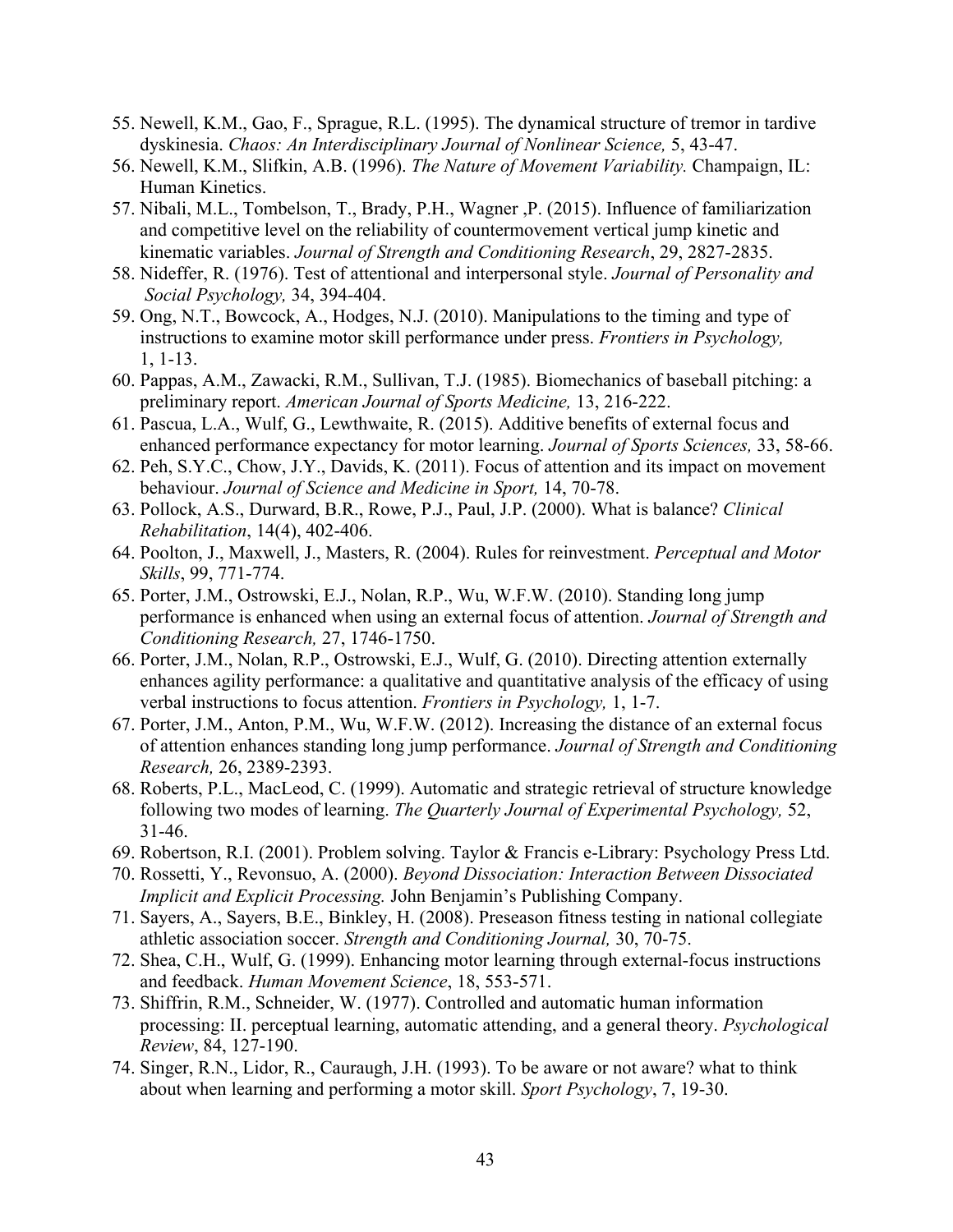55. Newell, K.M., Gao, F., Sprague, R.L. (1995). The dynamical structure of tremor in tardive dyskinesia. *Chaos: An Interdisciplinary Journal of Nonlinear Science,* 5, 43-47.
56. Newell, K.M., Slifkin, A.B. (1996). *The Nature of Movement Variability.* Champaign, IL: Human Kinetics.
57. Nibali, M.L., Tombelson, T., Brady, P.H., Wagner ,P. (2015). Influence of familiarization and competitive level on the reliability of countermovement vertical jump kinetic and kinematic variables. *Journal of Strength and Conditioning Research*, 29, 2827-2835.
58. Nideffer, R. (1976). Test of attentional and interpersonal style. *Journal of Personality and Social Psychology,* 34, 394-404.
59. Ong, N.T., Bowcock, A., Hodges, N.J. (2010). Manipulations to the timing and type of instructions to examine motor skill performance under press. *Frontiers in Psychology,* 1, 1-13.
60. Pappas, A.M., Zawacki, R.M., Sullivan, T.J. (1985). Biomechanics of baseball pitching: a preliminary report. *American Journal of Sports Medicine,* 13, 216-222.
61. Pascua, L.A., Wulf, G., Lewthwaite, R. (2015). Additive benefits of external focus and enhanced performance expectancy for motor learning. *Journal of Sports Sciences,* 33, 58-66.
62. Peh, S.Y.C., Chow, J.Y., Davids, K. (2011). Focus of attention and its impact on movement behaviour. *Journal of Science and Medicine in Sport,* 14, 70-78.
63. Pollock, A.S., Durward, B.R., Rowe, P.J., Paul, J.P. (2000). What is balance? *Clinical Rehabilitation*, 14(4), 402-406.
64. Poolton, J., Maxwell, J., Masters, R. (2004). Rules for reinvestment. *Perceptual and Motor Skills*, 99, 771-774.
65. Porter, J.M., Ostrowski, E.J., Nolan, R.P., Wu, W.F.W. (2010). Standing long jump performance is enhanced when using an external focus of attention. *Journal of Strength and Conditioning Research,* 27, 1746-1750.
66. Porter, J.M., Nolan, R.P., Ostrowski, E.J., Wulf, G. (2010). Directing attention externally enhances agility performance: a qualitative and quantitative analysis of the efficacy of using verbal instructions to focus attention. *Frontiers in Psychology,* 1, 1-7.
67. Porter, J.M., Anton, P.M., Wu, W.F.W. (2012). Increasing the distance of an external focus of attention enhances standing long jump performance. *Journal of Strength and Conditioning Research,* 26, 2389-2393.
68. Roberts, P.L., MacLeod, C. (1999). Automatic and strategic retrieval of structure knowledge following two modes of learning. *The Quarterly Journal of Experimental Psychology,* 52, 31-46.
69. Robertson, R.I. (2001). Problem solving. Taylor & Francis e-Library: Psychology Press Ltd.
70. Rossetti, Y., Revonsuo, A. (2000). *Beyond Dissociation: Interaction Between Dissociated Implicit and Explicit Processing.* John Benjamin's Publishing Company.
71. Sayers, A., Sayers, B.E., Binkley, H. (2008). Preseason fitness testing in national collegiate athletic association soccer. *Strength and Conditioning Journal,* 30, 70-75.
72. Shea, C.H., Wulf, G. (1999). Enhancing motor learning through external-focus instructions and feedback. *Human Movement Science*, 18, 553-571.
73. Shiffrin, R.M., Schneider, W. (1977). Controlled and automatic human information processing: II. perceptual learning, automatic attending, and a general theory. *Psychological Review*, 84, 127-190.
74. Singer, R.N., Lidor, R., Cauraugh, J.H. (1993). To be aware or not aware? what to think about when learning and performing a motor skill. *Sport Psychology*, 7, 19-30.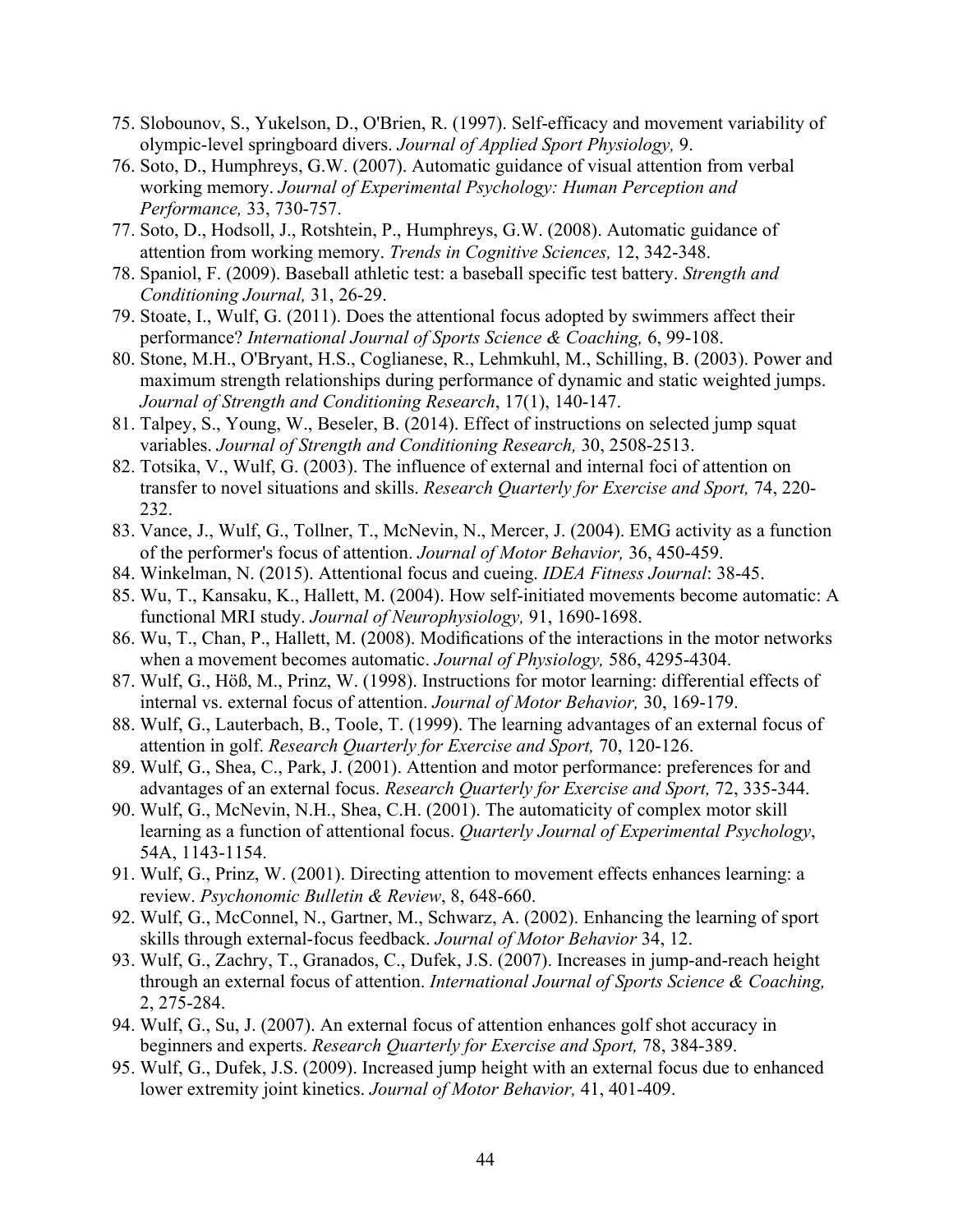75. Slobounov, S., Yukelson, D., O'Brien, R. (1997). Self-efficacy and movement variability of olympic-level springboard divers. *Journal of Applied Sport Physiology,* 9.
76. Soto, D., Humphreys, G.W. (2007). Automatic guidance of visual attention from verbal working memory. *Journal of Experimental Psychology: Human Perception and Performance,* 33, 730-757.
77. Soto, D., Hodsoll, J., Rotshtein, P., Humphreys, G.W. (2008). Automatic guidance of attention from working memory. *Trends in Cognitive Sciences,* 12, 342-348.
78. Spaniol, F. (2009). Baseball athletic test: a baseball specific test battery. *Strength and Conditioning Journal,* 31, 26-29.
79. Stoate, I., Wulf, G. (2011). Does the attentional focus adopted by swimmers affect their performance? *International Journal of Sports Science & Coaching,* 6, 99-108.
80. Stone, M.H., O'Bryant, H.S., Coglianese, R., Lehmkuhl, M., Schilling, B. (2003). Power and maximum strength relationships during performance of dynamic and static weighted jumps. *Journal of Strength and Conditioning Research*, 17(1), 140-147.
81. Talpey, S., Young, W., Beseler, B. (2014). Effect of instructions on selected jump squat variables. *Journal of Strength and Conditioning Research,* 30, 2508-2513.
82. Totsika, V., Wulf, G. (2003). The influence of external and internal foci of attention on transfer to novel situations and skills. *Research Quarterly for Exercise and Sport,* 74, 220-232.
83. Vance, J., Wulf, G., Tollner, T., McNevin, N., Mercer, J. (2004). EMG activity as a function of the performer's focus of attention. *Journal of Motor Behavior,* 36, 450-459.
84. Winkelman, N. (2015). Attentional focus and cueing. *IDEA Fitness Journal*: 38-45.
85. Wu, T., Kansaku, K., Hallett, M. (2004). How self-initiated movements become automatic: A functional MRI study. *Journal of Neurophysiology,* 91, 1690-1698.
86. Wu, T., Chan, P., Hallett, M. (2008). Modifications of the interactions in the motor networks when a movement becomes automatic. *Journal of Physiology,* 586, 4295-4304.
87. Wulf, G., Höß, M., Prinz, W. (1998). Instructions for motor learning: differential effects of internal vs. external focus of attention. *Journal of Motor Behavior,* 30, 169-179.
88. Wulf, G., Lauterbach, B., Toole, T. (1999). The learning advantages of an external focus of attention in golf. *Research Quarterly for Exercise and Sport,* 70, 120-126.
89. Wulf, G., Shea, C., Park, J. (2001). Attention and motor performance: preferences for and advantages of an external focus. *Research Quarterly for Exercise and Sport,* 72, 335-344.
90. Wulf, G., McNevin, N.H., Shea, C.H. (2001). The automaticity of complex motor skill learning as a function of attentional focus. *Quarterly Journal of Experimental Psychology*, 54A, 1143-1154.
91. Wulf, G., Prinz, W. (2001). Directing attention to movement effects enhances learning: a review. *Psychonomic Bulletin & Review*, 8, 648-660.
92. Wulf, G., McConnel, N., Gartner, M., Schwarz, A. (2002). Enhancing the learning of sport skills through external-focus feedback. *Journal of Motor Behavior* 34, 12.
93. Wulf, G., Zachry, T., Granados, C., Dufek, J.S. (2007). Increases in jump-and-reach height through an external focus of attention. *International Journal of Sports Science & Coaching,* 2, 275-284.
94. Wulf, G., Su, J. (2007). An external focus of attention enhances golf shot accuracy in beginners and experts. *Research Quarterly for Exercise and Sport,* 78, 384-389.
95. Wulf, G., Dufek, J.S. (2009). Increased jump height with an external focus due to enhanced lower extremity joint kinetics. *Journal of Motor Behavior,* 41, 401-409.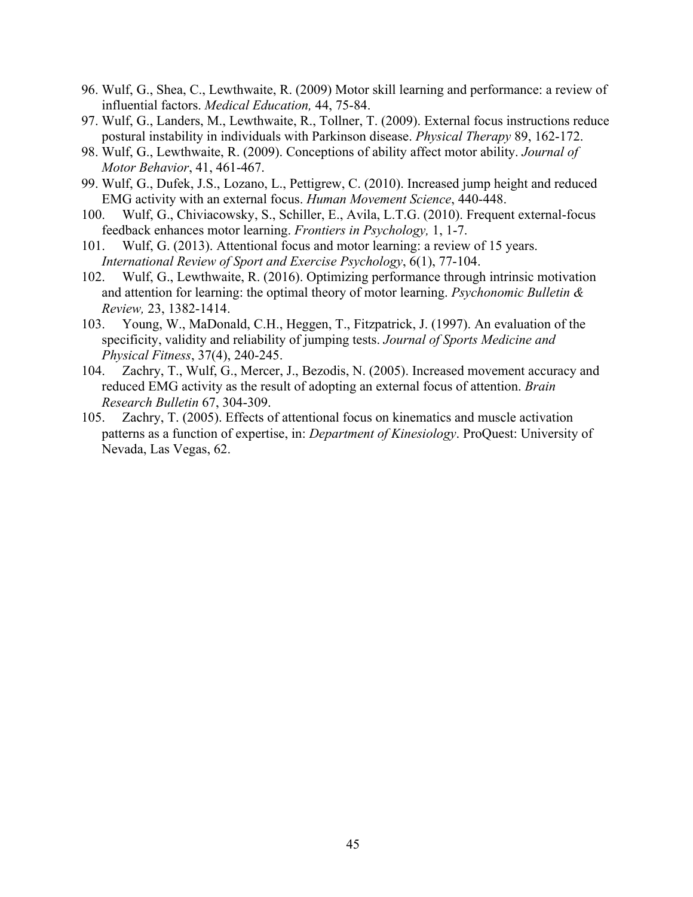96. Wulf, G., Shea, C., Lewthwaite, R. (2009) Motor skill learning and performance: a review of influential factors. *Medical Education,* 44, 75-84.
97. Wulf, G., Landers, M., Lewthwaite, R., Tollner, T. (2009). External focus instructions reduce postural instability in individuals with Parkinson disease. *Physical Therapy* 89, 162-172.
98. Wulf, G., Lewthwaite, R. (2009). Conceptions of ability affect motor ability. *Journal of Motor Behavior*, 41, 461-467.
99. Wulf, G., Dufek, J.S., Lozano, L., Pettigrew, C. (2010). Increased jump height and reduced EMG activity with an external focus. *Human Movement Science*, 440-448.
100. Wulf, G., Chiviacowsky, S., Schiller, E., Avila, L.T.G. (2010). Frequent external-focus feedback enhances motor learning. *Frontiers in Psychology,* 1, 1-7.
101. Wulf, G. (2013). Attentional focus and motor learning: a review of 15 years. *International Review of Sport and Exercise Psychology*, 6(1), 77-104.
102. Wulf, G., Lewthwaite, R. (2016). Optimizing performance through intrinsic motivation and attention for learning: the optimal theory of motor learning. *Psychonomic Bulletin & Review,* 23, 1382-1414.
103. Young, W., MaDonald, C.H., Heggen, T., Fitzpatrick, J. (1997). An evaluation of the specificity, validity and reliability of jumping tests. *Journal of Sports Medicine and Physical Fitness*, 37(4), 240-245.
104. Zachry, T., Wulf, G., Mercer, J., Bezodis, N. (2005). Increased movement accuracy and reduced EMG activity as the result of adopting an external focus of attention. *Brain Research Bulletin* 67, 304-309.
105. Zachry, T. (2005). Effects of attentional focus on kinematics and muscle activation patterns as a function of expertise, in: *Department of Kinesiology*. ProQuest: University of Nevada, Las Vegas, 62.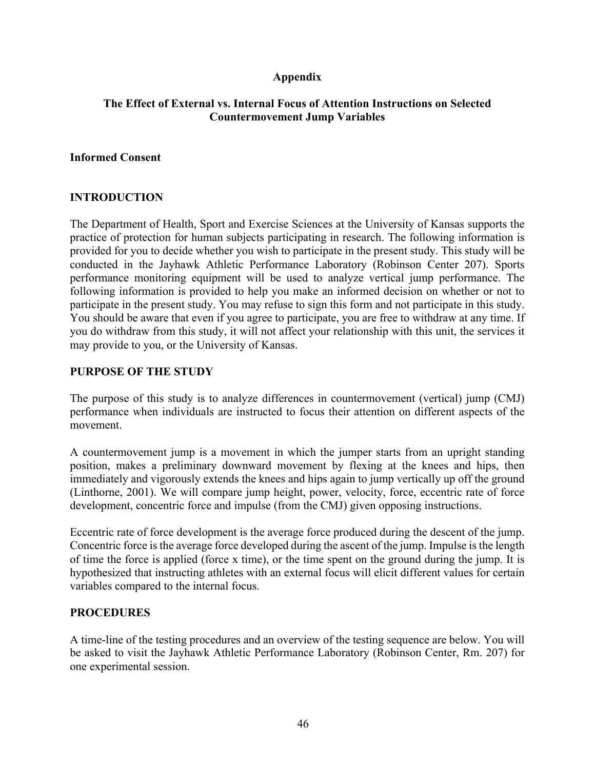# Appendix

## The Effect of External vs. Internal Focus of Attention Instructions on Selected Countermovement Jump Variables

**Informed Consent**

### INTRODUCTION

The Department of Health, Sport and Exercise Sciences at the University of Kansas supports the practice of protection for human subjects participating in research. The following information is provided for you to decide whether you wish to participate in the present study. This study will be conducted in the Jayhawk Athletic Performance Laboratory (Robinson Center 207). Sports performance monitoring equipment will be used to analyze vertical jump performance. The following information is provided to help you make an informed decision on whether or not to participate in the present study. You may refuse to sign this form and not participate in this study. You should be aware that even if you agree to participate, you are free to withdraw at any time. If you do withdraw from this study, it will not affect your relationship with this unit, the services it may provide to you, or the University of Kansas.

### PURPOSE OF THE STUDY

The purpose of this study is to analyze differences in countermovement (vertical) jump (CMJ) performance when individuals are instructed to focus their attention on different aspects of the movement.

A countermovement jump is a movement in which the jumper starts from an upright standing position, makes a preliminary downward movement by flexing at the knees and hips, then immediately and vigorously extends the knees and hips again to jump vertically up off the ground (Linthorne, 2001). We will compare jump height, power, velocity, force, eccentric rate of force development, concentric force and impulse (from the CMJ) given opposing instructions.

Eccentric rate of force development is the average force produced during the descent of the jump. Concentric force is the average force developed during the ascent of the jump. Impulse is the length of time the force is applied (force x time), or the time spent on the ground during the jump. It is hypothesized that instructing athletes with an external focus will elicit different values for certain variables compared to the internal focus.

### PROCEDURES

A time-line of the testing procedures and an overview of the testing sequence are below. You will be asked to visit the Jayhawk Athletic Performance Laboratory (Robinson Center, Rm. 207) for one experimental session.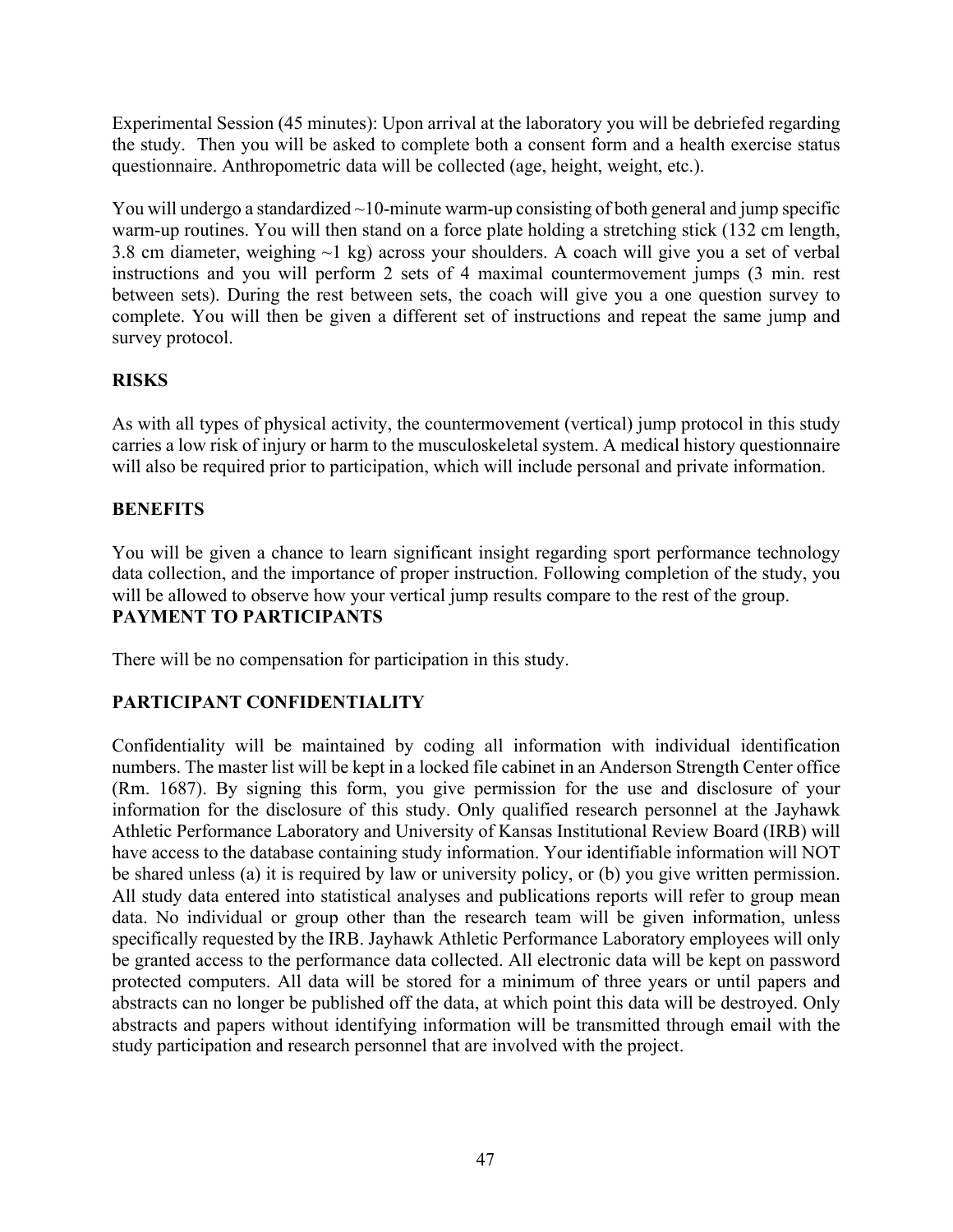Experimental Session (45 minutes): Upon arrival at the laboratory you will be debriefed regarding the study. Then you will be asked to complete both a consent form and a health exercise status questionnaire. Anthropometric data will be collected (age, height, weight, etc.).

You will undergo a standardized ~10-minute warm-up consisting of both general and jump specific warm-up routines. You will then stand on a force plate holding a stretching stick (132 cm length, 3.8 cm diameter, weighing ~1 kg) across your shoulders. A coach will give you a set of verbal instructions and you will perform 2 sets of 4 maximal countermovement jumps (3 min. rest between sets). During the rest between sets, the coach will give you a one question survey to complete. You will then be given a different set of instructions and repeat the same jump and survey protocol.

**RISKS**

As with all types of physical activity, the countermovement (vertical) jump protocol in this study carries a low risk of injury or harm to the musculoskeletal system. A medical history questionnaire will also be required prior to participation, which will include personal and private information.

**BENEFITS**

You will be given a chance to learn significant insight regarding sport performance technology data collection, and the importance of proper instruction. Following completion of the study, you will be allowed to observe how your vertical jump results compare to the rest of the group.

**PAYMENT TO PARTICIPANTS**

There will be no compensation for participation in this study.

**PARTICIPANT CONFIDENTIALITY**

Confidentiality will be maintained by coding all information with individual identification numbers. The master list will be kept in a locked file cabinet in an Anderson Strength Center office (Rm. 1687). By signing this form, you give permission for the use and disclosure of your information for the disclosure of this study. Only qualified research personnel at the Jayhawk Athletic Performance Laboratory and University of Kansas Institutional Review Board (IRB) will have access to the database containing study information. Your identifiable information will NOT be shared unless (a) it is required by law or university policy, or (b) you give written permission. All study data entered into statistical analyses and publications reports will refer to group mean data. No individual or group other than the research team will be given information, unless specifically requested by the IRB. Jayhawk Athletic Performance Laboratory employees will only be granted access to the performance data collected. All electronic data will be kept on password protected computers. All data will be stored for a minimum of three years or until papers and abstracts can no longer be published off the data, at which point this data will be destroyed. Only abstracts and papers without identifying information will be transmitted through email with the study participation and research personnel that are involved with the project.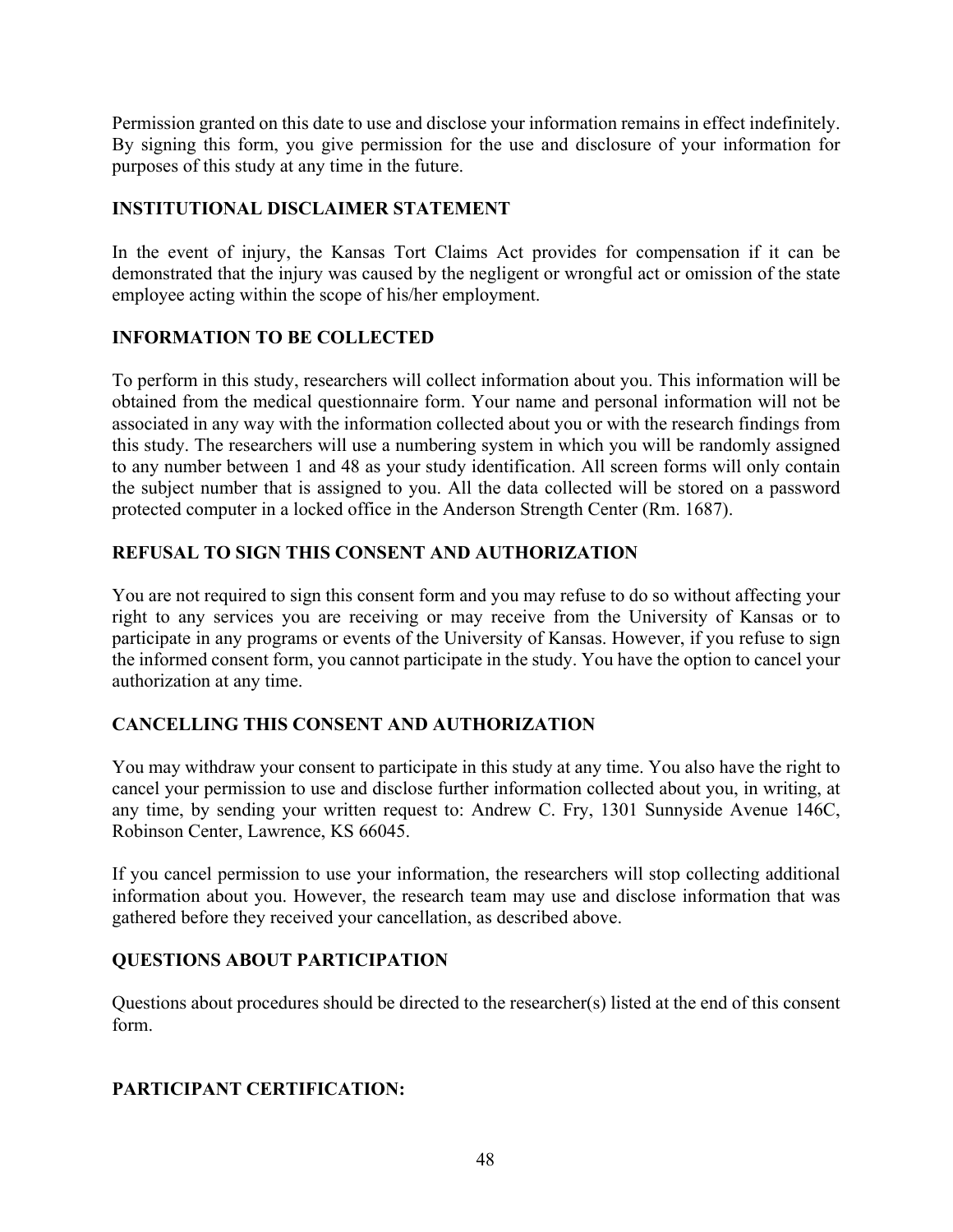Permission granted on this date to use and disclose your information remains in effect indefinitely. By signing this form, you give permission for the use and disclosure of your information for purposes of this study at any time in the future.

**INSTITUTIONAL DISCLAIMER STATEMENT**

In the event of injury, the Kansas Tort Claims Act provides for compensation if it can be demonstrated that the injury was caused by the negligent or wrongful act or omission of the state employee acting within the scope of his/her employment.

**INFORMATION TO BE COLLECTED**

To perform in this study, researchers will collect information about you. This information will be obtained from the medical questionnaire form. Your name and personal information will not be associated in any way with the information collected about you or with the research findings from this study. The researchers will use a numbering system in which you will be randomly assigned to any number between 1 and 48 as your study identification. All screen forms will only contain the subject number that is assigned to you. All the data collected will be stored on a password protected computer in a locked office in the Anderson Strength Center (Rm. 1687).

**REFUSAL TO SIGN THIS CONSENT AND AUTHORIZATION**

You are not required to sign this consent form and you may refuse to do so without affecting your right to any services you are receiving or may receive from the University of Kansas or to participate in any programs or events of the University of Kansas. However, if you refuse to sign the informed consent form, you cannot participate in the study. You have the option to cancel your authorization at any time.

**CANCELLING THIS CONSENT AND AUTHORIZATION**

You may withdraw your consent to participate in this study at any time. You also have the right to cancel your permission to use and disclose further information collected about you, in writing, at any time, by sending your written request to: Andrew C. Fry, 1301 Sunnyside Avenue 146C, Robinson Center, Lawrence, KS 66045.

If you cancel permission to use your information, the researchers will stop collecting additional information about you. However, the research team may use and disclose information that was gathered before they received your cancellation, as described above.

**QUESTIONS ABOUT PARTICIPATION**

Questions about procedures should be directed to the researcher(s) listed at the end of this consent form.

**PARTICIPANT CERTIFICATION:**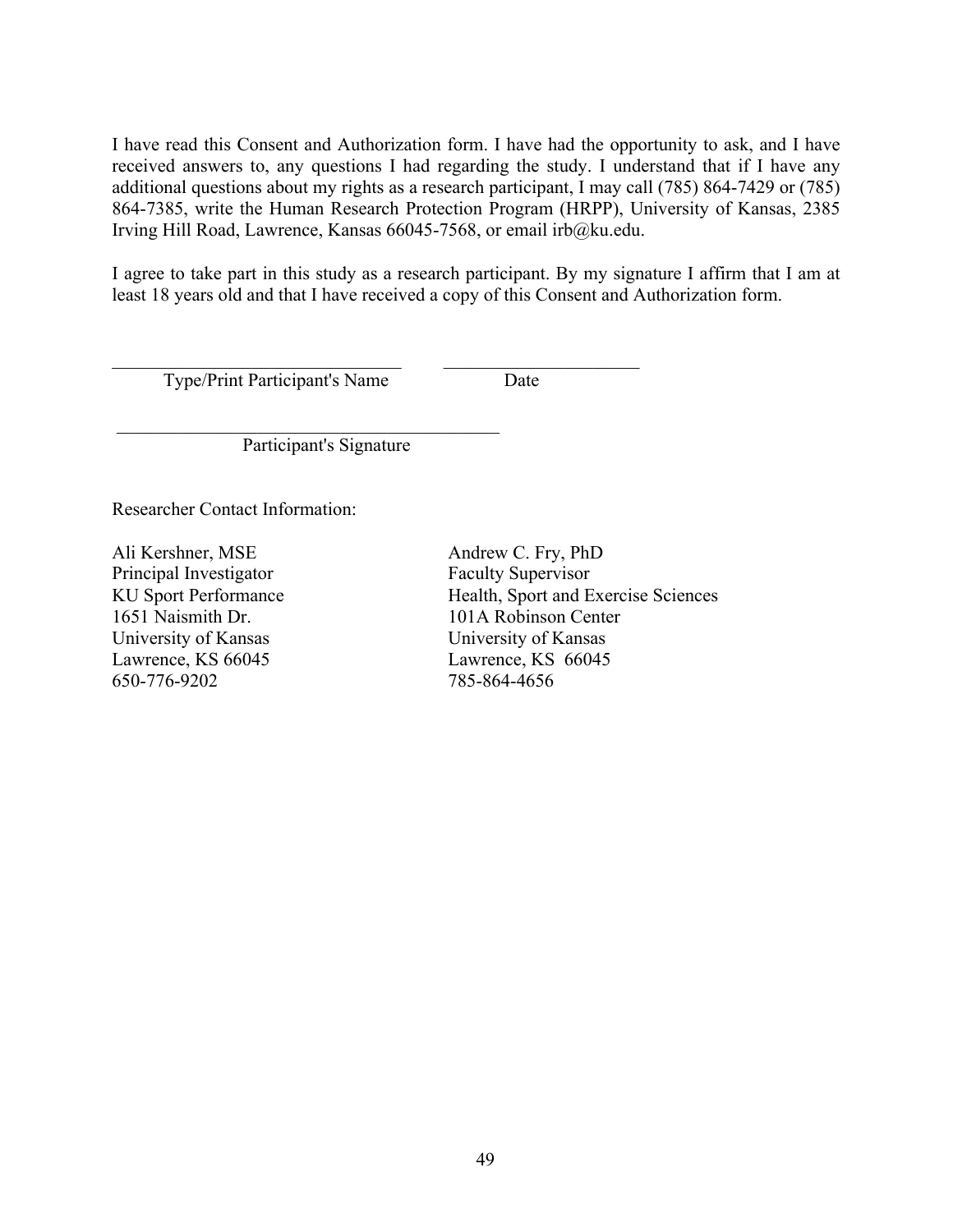I have read this Consent and Authorization form. I have had the opportunity to ask, and I have received answers to, any questions I had regarding the study. I understand that if I have any additional questions about my rights as a research participant, I may call (785) 864-7429 or (785) 864-7385, write the Human Research Protection Program (HRPP), University of Kansas, 2385 Irving Hill Road, Lawrence, Kansas 66045-7568, or email irb@ku.edu.

I agree to take part in this study as a research participant. By my signature I affirm that I am at least 18 years old and that I have received a copy of this Consent and Authorization form.

_________________________________ ______________________

Type/Print Participant's Name Date

___________________________________________

Participant's Signature

Researcher Contact Information:

Ali Kershner, MSE
Principal Investigator
KU Sport Performance
1651 Naismith Dr.
University of Kansas
Lawrence, KS 66045
650-776-9202

Andrew C. Fry, PhD
Faculty Supervisor
Health, Sport and Exercise Sciences
101A Robinson Center
University of Kansas
Lawrence, KS 66045
785-864-4656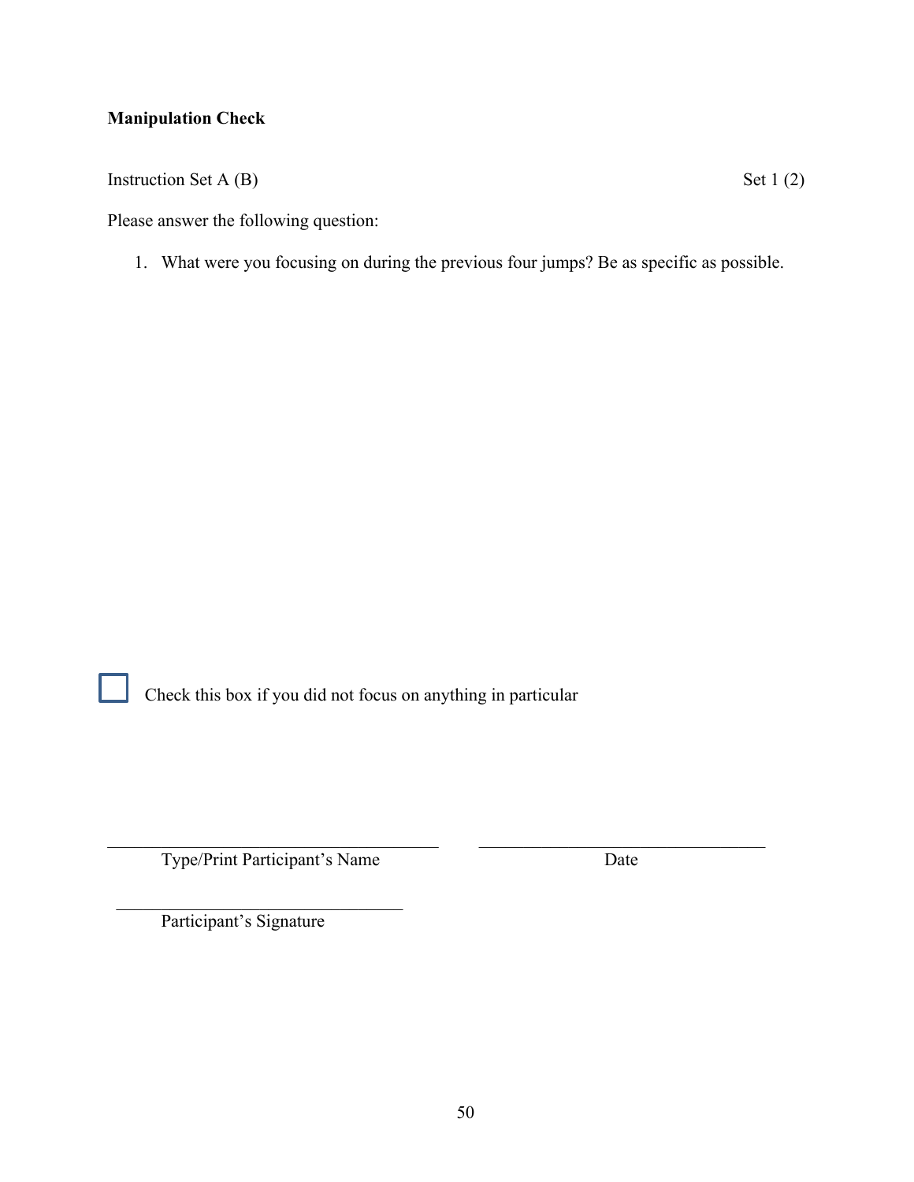**Manipulation Check**

Instruction Set A (B) Set 1 (2)

Please answer the following question:

1. What were you focusing on during the previous four jumps? Be as specific as possible.

☐ Check this box if you did not focus on anything in particular

\_\_\_\_\_\_\_\_\_\_\_\_\_\_\_\_\_\_\_\_\_\_\_\_\_\_\_\_\_\_\_\_\_\_\_\_ \_\_\_\_\_\_\_\_\_\_\_\_\_\_\_\_\_\_\_\_\_\_\_\_\_\_\_\_\_\_\_\_\_\_\_\_

Type/Print Participant's Name Date

\_\_\_\_\_\_\_\_\_\_\_\_\_\_\_\_\_\_\_\_\_\_\_\_\_\_\_\_\_\_\_\_\_\_\_\_

Participant's Signature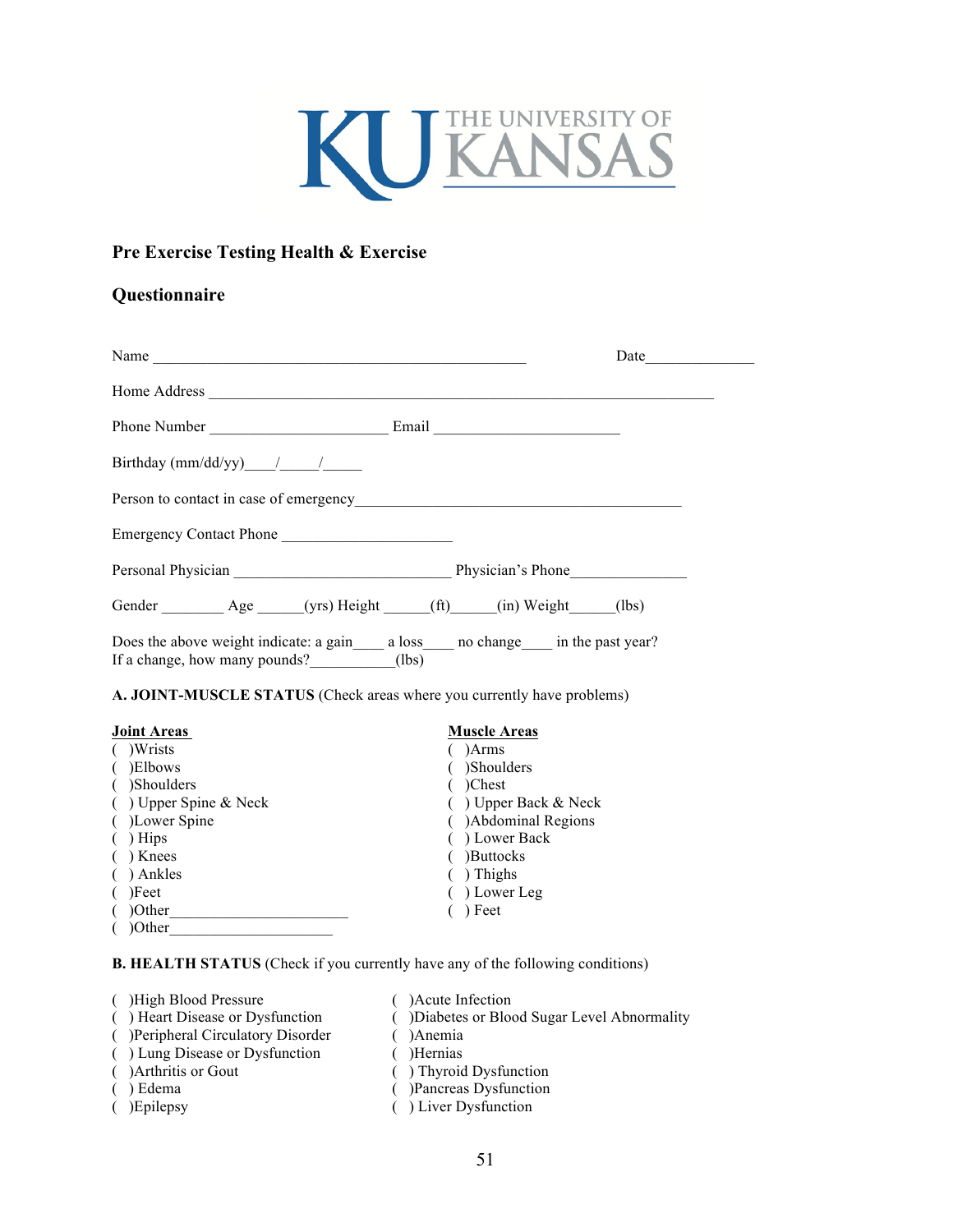THE UNIVERSITY OF KANSAS

**Pre Exercise Testing Health & Exercise**

**Questionnaire**

Name _________________________________________________ Date______________

Home Address __________________________________________________________________

Phone Number ______________________ Email _______________________

Birthday (mm/dd/yy)____/_____/_____

Person to contact in case of emergency_________________________________________

Emergency Contact Phone _____________________

Personal Physician ___________________________ Physician's Phone______________

Gender ________ Age ______(yrs) Height ______(ft)______(in) Weight______(lbs)

Does the above weight indicate: a gain____ a loss____ no change____ in the past year?
If a change, how many pounds?___________(lbs)

**A. JOINT-MUSCLE STATUS** (Check areas where you currently have problems)

**Joint Areas**

( )Wrists
( )Elbows
( )Shoulders
( ) Upper Spine & Neck
( )Lower Spine
( ) Hips
( ) Knees
( ) Ankles
( )Feet
( )Other_______________________
( )Other_____________________

**Muscle Areas**

( )Arms
( )Shoulders
( )Chest
( ) Upper Back & Neck
( )Abdominal Regions
( ) Lower Back
( )Buttocks
( ) Thighs
( ) Lower Leg
( ) Feet

**B. HEALTH STATUS** (Check if you currently have any of the following conditions)

( )High Blood Pressure
( ) Heart Disease or Dysfunction
( )Peripheral Circulatory Disorder
( ) Lung Disease or Dysfunction
( )Arthritis or Gout
( ) Edema
( )Epilepsy
( )Acute Infection
( )Diabetes or Blood Sugar Level Abnormality
( )Anemia
( )Hernias
( ) Thyroid Dysfunction
( )Pancreas Dysfunction
( ) Liver Dysfunction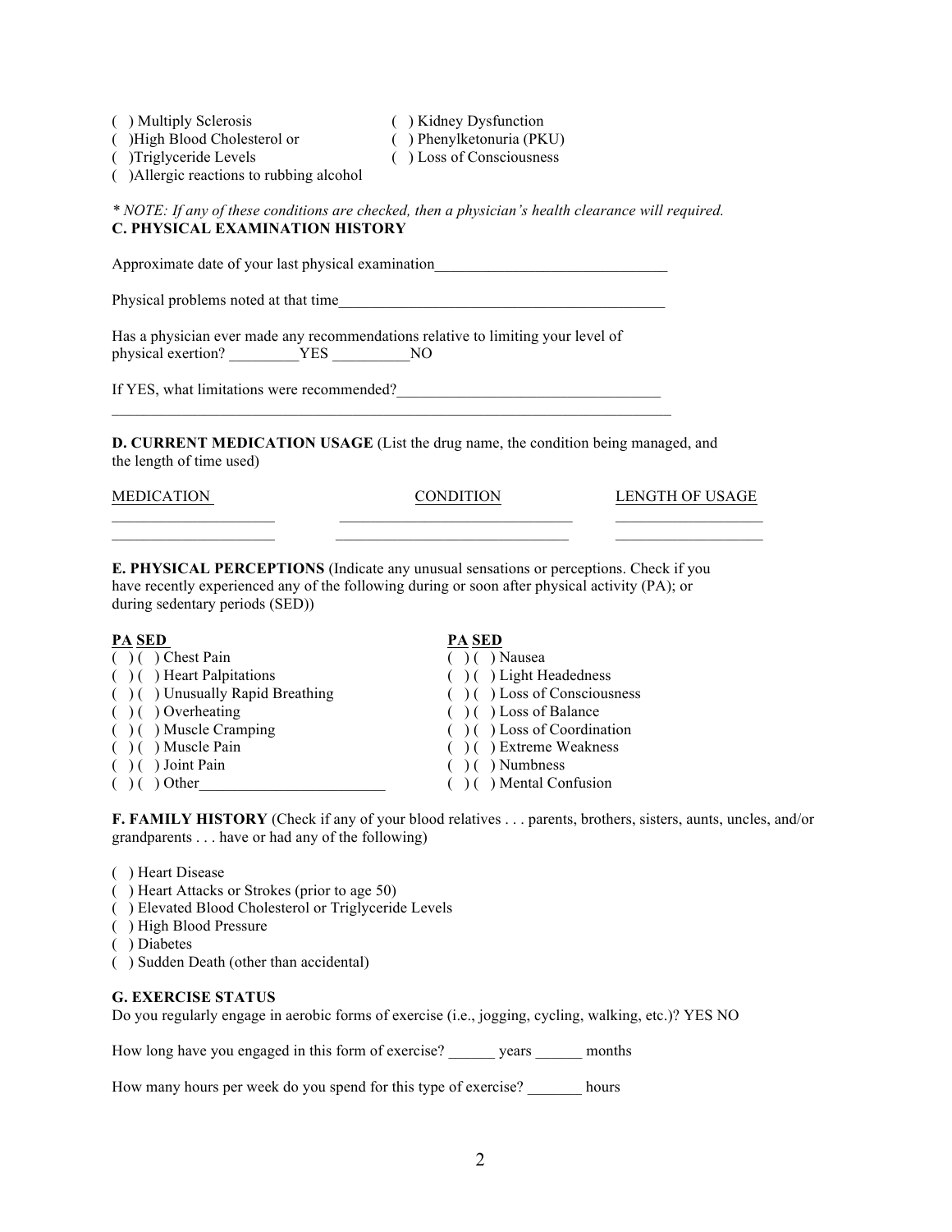( ) Multiply Sclerosis
( )High Blood Cholesterol or
( )Triglyceride Levels
( )Allergic reactions to rubbing alcohol
( ) Kidney Dysfunction
( ) Phenylketonuria (PKU)
( ) Loss of Consciousness

*\* NOTE: If any of these conditions are checked, then a physician's health clearance will required.*

**C. PHYSICAL EXAMINATION HISTORY**

Approximate date of your last physical examination______________________________

Physical problems noted at that time___________________________________________

Has a physician ever made any recommendations relative to limiting your level of physical exertion? _________YES __________NO

If YES, what limitations were recommended?__________________________________
_________________________________________________________________________

**D. CURRENT MEDICATION USAGE** (List the drug name, the condition being managed, and the length of time used)

| MEDICATION | CONDITION | LENGTH OF USAGE |
|---|---|---|
| ____________________ | ______________________________ | ___________________ |
| ____________________ | ______________________________ | ___________________ |

**E. PHYSICAL PERCEPTIONS** (Indicate any unusual sensations or perceptions. Check if you have recently experienced any of the following during or soon after physical activity (PA); or during sedentary periods (SED))

**PA SED**
( ) ( ) Chest Pain
( ) ( ) Heart Palpitations
( ) ( ) Unusually Rapid Breathing
( ) ( ) Overheating
( ) ( ) Muscle Cramping
( ) ( ) Muscle Pain
( ) ( ) Joint Pain
( ) ( ) Other_______________________

**PA SED**
( ) ( ) Nausea
( ) ( ) Light Headedness
( ) ( ) Loss of Consciousness
( ) ( ) Loss of Balance
( ) ( ) Loss of Coordination
( ) ( ) Extreme Weakness
( ) ( ) Numbness
( ) ( ) Mental Confusion

**F. FAMILY HISTORY** (Check if any of your blood relatives . . . parents, brothers, sisters, aunts, uncles, and/or grandparents . . . have or had any of the following)

( ) Heart Disease
( ) Heart Attacks or Strokes (prior to age 50)
( ) Elevated Blood Cholesterol or Triglyceride Levels
( ) High Blood Pressure
( ) Diabetes
( ) Sudden Death (other than accidental)

**G. EXERCISE STATUS**

Do you regularly engage in aerobic forms of exercise (i.e., jogging, cycling, walking, etc.)? YES NO

How long have you engaged in this form of exercise? ______ years ______ months

How many hours per week do you spend for this type of exercise? _______ hours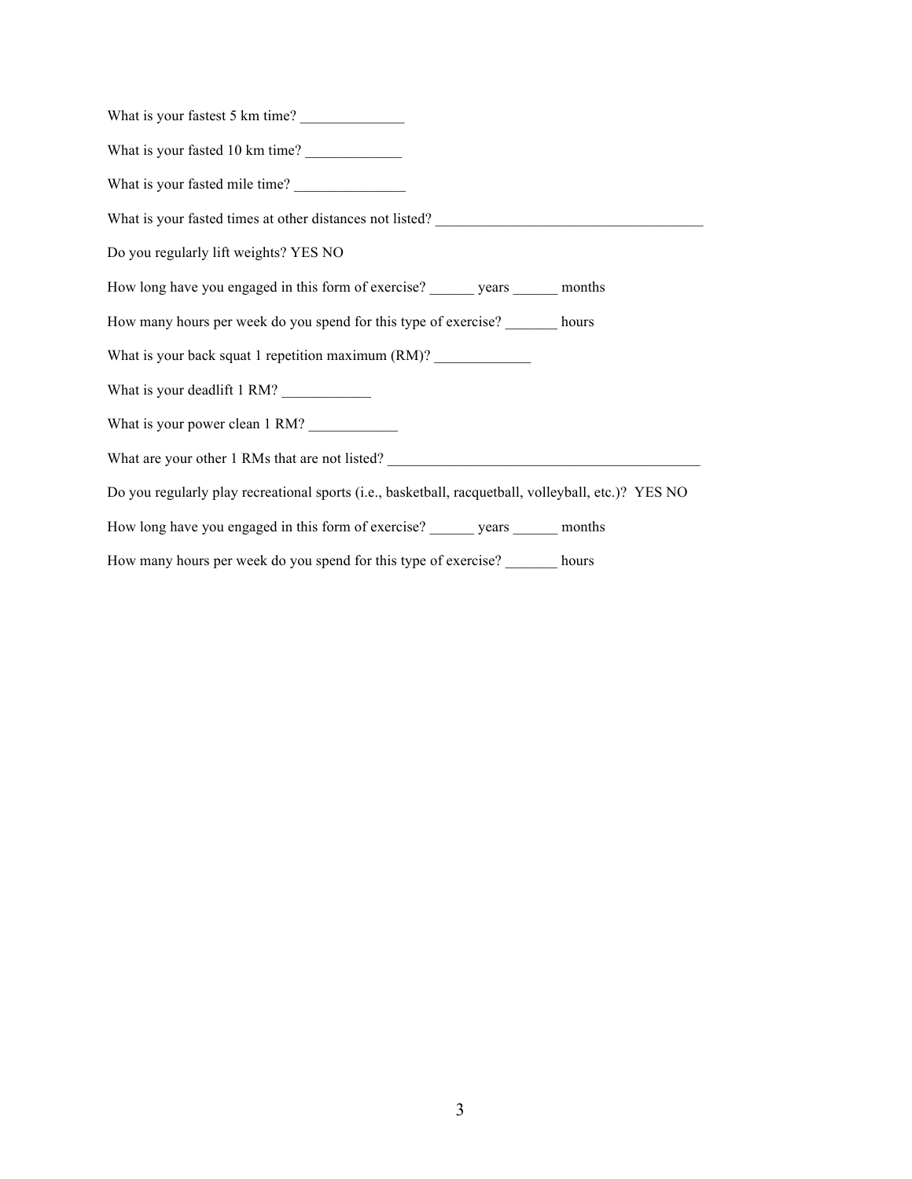What is your fastest 5 km time? ______________

What is your fasted 10 km time? _____________

What is your fasted mile time? _______________

What is your fasted times at other distances not listed? ____________________________________

Do you regularly lift weights? YES NO

How long have you engaged in this form of exercise? ______ years ______ months

How many hours per week do you spend for this type of exercise? _______ hours

What is your back squat 1 repetition maximum (RM)? _____________

What is your deadlift 1 RM? ____________

What is your power clean 1 RM? ____________

What are your other 1 RMs that are not listed? ___________________________________________

Do you regularly play recreational sports (i.e., basketball, racquetball, volleyball, etc.)? YES NO

How long have you engaged in this form of exercise? ______ years ______ months

How many hours per week do you spend for this type of exercise? _______ hours